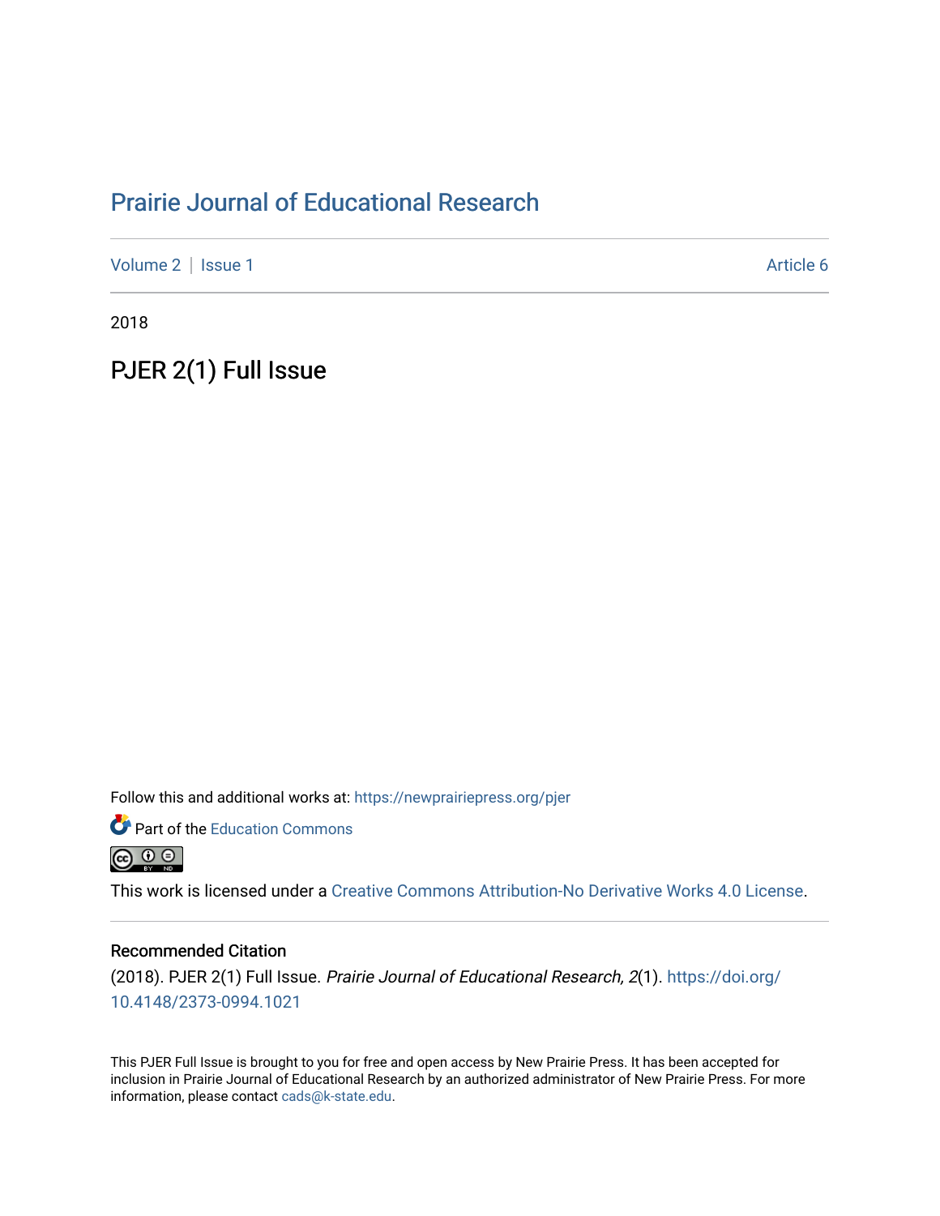# Prairie Journal of Educational Research

Volume 2 | Issue 1 Article 6

2018

## PJER 2(1) Full Issue

Follow this and additional works at: https://newprairiepress.org/pjer

Part of the Education Commons

This work is licensed under a Creative Commons Attribution-No Derivative Works 4.0 License.

### Recommended Citation

(2018). PJER 2(1) Full Issue. *Prairie Journal of Educational Research, 2*(1). https://doi.org/10.4148/2373-0994.1021

This PJER Full Issue is brought to you for free and open access by New Prairie Press. It has been accepted for inclusion in Prairie Journal of Educational Research by an authorized administrator of New Prairie Press. For more information, please contact cads@k-state.edu.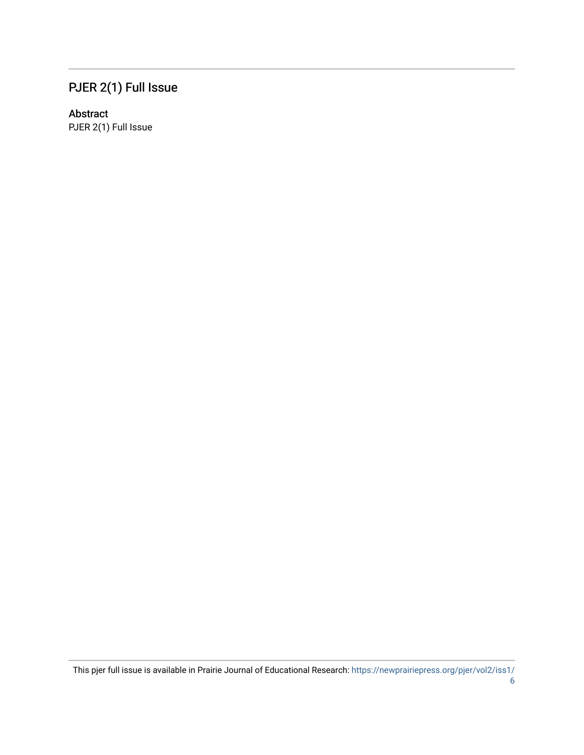# PJER 2(1) Full Issue

## Abstract

PJER 2(1) Full Issue

This pjer full issue is available in Prairie Journal of Educational Research: https://newprairiepress.org/pjer/vol2/iss1/6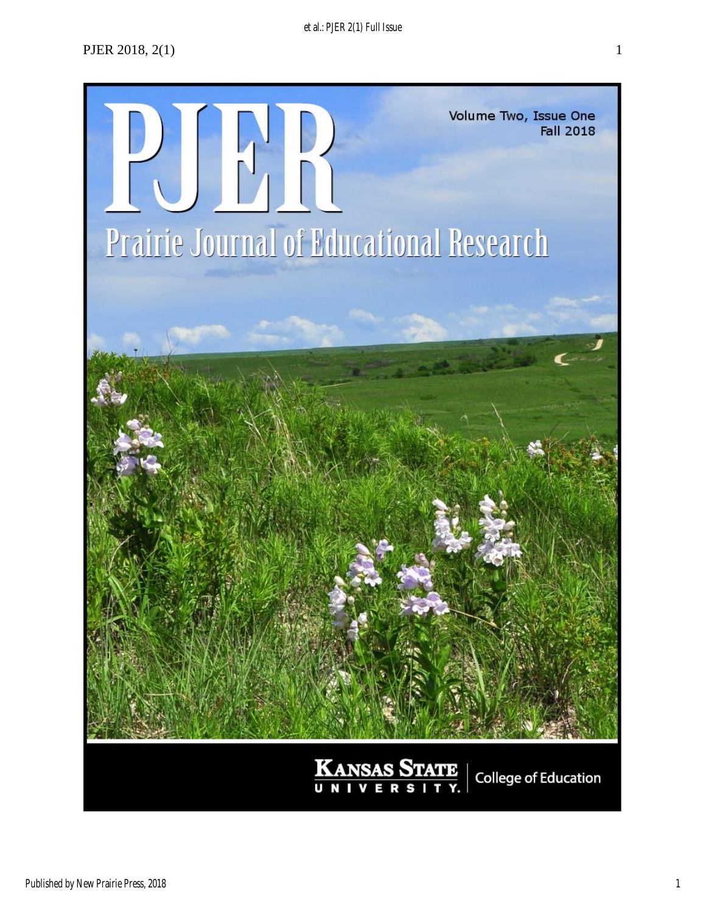# PJER

Volume Two, Issue One
Fall 2018

## Prairie Journal of Educational Research

Kansas State University | College of Education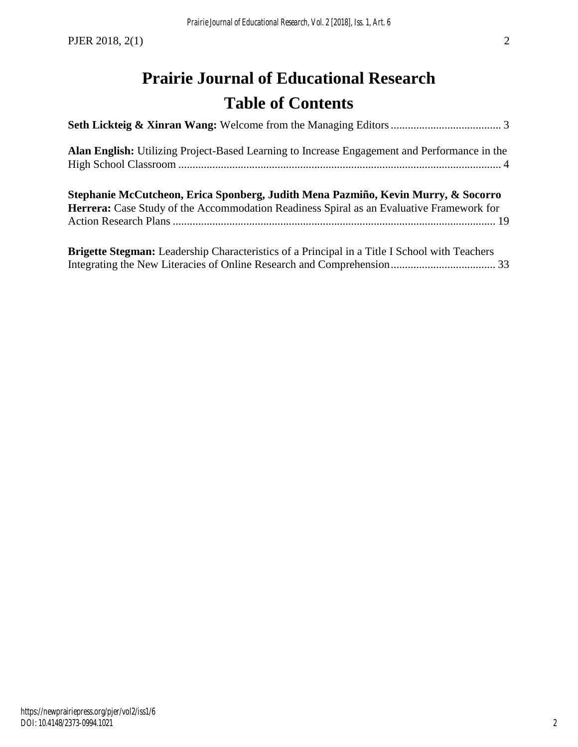# Prairie Journal of Educational Research

## Table of Contents

**Seth Lickteig & Xinran Wang:** Welcome from the Managing Editors ....................................... 3

**Alan English:** Utilizing Project-Based Learning to Increase Engagement and Performance in the High School Classroom ................................................................................................................. 4

**Stephanie McCutcheon, Erica Sponberg, Judith Mena Pazmiño, Kevin Murry, & Socorro Herrera:** Case Study of the Accommodation Readiness Spiral as an Evaluative Framework for Action Research Plans ................................................................................................................. 19

**Brigette Stegman:** Leadership Characteristics of a Principal in a Title I School with Teachers Integrating the New Literacies of Online Research and Comprehension..................................... 33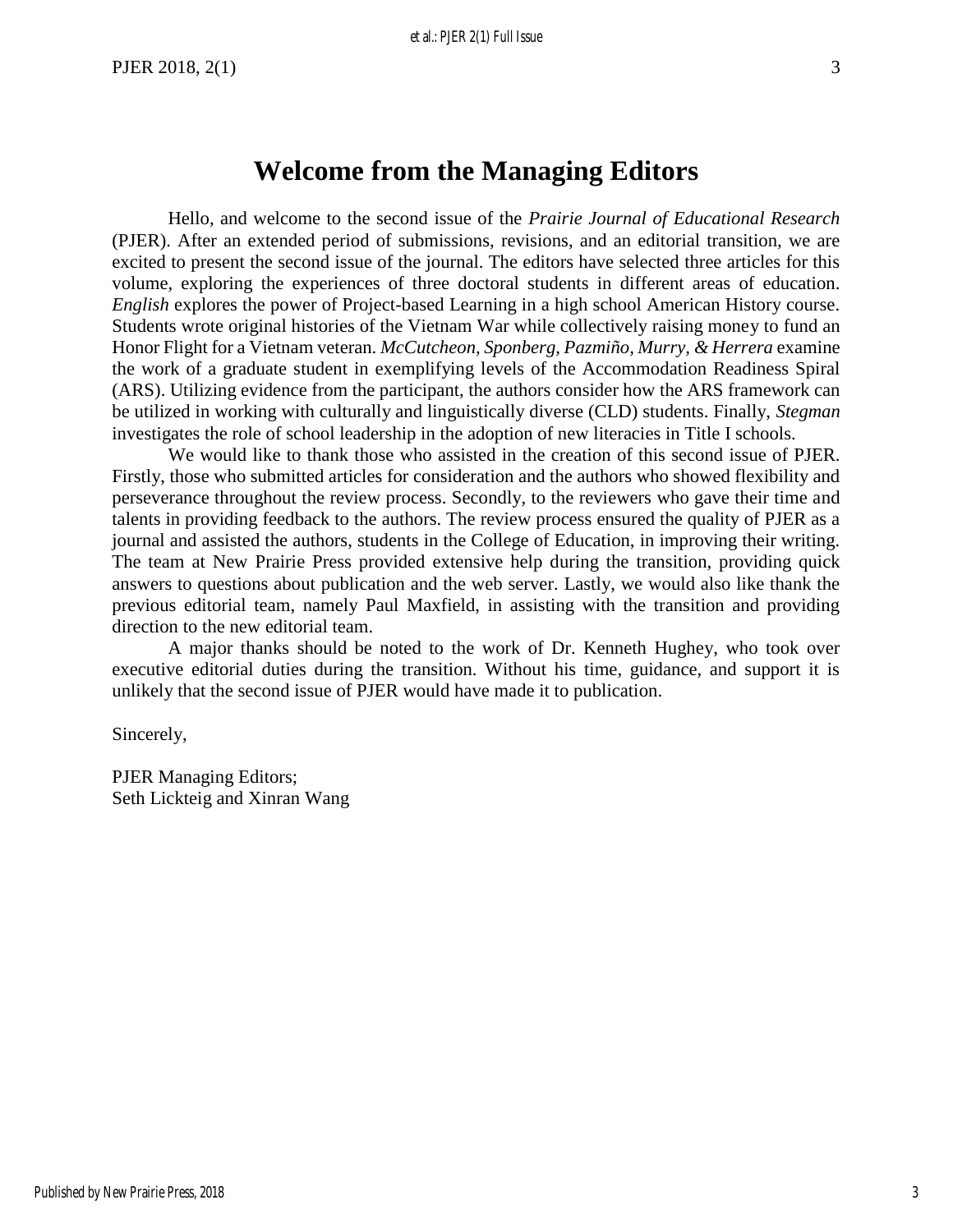# Welcome from the Managing Editors

Hello, and welcome to the second issue of the *Prairie Journal of Educational Research* (PJER). After an extended period of submissions, revisions, and an editorial transition, we are excited to present the second issue of the journal. The editors have selected three articles for this volume, exploring the experiences of three doctoral students in different areas of education. *English* explores the power of Project-based Learning in a high school American History course. Students wrote original histories of the Vietnam War while collectively raising money to fund an Honor Flight for a Vietnam veteran. *McCutcheon, Sponberg, Pazmiño, Murry, & Herrera* examine the work of a graduate student in exemplifying levels of the Accommodation Readiness Spiral (ARS). Utilizing evidence from the participant, the authors consider how the ARS framework can be utilized in working with culturally and linguistically diverse (CLD) students. Finally, *Stegman* investigates the role of school leadership in the adoption of new literacies in Title I schools.

We would like to thank those who assisted in the creation of this second issue of PJER. Firstly, those who submitted articles for consideration and the authors who showed flexibility and perseverance throughout the review process. Secondly, to the reviewers who gave their time and talents in providing feedback to the authors. The review process ensured the quality of PJER as a journal and assisted the authors, students in the College of Education, in improving their writing. The team at New Prairie Press provided extensive help during the transition, providing quick answers to questions about publication and the web server. Lastly, we would also like thank the previous editorial team, namely Paul Maxfield, in assisting with the transition and providing direction to the new editorial team.

A major thanks should be noted to the work of Dr. Kenneth Hughey, who took over executive editorial duties during the transition. Without his time, guidance, and support it is unlikely that the second issue of PJER would have made it to publication.

Sincerely,

PJER Managing Editors;
Seth Lickteig and Xinran Wang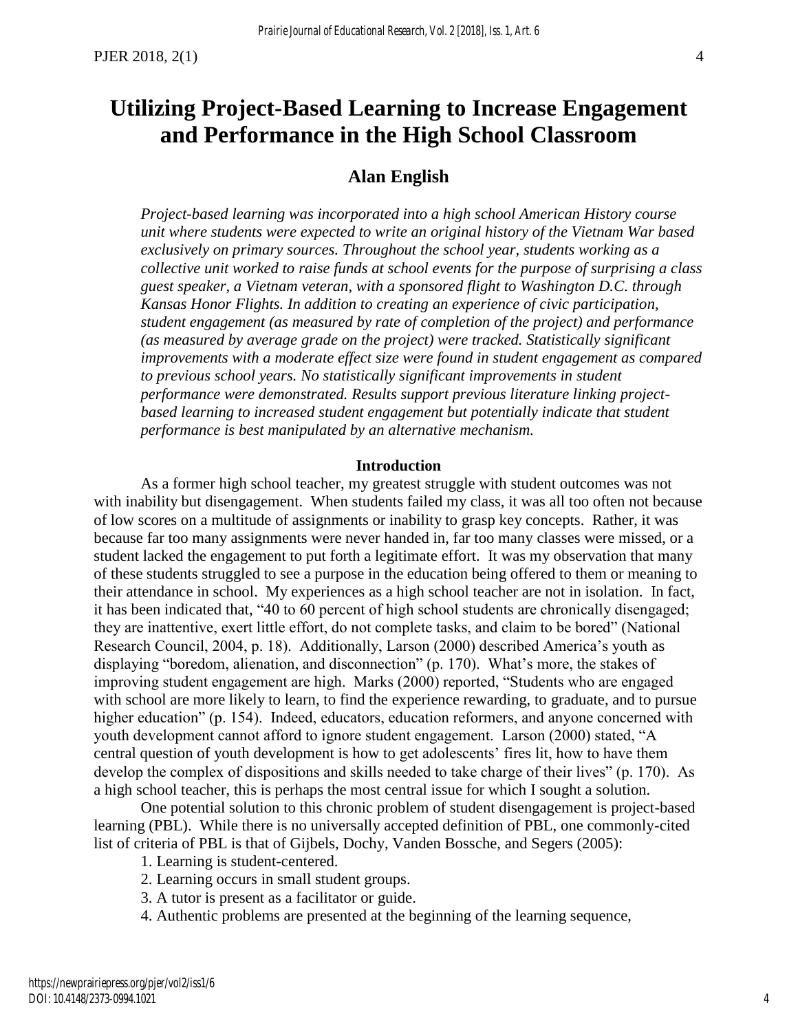# Utilizing Project-Based Learning to Increase Engagement and Performance in the High School Classroom

## Alan English

*Project-based learning was incorporated into a high school American History course unit where students were expected to write an original history of the Vietnam War based exclusively on primary sources. Throughout the school year, students working as a collective unit worked to raise funds at school events for the purpose of surprising a class guest speaker, a Vietnam veteran, with a sponsored flight to Washington D.C. through Kansas Honor Flights. In addition to creating an experience of civic participation, student engagement (as measured by rate of completion of the project) and performance (as measured by average grade on the project) were tracked. Statistically significant improvements with a moderate effect size were found in student engagement as compared to previous school years. No statistically significant improvements in student performance were demonstrated. Results support previous literature linking project-based learning to increased student engagement but potentially indicate that student performance is best manipulated by an alternative mechanism.*

### Introduction

As a former high school teacher, my greatest struggle with student outcomes was not with inability but disengagement. When students failed my class, it was all too often not because of low scores on a multitude of assignments or inability to grasp key concepts. Rather, it was because far too many assignments were never handed in, far too many classes were missed, or a student lacked the engagement to put forth a legitimate effort. It was my observation that many of these students struggled to see a purpose in the education being offered to them or meaning to their attendance in school. My experiences as a high school teacher are not in isolation. In fact, it has been indicated that, "40 to 60 percent of high school students are chronically disengaged; they are inattentive, exert little effort, do not complete tasks, and claim to be bored" (National Research Council, 2004, p. 18). Additionally, Larson (2000) described America's youth as displaying "boredom, alienation, and disconnection" (p. 170). What's more, the stakes of improving student engagement are high. Marks (2000) reported, "Students who are engaged with school are more likely to learn, to find the experience rewarding, to graduate, and to pursue higher education" (p. 154). Indeed, educators, education reformers, and anyone concerned with youth development cannot afford to ignore student engagement. Larson (2000) stated, "A central question of youth development is how to get adolescents' fires lit, how to have them develop the complex of dispositions and skills needed to take charge of their lives" (p. 170). As a high school teacher, this is perhaps the most central issue for which I sought a solution.

One potential solution to this chronic problem of student disengagement is project-based learning (PBL). While there is no universally accepted definition of PBL, one commonly-cited list of criteria of PBL is that of Gijbels, Dochy, Vanden Bossche, and Segers (2005):

1. Learning is student-centered.
2. Learning occurs in small student groups.
3. A tutor is present as a facilitator or guide.
4. Authentic problems are presented at the beginning of the learning sequence,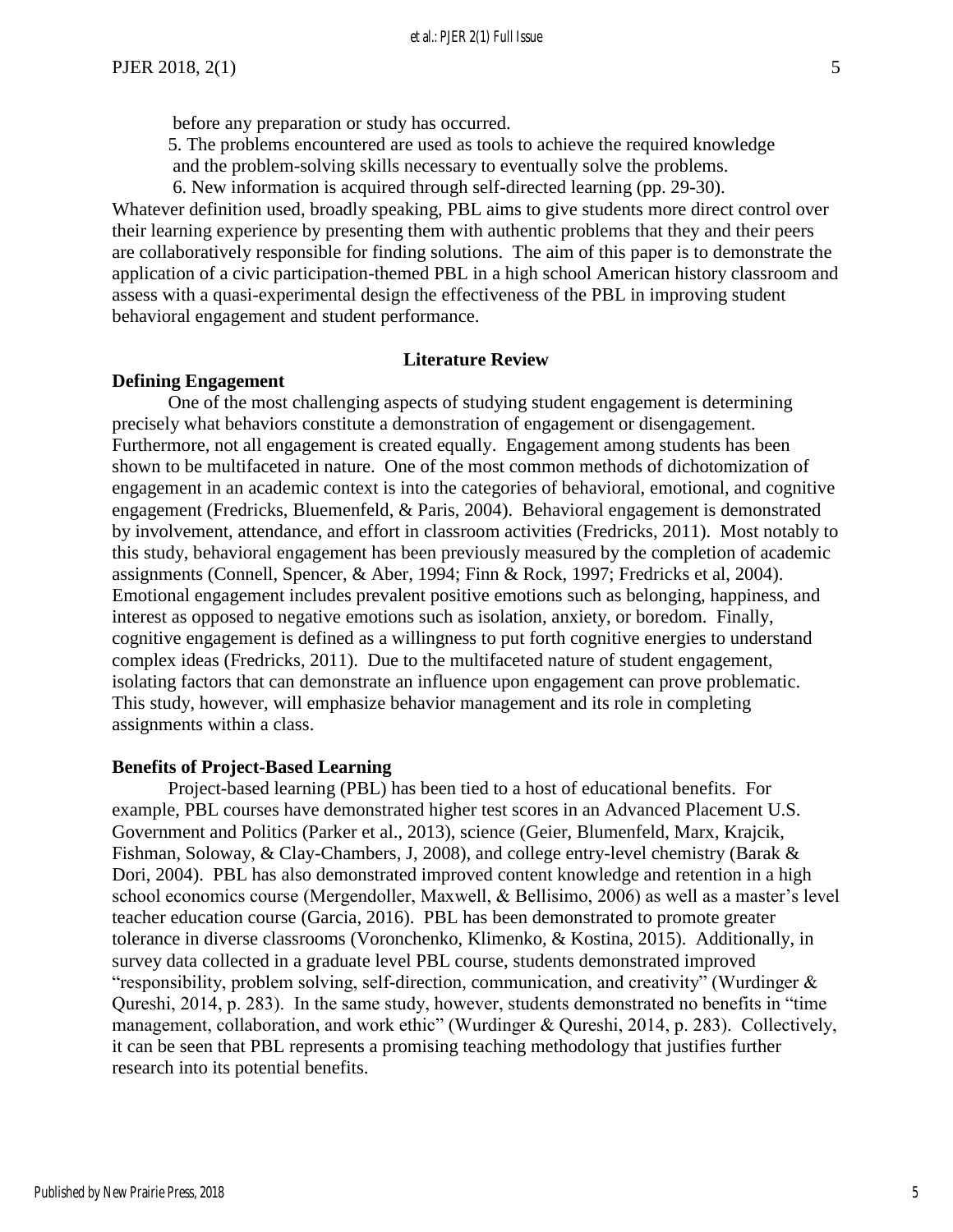before any preparation or study has occurred.

5. The problems encountered are used as tools to achieve the required knowledge and the problem-solving skills necessary to eventually solve the problems.
6. New information is acquired through self-directed learning (pp. 29-30).

Whatever definition used, broadly speaking, PBL aims to give students more direct control over their learning experience by presenting them with authentic problems that they and their peers are collaboratively responsible for finding solutions. The aim of this paper is to demonstrate the application of a civic participation-themed PBL in a high school American history classroom and assess with a quasi-experimental design the effectiveness of the PBL in improving student behavioral engagement and student performance.

## Literature Review

### Defining Engagement

One of the most challenging aspects of studying student engagement is determining precisely what behaviors constitute a demonstration of engagement or disengagement. Furthermore, not all engagement is created equally. Engagement among students has been shown to be multifaceted in nature. One of the most common methods of dichotomization of engagement in an academic context is into the categories of behavioral, emotional, and cognitive engagement (Fredricks, Bluemenfeld, & Paris, 2004). Behavioral engagement is demonstrated by involvement, attendance, and effort in classroom activities (Fredricks, 2011). Most notably to this study, behavioral engagement has been previously measured by the completion of academic assignments (Connell, Spencer, & Aber, 1994; Finn & Rock, 1997; Fredricks et al, 2004). Emotional engagement includes prevalent positive emotions such as belonging, happiness, and interest as opposed to negative emotions such as isolation, anxiety, or boredom. Finally, cognitive engagement is defined as a willingness to put forth cognitive energies to understand complex ideas (Fredricks, 2011). Due to the multifaceted nature of student engagement, isolating factors that can demonstrate an influence upon engagement can prove problematic. This study, however, will emphasize behavior management and its role in completing assignments within a class.

### Benefits of Project-Based Learning

Project-based learning (PBL) has been tied to a host of educational benefits. For example, PBL courses have demonstrated higher test scores in an Advanced Placement U.S. Government and Politics (Parker et al., 2013), science (Geier, Blumenfeld, Marx, Krajcik, Fishman, Soloway, & Clay-Chambers, J, 2008), and college entry-level chemistry (Barak & Dori, 2004). PBL has also demonstrated improved content knowledge and retention in a high school economics course (Mergendoller, Maxwell, & Bellisimo, 2006) as well as a master's level teacher education course (Garcia, 2016). PBL has been demonstrated to promote greater tolerance in diverse classrooms (Voronchenko, Klimenko, & Kostina, 2015). Additionally, in survey data collected in a graduate level PBL course, students demonstrated improved "responsibility, problem solving, self-direction, communication, and creativity" (Wurdinger & Qureshi, 2014, p. 283). In the same study, however, students demonstrated no benefits in "time management, collaboration, and work ethic" (Wurdinger & Qureshi, 2014, p. 283). Collectively, it can be seen that PBL represents a promising teaching methodology that justifies further research into its potential benefits.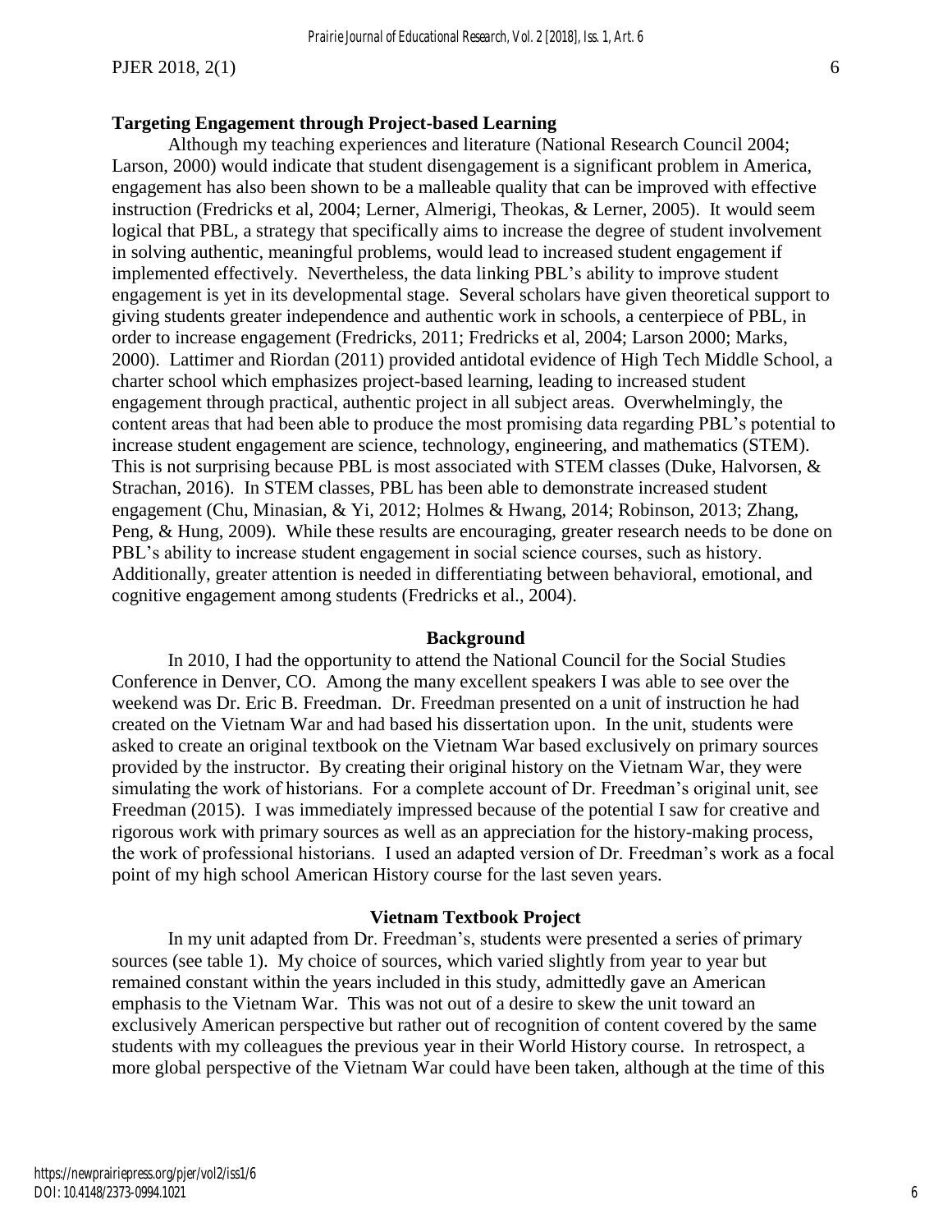**Targeting Engagement through Project-based Learning**

Although my teaching experiences and literature (National Research Council 2004; Larson, 2000) would indicate that student disengagement is a significant problem in America, engagement has also been shown to be a malleable quality that can be improved with effective instruction (Fredricks et al, 2004; Lerner, Almerigi, Theokas, & Lerner, 2005). It would seem logical that PBL, a strategy that specifically aims to increase the degree of student involvement in solving authentic, meaningful problems, would lead to increased student engagement if implemented effectively. Nevertheless, the data linking PBL's ability to improve student engagement is yet in its developmental stage. Several scholars have given theoretical support to giving students greater independence and authentic work in schools, a centerpiece of PBL, in order to increase engagement (Fredricks, 2011; Fredricks et al, 2004; Larson 2000; Marks, 2000). Lattimer and Riordan (2011) provided antidotal evidence of High Tech Middle School, a charter school which emphasizes project-based learning, leading to increased student engagement through practical, authentic project in all subject areas. Overwhelmingly, the content areas that had been able to produce the most promising data regarding PBL's potential to increase student engagement are science, technology, engineering, and mathematics (STEM). This is not surprising because PBL is most associated with STEM classes (Duke, Halvorsen, & Strachan, 2016). In STEM classes, PBL has been able to demonstrate increased student engagement (Chu, Minasian, & Yi, 2012; Holmes & Hwang, 2014; Robinson, 2013; Zhang, Peng, & Hung, 2009). While these results are encouraging, greater research needs to be done on PBL's ability to increase student engagement in social science courses, such as history. Additionally, greater attention is needed in differentiating between behavioral, emotional, and cognitive engagement among students (Fredricks et al., 2004).

## Background

In 2010, I had the opportunity to attend the National Council for the Social Studies Conference in Denver, CO. Among the many excellent speakers I was able to see over the weekend was Dr. Eric B. Freedman. Dr. Freedman presented on a unit of instruction he had created on the Vietnam War and had based his dissertation upon. In the unit, students were asked to create an original textbook on the Vietnam War based exclusively on primary sources provided by the instructor. By creating their original history on the Vietnam War, they were simulating the work of historians. For a complete account of Dr. Freedman's original unit, see Freedman (2015). I was immediately impressed because of the potential I saw for creative and rigorous work with primary sources as well as an appreciation for the history-making process, the work of professional historians. I used an adapted version of Dr. Freedman's work as a focal point of my high school American History course for the last seven years.

## Vietnam Textbook Project

In my unit adapted from Dr. Freedman's, students were presented a series of primary sources (see table 1). My choice of sources, which varied slightly from year to year but remained constant within the years included in this study, admittedly gave an American emphasis to the Vietnam War. This was not out of a desire to skew the unit toward an exclusively American perspective but rather out of recognition of content covered by the same students with my colleagues the previous year in their World History course. In retrospect, a more global perspective of the Vietnam War could have been taken, although at the time of this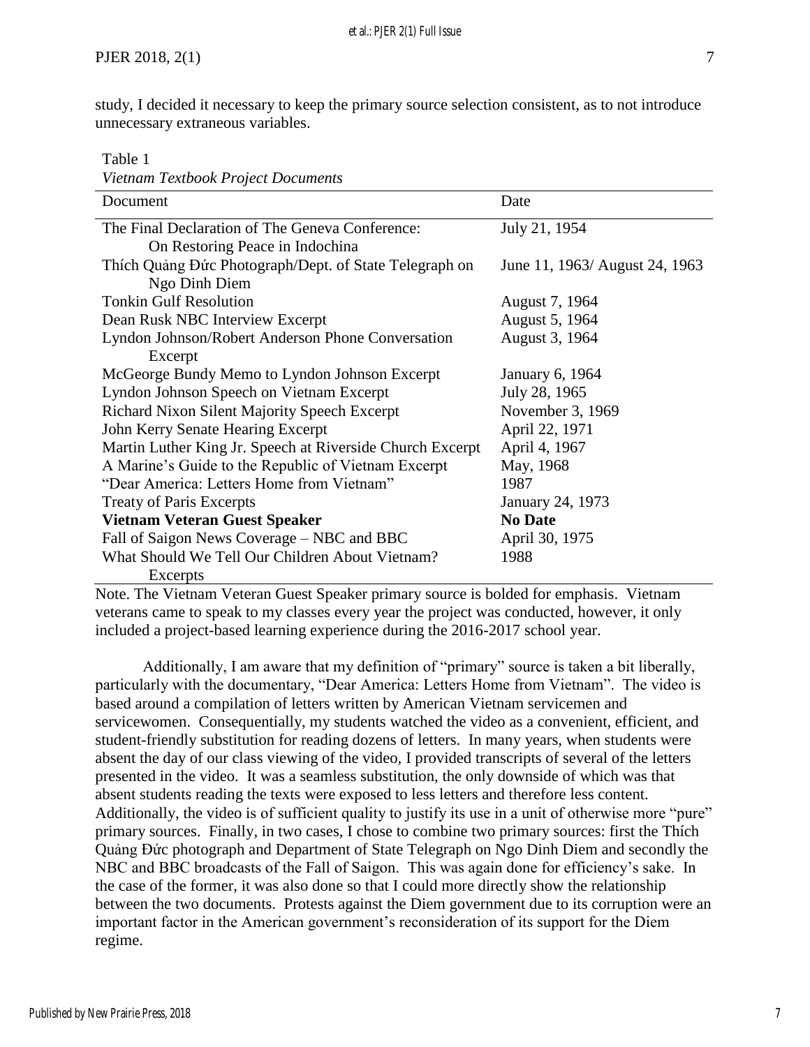study, I decided it necessary to keep the primary source selection consistent, as to not introduce unnecessary extraneous variables.

Table 1
*Vietnam Textbook Project Documents*

| Document | Date |
| --- | --- |
| The Final Declaration of The Geneva Conference: On Restoring Peace in Indochina | July 21, 1954 |
| Thích Quảng Đức Photograph/Dept. of State Telegraph on Ngo Dinh Diem | June 11, 1963/ August 24, 1963 |
| Tonkin Gulf Resolution | August 7, 1964 |
| Dean Rusk NBC Interview Excerpt | August 5, 1964 |
| Lyndon Johnson/Robert Anderson Phone Conversation Excerpt | August 3, 1964 |
| McGeorge Bundy Memo to Lyndon Johnson Excerpt | January 6, 1964 |
| Lyndon Johnson Speech on Vietnam Excerpt | July 28, 1965 |
| Richard Nixon Silent Majority Speech Excerpt | November 3, 1969 |
| John Kerry Senate Hearing Excerpt | April 22, 1971 |
| Martin Luther King Jr. Speech at Riverside Church Excerpt | April 4, 1967 |
| A Marine's Guide to the Republic of Vietnam Excerpt | May, 1968 |
| "Dear America: Letters Home from Vietnam" | 1987 |
| Treaty of Paris Excerpts | January 24, 1973 |
| **Vietnam Veteran Guest Speaker** | **No Date** |
| Fall of Saigon News Coverage – NBC and BBC | April 30, 1975 |
| What Should We Tell Our Children About Vietnam? Excerpts | 1988 |

Note. The Vietnam Veteran Guest Speaker primary source is bolded for emphasis. Vietnam veterans came to speak to my classes every year the project was conducted, however, it only included a project-based learning experience during the 2016-2017 school year.

Additionally, I am aware that my definition of "primary" source is taken a bit liberally, particularly with the documentary, "Dear America: Letters Home from Vietnam". The video is based around a compilation of letters written by American Vietnam servicemen and servicewomen. Consequentially, my students watched the video as a convenient, efficient, and student-friendly substitution for reading dozens of letters. In many years, when students were absent the day of our class viewing of the video, I provided transcripts of several of the letters presented in the video. It was a seamless substitution, the only downside of which was that absent students reading the texts were exposed to less letters and therefore less content. Additionally, the video is of sufficient quality to justify its use in a unit of otherwise more "pure" primary sources. Finally, in two cases, I chose to combine two primary sources: first the Thích Quảng Đức photograph and Department of State Telegraph on Ngo Dinh Diem and secondly the NBC and BBC broadcasts of the Fall of Saigon. This was again done for efficiency's sake. In the case of the former, it was also done so that I could more directly show the relationship between the two documents. Protests against the Diem government due to its corruption were an important factor in the American government's reconsideration of its support for the Diem regime.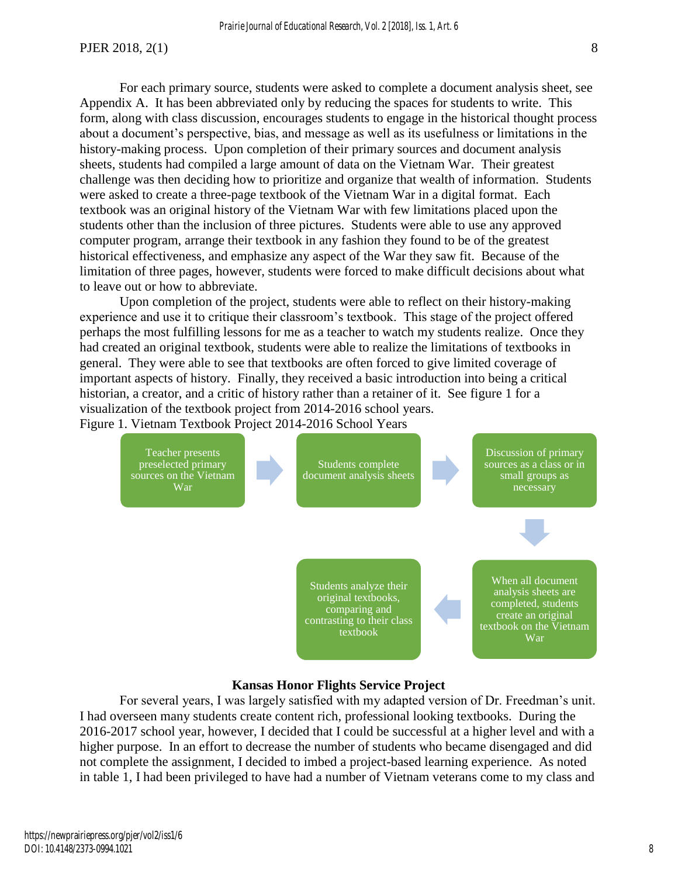For each primary source, students were asked to complete a document analysis sheet, see Appendix A. It has been abbreviated only by reducing the spaces for students to write. This form, along with class discussion, encourages students to engage in the historical thought process about a document's perspective, bias, and message as well as its usefulness or limitations in the history-making process. Upon completion of their primary sources and document analysis sheets, students had compiled a large amount of data on the Vietnam War. Their greatest challenge was then deciding how to prioritize and organize that wealth of information. Students were asked to create a three-page textbook of the Vietnam War in a digital format. Each textbook was an original history of the Vietnam War with few limitations placed upon the students other than the inclusion of three pictures. Students were able to use any approved computer program, arrange their textbook in any fashion they found to be of the greatest historical effectiveness, and emphasize any aspect of the War they saw fit. Because of the limitation of three pages, however, students were forced to make difficult decisions about what to leave out or how to abbreviate.

Upon completion of the project, students were able to reflect on their history-making experience and use it to critique their classroom's textbook. This stage of the project offered perhaps the most fulfilling lessons for me as a teacher to watch my students realize. Once they had created an original textbook, students were able to realize the limitations of textbooks in general. They were able to see that textbooks are often forced to give limited coverage of important aspects of history. Finally, they received a basic introduction into being a critical historian, a creator, and a critic of history rather than a retainer of it. See figure 1 for a visualization of the textbook project from 2014-2016 school years.

Figure 1. Vietnam Textbook Project 2014-2016 School Years

Teacher presents preselected primary sources on the Vietnam War → Students complete document analysis sheets → Discussion of primary sources as a class or in small groups as necessary → When all document analysis sheets are completed, students create an original textbook on the Vietnam War → Students analyze their original textbooks, comparing and contrasting to their class textbook

## Kansas Honor Flights Service Project

For several years, I was largely satisfied with my adapted version of Dr. Freedman's unit. I had overseen many students create content rich, professional looking textbooks. During the 2016-2017 school year, however, I decided that I could be successful at a higher level and with a higher purpose. In an effort to decrease the number of students who became disengaged and did not complete the assignment, I decided to imbed a project-based learning experience. As noted in table 1, I had been privileged to have had a number of Vietnam veterans come to my class and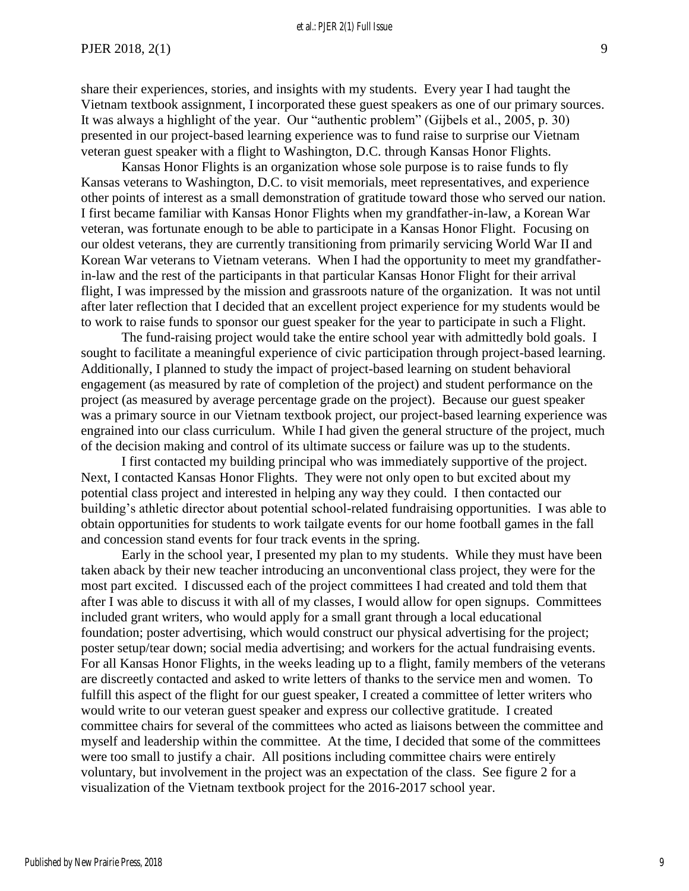share their experiences, stories, and insights with my students. Every year I had taught the Vietnam textbook assignment, I incorporated these guest speakers as one of our primary sources. It was always a highlight of the year. Our "authentic problem" (Gijbels et al., 2005, p. 30) presented in our project-based learning experience was to fund raise to surprise our Vietnam veteran guest speaker with a flight to Washington, D.C. through Kansas Honor Flights.

Kansas Honor Flights is an organization whose sole purpose is to raise funds to fly Kansas veterans to Washington, D.C. to visit memorials, meet representatives, and experience other points of interest as a small demonstration of gratitude toward those who served our nation. I first became familiar with Kansas Honor Flights when my grandfather-in-law, a Korean War veteran, was fortunate enough to be able to participate in a Kansas Honor Flight. Focusing on our oldest veterans, they are currently transitioning from primarily servicing World War II and Korean War veterans to Vietnam veterans. When I had the opportunity to meet my grandfather-in-law and the rest of the participants in that particular Kansas Honor Flight for their arrival flight, I was impressed by the mission and grassroots nature of the organization. It was not until after later reflection that I decided that an excellent project experience for my students would be to work to raise funds to sponsor our guest speaker for the year to participate in such a Flight.

The fund-raising project would take the entire school year with admittedly bold goals. I sought to facilitate a meaningful experience of civic participation through project-based learning. Additionally, I planned to study the impact of project-based learning on student behavioral engagement (as measured by rate of completion of the project) and student performance on the project (as measured by average percentage grade on the project). Because our guest speaker was a primary source in our Vietnam textbook project, our project-based learning experience was engrained into our class curriculum. While I had given the general structure of the project, much of the decision making and control of its ultimate success or failure was up to the students.

I first contacted my building principal who was immediately supportive of the project. Next, I contacted Kansas Honor Flights. They were not only open to but excited about my potential class project and interested in helping any way they could. I then contacted our building's athletic director about potential school-related fundraising opportunities. I was able to obtain opportunities for students to work tailgate events for our home football games in the fall and concession stand events for four track events in the spring.

Early in the school year, I presented my plan to my students. While they must have been taken aback by their new teacher introducing an unconventional class project, they were for the most part excited. I discussed each of the project committees I had created and told them that after I was able to discuss it with all of my classes, I would allow for open signups. Committees included grant writers, who would apply for a small grant through a local educational foundation; poster advertising, which would construct our physical advertising for the project; poster setup/tear down; social media advertising; and workers for the actual fundraising events. For all Kansas Honor Flights, in the weeks leading up to a flight, family members of the veterans are discreetly contacted and asked to write letters of thanks to the service men and women. To fulfill this aspect of the flight for our guest speaker, I created a committee of letter writers who would write to our veteran guest speaker and express our collective gratitude. I created committee chairs for several of the committees who acted as liaisons between the committee and myself and leadership within the committee. At the time, I decided that some of the committees were too small to justify a chair. All positions including committee chairs were entirely voluntary, but involvement in the project was an expectation of the class. See figure 2 for a visualization of the Vietnam textbook project for the 2016-2017 school year.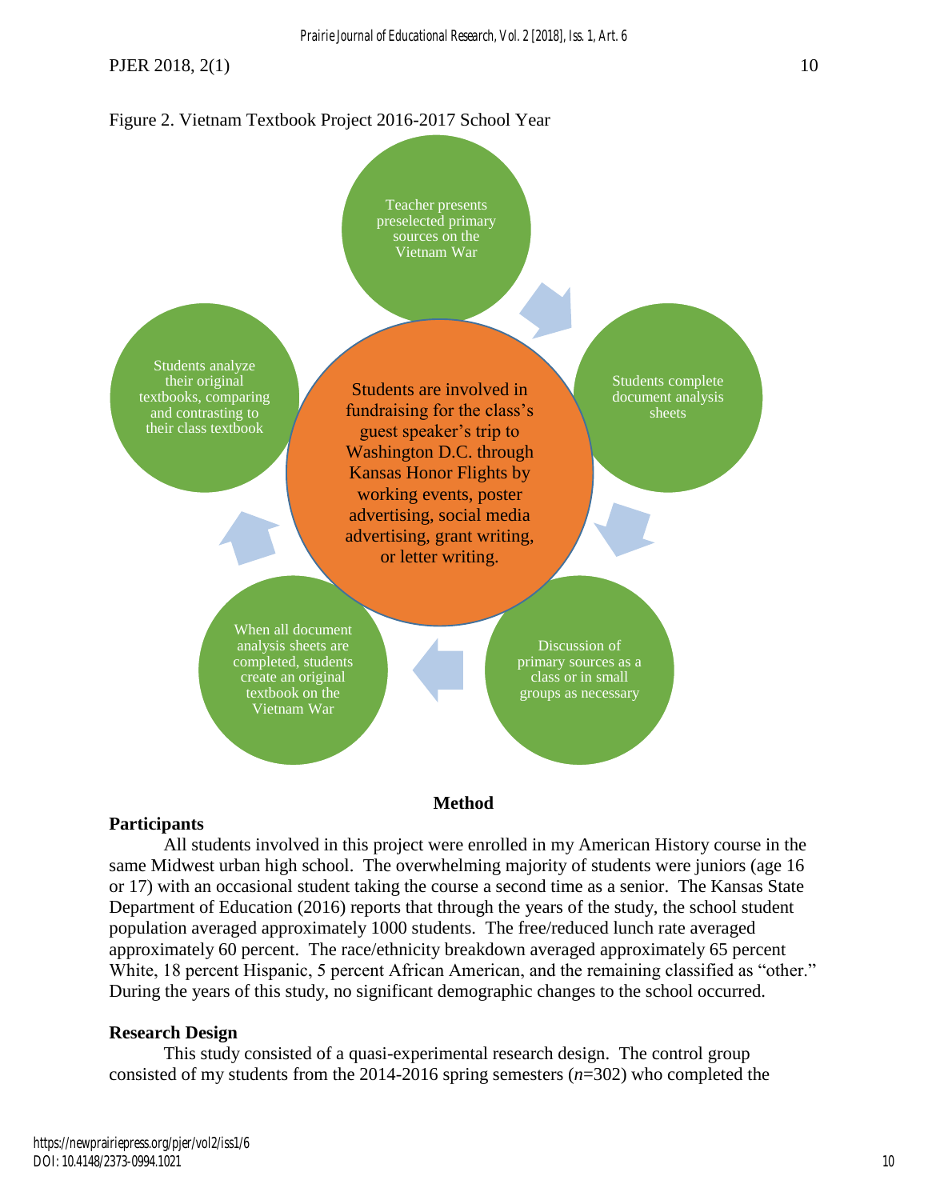Figure 2. Vietnam Textbook Project 2016-2017 School Year

Teacher presents preselected primary sources on the Vietnam War

Students complete document analysis sheets

Discussion of primary sources as a class or in small groups as necessary

When all document analysis sheets are completed, students create an original textbook on the Vietnam War

Students analyze their original textbooks, comparing and contrasting to their class textbook

Students are involved in fundraising for the class's guest speaker's trip to Washington D.C. through Kansas Honor Flights by working events, poster advertising, social media advertising, grant writing, or letter writing.

## Method

### Participants

All students involved in this project were enrolled in my American History course in the same Midwest urban high school. The overwhelming majority of students were juniors (age 16 or 17) with an occasional student taking the course a second time as a senior. The Kansas State Department of Education (2016) reports that through the years of the study, the school student population averaged approximately 1000 students. The free/reduced lunch rate averaged approximately 60 percent. The race/ethnicity breakdown averaged approximately 65 percent White, 18 percent Hispanic, 5 percent African American, and the remaining classified as "other." During the years of this study, no significant demographic changes to the school occurred.

### Research Design

This study consisted of a quasi-experimental research design. The control group consisted of my students from the 2014-2016 spring semesters (*n*=302) who completed the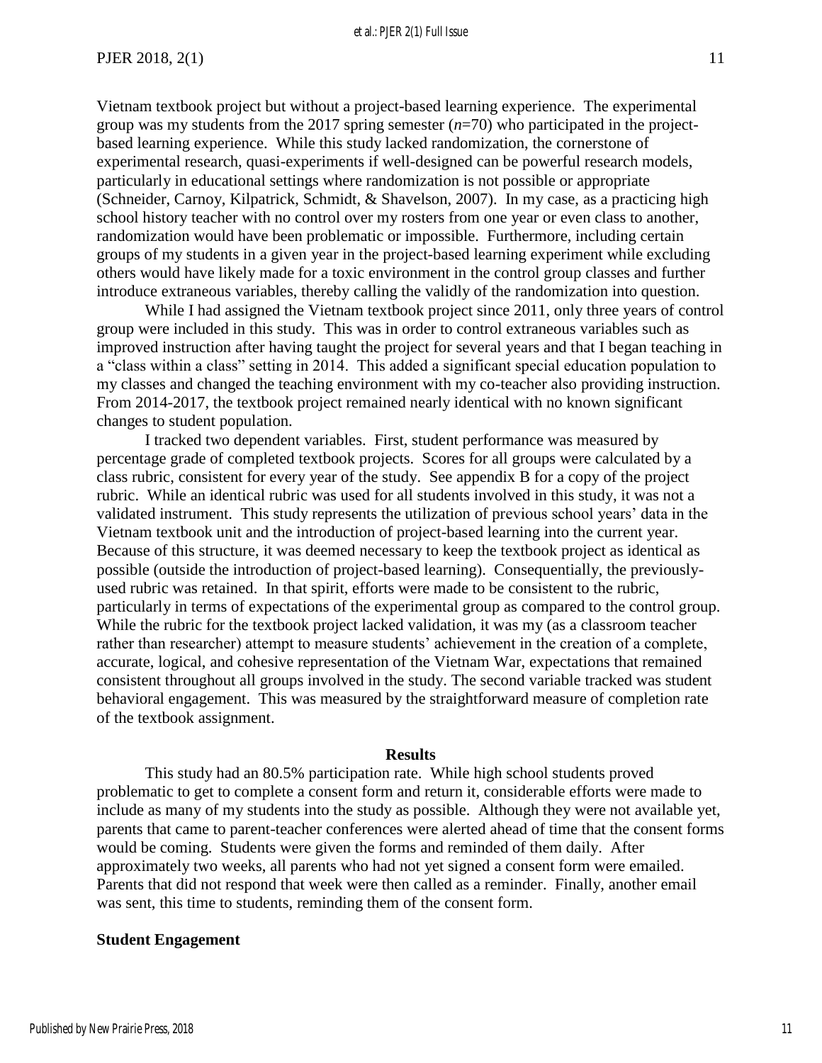Vietnam textbook project but without a project-based learning experience. The experimental group was my students from the 2017 spring semester (*n*=70) who participated in the project-based learning experience. While this study lacked randomization, the cornerstone of experimental research, quasi-experiments if well-designed can be powerful research models, particularly in educational settings where randomization is not possible or appropriate (Schneider, Carnoy, Kilpatrick, Schmidt, & Shavelson, 2007). In my case, as a practicing high school history teacher with no control over my rosters from one year or even class to another, randomization would have been problematic or impossible. Furthermore, including certain groups of my students in a given year in the project-based learning experiment while excluding others would have likely made for a toxic environment in the control group classes and further introduce extraneous variables, thereby calling the validly of the randomization into question.

While I had assigned the Vietnam textbook project since 2011, only three years of control group were included in this study. This was in order to control extraneous variables such as improved instruction after having taught the project for several years and that I began teaching in a "class within a class" setting in 2014. This added a significant special education population to my classes and changed the teaching environment with my co-teacher also providing instruction. From 2014-2017, the textbook project remained nearly identical with no known significant changes to student population.

I tracked two dependent variables. First, student performance was measured by percentage grade of completed textbook projects. Scores for all groups were calculated by a class rubric, consistent for every year of the study. See appendix B for a copy of the project rubric. While an identical rubric was used for all students involved in this study, it was not a validated instrument. This study represents the utilization of previous school years' data in the Vietnam textbook unit and the introduction of project-based learning into the current year. Because of this structure, it was deemed necessary to keep the textbook project as identical as possible (outside the introduction of project-based learning). Consequentially, the previously-used rubric was retained. In that spirit, efforts were made to be consistent to the rubric, particularly in terms of expectations of the experimental group as compared to the control group. While the rubric for the textbook project lacked validation, it was my (as a classroom teacher rather than researcher) attempt to measure students' achievement in the creation of a complete, accurate, logical, and cohesive representation of the Vietnam War, expectations that remained consistent throughout all groups involved in the study. The second variable tracked was student behavioral engagement. This was measured by the straightforward measure of completion rate of the textbook assignment.

## Results

This study had an 80.5% participation rate. While high school students proved problematic to get to complete a consent form and return it, considerable efforts were made to include as many of my students into the study as possible. Although they were not available yet, parents that came to parent-teacher conferences were alerted ahead of time that the consent forms would be coming. Students were given the forms and reminded of them daily. After approximately two weeks, all parents who had not yet signed a consent form were emailed. Parents that did not respond that week were then called as a reminder. Finally, another email was sent, this time to students, reminding them of the consent form.

### Student Engagement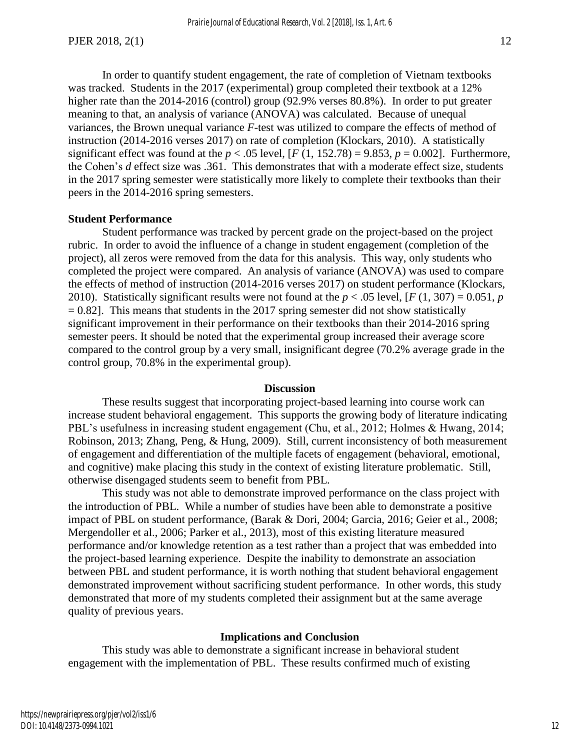In order to quantify student engagement, the rate of completion of Vietnam textbooks was tracked. Students in the 2017 (experimental) group completed their textbook at a 12% higher rate than the 2014-2016 (control) group (92.9% verses 80.8%). In order to put greater meaning to that, an analysis of variance (ANOVA) was calculated. Because of unequal variances, the Brown unequal variance *F*-test was utilized to compare the effects of method of instruction (2014-2016 verses 2017) on rate of completion (Klockars, 2010). A statistically significant effect was found at the $p < .05$ level, [$F$ (1, 152.78) = 9.853, $p = 0.002$]. Furthermore, the Cohen's *d* effect size was .361. This demonstrates that with a moderate effect size, students in the 2017 spring semester were statistically more likely to complete their textbooks than their peers in the 2014-2016 spring semesters.

**Student Performance**

Student performance was tracked by percent grade on the project-based on the project rubric. In order to avoid the influence of a change in student engagement (completion of the project), all zeros were removed from the data for this analysis. This way, only students who completed the project were compared. An analysis of variance (ANOVA) was used to compare the effects of method of instruction (2014-2016 verses 2017) on student performance (Klockars, 2010). Statistically significant results were not found at the $p < .05$ level, [$F$ (1, 307) = 0.051, $p = 0.82$]. This means that students in the 2017 spring semester did not show statistically significant improvement in their performance on their textbooks than their 2014-2016 spring semester peers. It should be noted that the experimental group increased their average score compared to the control group by a very small, insignificant degree (70.2% average grade in the control group, 70.8% in the experimental group).

## Discussion

These results suggest that incorporating project-based learning into course work can increase student behavioral engagement. This supports the growing body of literature indicating PBL's usefulness in increasing student engagement (Chu, et al., 2012; Holmes & Hwang, 2014; Robinson, 2013; Zhang, Peng, & Hung, 2009). Still, current inconsistency of both measurement of engagement and differentiation of the multiple facets of engagement (behavioral, emotional, and cognitive) make placing this study in the context of existing literature problematic. Still, otherwise disengaged students seem to benefit from PBL.

This study was not able to demonstrate improved performance on the class project with the introduction of PBL. While a number of studies have been able to demonstrate a positive impact of PBL on student performance, (Barak & Dori, 2004; Garcia, 2016; Geier et al., 2008; Mergendoller et al., 2006; Parker et al., 2013), most of this existing literature measured performance and/or knowledge retention as a test rather than a project that was embedded into the project-based learning experience. Despite the inability to demonstrate an association between PBL and student performance, it is worth nothing that student behavioral engagement demonstrated improvement without sacrificing student performance. In other words, this study demonstrated that more of my students completed their assignment but at the same average quality of previous years.

## Implications and Conclusion

This study was able to demonstrate a significant increase in behavioral student engagement with the implementation of PBL. These results confirmed much of existing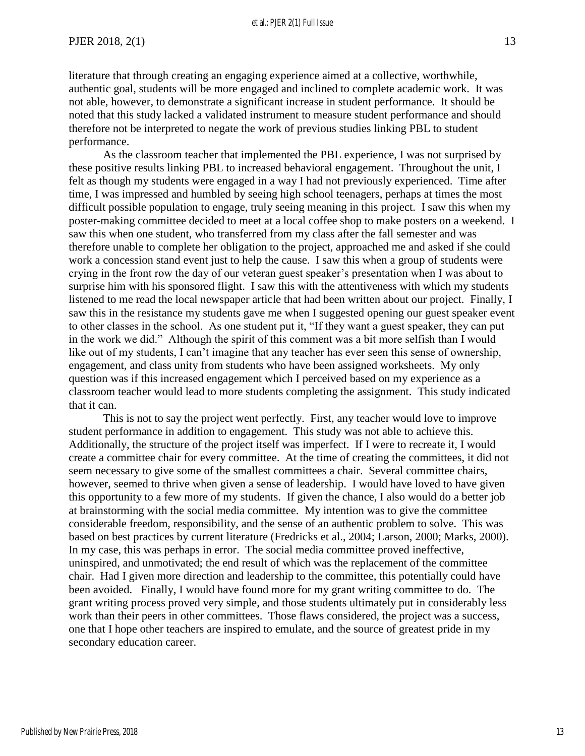literature that through creating an engaging experience aimed at a collective, worthwhile, authentic goal, students will be more engaged and inclined to complete academic work. It was not able, however, to demonstrate a significant increase in student performance. It should be noted that this study lacked a validated instrument to measure student performance and should therefore not be interpreted to negate the work of previous studies linking PBL to student performance.

As the classroom teacher that implemented the PBL experience, I was not surprised by these positive results linking PBL to increased behavioral engagement. Throughout the unit, I felt as though my students were engaged in a way I had not previously experienced. Time after time, I was impressed and humbled by seeing high school teenagers, perhaps at times the most difficult possible population to engage, truly seeing meaning in this project. I saw this when my poster-making committee decided to meet at a local coffee shop to make posters on a weekend. I saw this when one student, who transferred from my class after the fall semester and was therefore unable to complete her obligation to the project, approached me and asked if she could work a concession stand event just to help the cause. I saw this when a group of students were crying in the front row the day of our veteran guest speaker's presentation when I was about to surprise him with his sponsored flight. I saw this with the attentiveness with which my students listened to me read the local newspaper article that had been written about our project. Finally, I saw this in the resistance my students gave me when I suggested opening our guest speaker event to other classes in the school. As one student put it, "If they want a guest speaker, they can put in the work we did." Although the spirit of this comment was a bit more selfish than I would like out of my students, I can't imagine that any teacher has ever seen this sense of ownership, engagement, and class unity from students who have been assigned worksheets. My only question was if this increased engagement which I perceived based on my experience as a classroom teacher would lead to more students completing the assignment. This study indicated that it can.

This is not to say the project went perfectly. First, any teacher would love to improve student performance in addition to engagement. This study was not able to achieve this. Additionally, the structure of the project itself was imperfect. If I were to recreate it, I would create a committee chair for every committee. At the time of creating the committees, it did not seem necessary to give some of the smallest committees a chair. Several committee chairs, however, seemed to thrive when given a sense of leadership. I would have loved to have given this opportunity to a few more of my students. If given the chance, I also would do a better job at brainstorming with the social media committee. My intention was to give the committee considerable freedom, responsibility, and the sense of an authentic problem to solve. This was based on best practices by current literature (Fredricks et al., 2004; Larson, 2000; Marks, 2000). In my case, this was perhaps in error. The social media committee proved ineffective, uninspired, and unmotivated; the end result of which was the replacement of the committee chair. Had I given more direction and leadership to the committee, this potentially could have been avoided. Finally, I would have found more for my grant writing committee to do. The grant writing process proved very simple, and those students ultimately put in considerably less work than their peers in other committees. Those flaws considered, the project was a success, one that I hope other teachers are inspired to emulate, and the source of greatest pride in my secondary education career.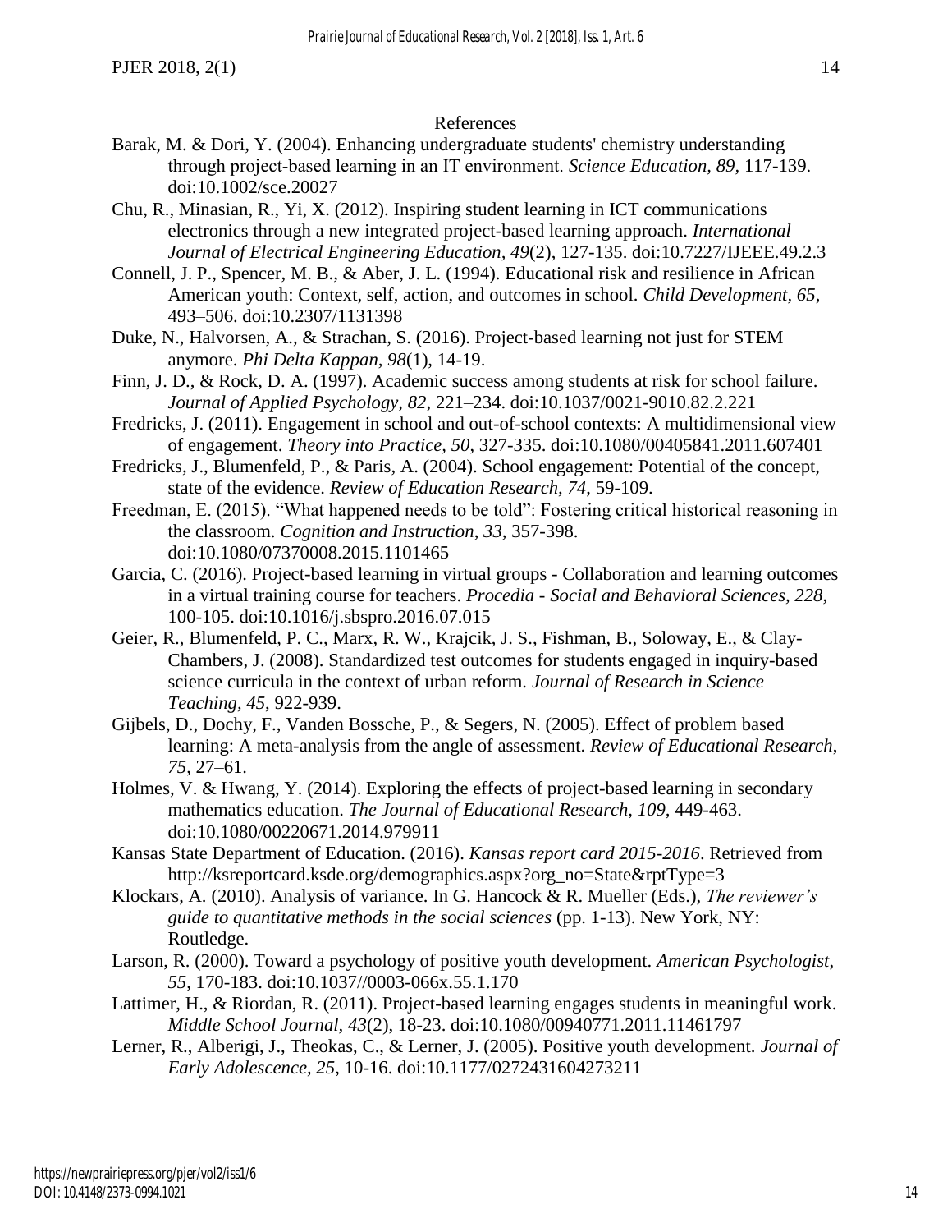# References

Barak, M. & Dori, Y. (2004). Enhancing undergraduate students' chemistry understanding through project-based learning in an IT environment. *Science Education, 89*, 117-139. doi:10.1002/sce.20027

Chu, R., Minasian, R., Yi, X. (2012). Inspiring student learning in ICT communications electronics through a new integrated project-based learning approach. *International Journal of Electrical Engineering Education, 49*(2), 127-135. doi:10.7227/IJEEE.49.2.3

Connell, J. P., Spencer, M. B., & Aber, J. L. (1994). Educational risk and resilience in African American youth: Context, self, action, and outcomes in school. *Child Development, 65*, 493–506. doi:10.2307/1131398

Duke, N., Halvorsen, A., & Strachan, S. (2016). Project-based learning not just for STEM anymore. *Phi Delta Kappan, 98*(1), 14-19.

Finn, J. D., & Rock, D. A. (1997). Academic success among students at risk for school failure. *Journal of Applied Psychology, 82*, 221–234. doi:10.1037/0021-9010.82.2.221

Fredricks, J. (2011). Engagement in school and out-of-school contexts: A multidimensional view of engagement. *Theory into Practice, 50*, 327-335. doi:10.1080/00405841.2011.607401

Fredricks, J., Blumenfeld, P., & Paris, A. (2004). School engagement: Potential of the concept, state of the evidence. *Review of Education Research, 74*, 59-109.

Freedman, E. (2015). "What happened needs to be told": Fostering critical historical reasoning in the classroom. *Cognition and Instruction*, *33*, 357-398. doi:10.1080/07370008.2015.1101465

Garcia, C. (2016). Project-based learning in virtual groups - Collaboration and learning outcomes in a virtual training course for teachers. *Procedia - Social and Behavioral Sciences, 228*, 100-105. doi:10.1016/j.sbspro.2016.07.015

Geier, R., Blumenfeld, P. C., Marx, R. W., Krajcik, J. S., Fishman, B., Soloway, E., & Clay-Chambers, J. (2008). Standardized test outcomes for students engaged in inquiry-based science curricula in the context of urban reform. *Journal of Research in Science Teaching, 45*, 922-939.

Gijbels, D., Dochy, F., Vanden Bossche, P., & Segers, N. (2005). Effect of problem based learning: A meta-analysis from the angle of assessment. *Review of Educational Research, 75*, 27–61.

Holmes, V. & Hwang, Y. (2014). Exploring the effects of project-based learning in secondary mathematics education. *The Journal of Educational Research, 109*, 449-463. doi:10.1080/00220671.2014.979911

Kansas State Department of Education. (2016). *Kansas report card 2015-2016*. Retrieved from http://ksreportcard.ksde.org/demographics.aspx?org_no=State&rptType=3

Klockars, A. (2010). Analysis of variance. In G. Hancock & R. Mueller (Eds.), *The reviewer's guide to quantitative methods in the social sciences* (pp. 1-13). New York, NY: Routledge.

Larson, R. (2000). Toward a psychology of positive youth development. *American Psychologist, 55*, 170-183. doi:10.1037//0003-066x.55.1.170

Lattimer, H., & Riordan, R. (2011). Project-based learning engages students in meaningful work. *Middle School Journal, 43*(2), 18-23. doi:10.1080/00940771.2011.11461797

Lerner, R., Alberigi, J., Theokas, C., & Lerner, J. (2005). Positive youth development. *Journal of Early Adolescence, 25*, 10-16. doi:10.1177/0272431604273211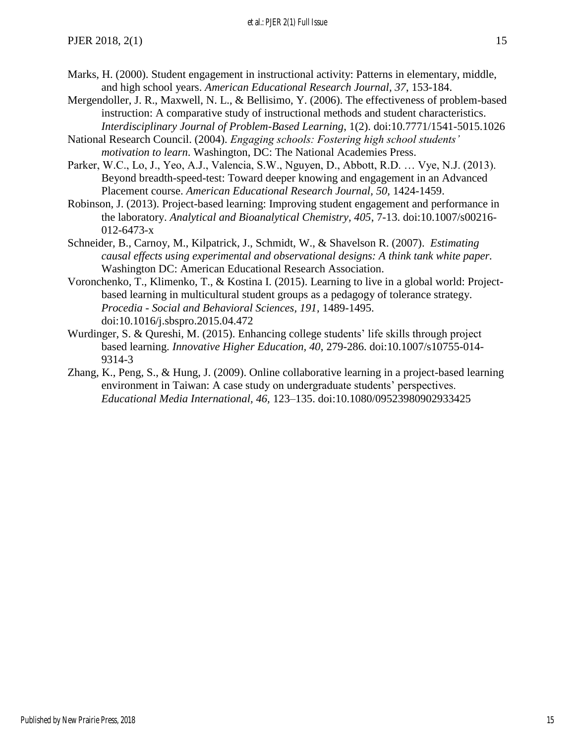Marks, H. (2000). Student engagement in instructional activity: Patterns in elementary, middle, and high school years. *American Educational Research Journal, 37*, 153-184.

Mergendoller, J. R., Maxwell, N. L., & Bellisimo, Y. (2006). The effectiveness of problem-based instruction: A comparative study of instructional methods and student characteristics. *Interdisciplinary Journal of Problem-Based Learning*, 1(2). doi:10.7771/1541-5015.1026

National Research Council. (2004). *Engaging schools: Fostering high school students' motivation to learn*. Washington, DC: The National Academies Press.

Parker, W.C., Lo, J., Yeo, A.J., Valencia, S.W., Nguyen, D., Abbott, R.D. … Vye, N.J. (2013). Beyond breadth-speed-test: Toward deeper knowing and engagement in an Advanced Placement course. *American Educational Research Journal, 50*, 1424-1459.

Robinson, J. (2013). Project-based learning: Improving student engagement and performance in the laboratory. *Analytical and Bioanalytical Chemistry, 405*, 7-13. doi:10.1007/s00216-012-6473-x

Schneider, B., Carnoy, M., Kilpatrick, J., Schmidt, W., & Shavelson R. (2007). *Estimating causal effects using experimental and observational designs: A think tank white paper*. Washington DC: American Educational Research Association.

Voronchenko, T., Klimenko, T., & Kostina I. (2015). Learning to live in a global world: Project-based learning in multicultural student groups as a pedagogy of tolerance strategy. *Procedia - Social and Behavioral Sciences, 191*, 1489-1495. doi:10.1016/j.sbspro.2015.04.472

Wurdinger, S. & Qureshi, M. (2015). Enhancing college students' life skills through project based learning. *Innovative Higher Education, 40*, 279-286. doi:10.1007/s10755-014-9314-3

Zhang, K., Peng, S., & Hung, J. (2009). Online collaborative learning in a project-based learning environment in Taiwan: A case study on undergraduate students' perspectives. *Educational Media International, 46*, 123–135. doi:10.1080/09523980902933425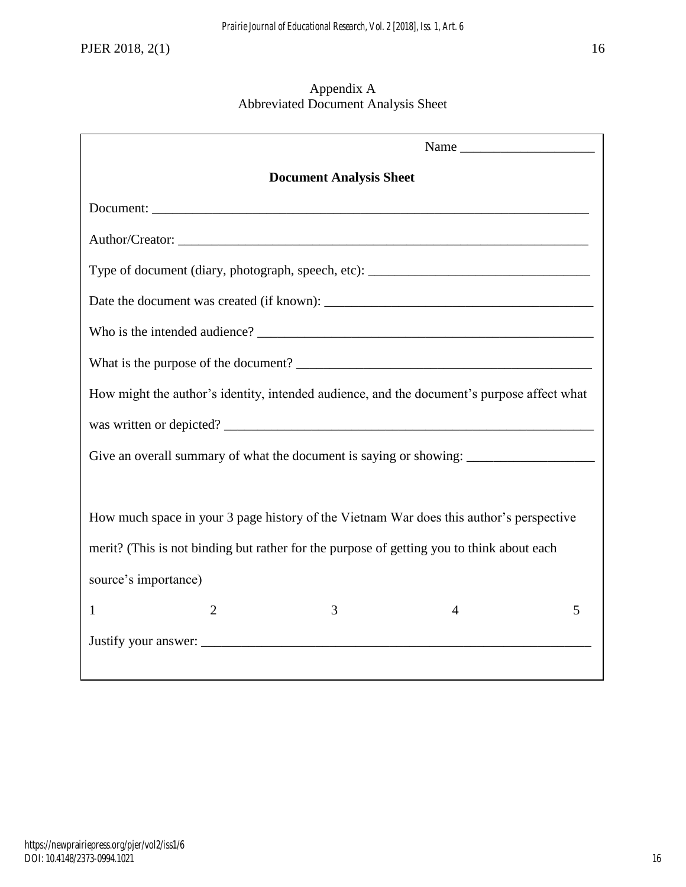## Appendix A
## Abbreviated Document Analysis Sheet

Name ____________________

**Document Analysis Sheet**

Document: ____________________________________________________________________

Author/Creator: _______________________________________________________________

Type of document (diary, photograph, speech, etc): _________________________________

Date the document was created (if known): _______________________________________

Who is the intended audience? ___________________________________________________

What is the purpose of the document? ____________________________________________

How might the author's identity, intended audience, and the document's purpose affect what was written or depicted? ________________________________________________________

Give an overall summary of what the document is saying or showing: ___________________

How much space in your 3 page history of the Vietnam War does this author's perspective merit? (This is not binding but rather for the purpose of getting you to think about each source's importance)

1 2 3 4 5

Justify your answer: ____________________________________________________________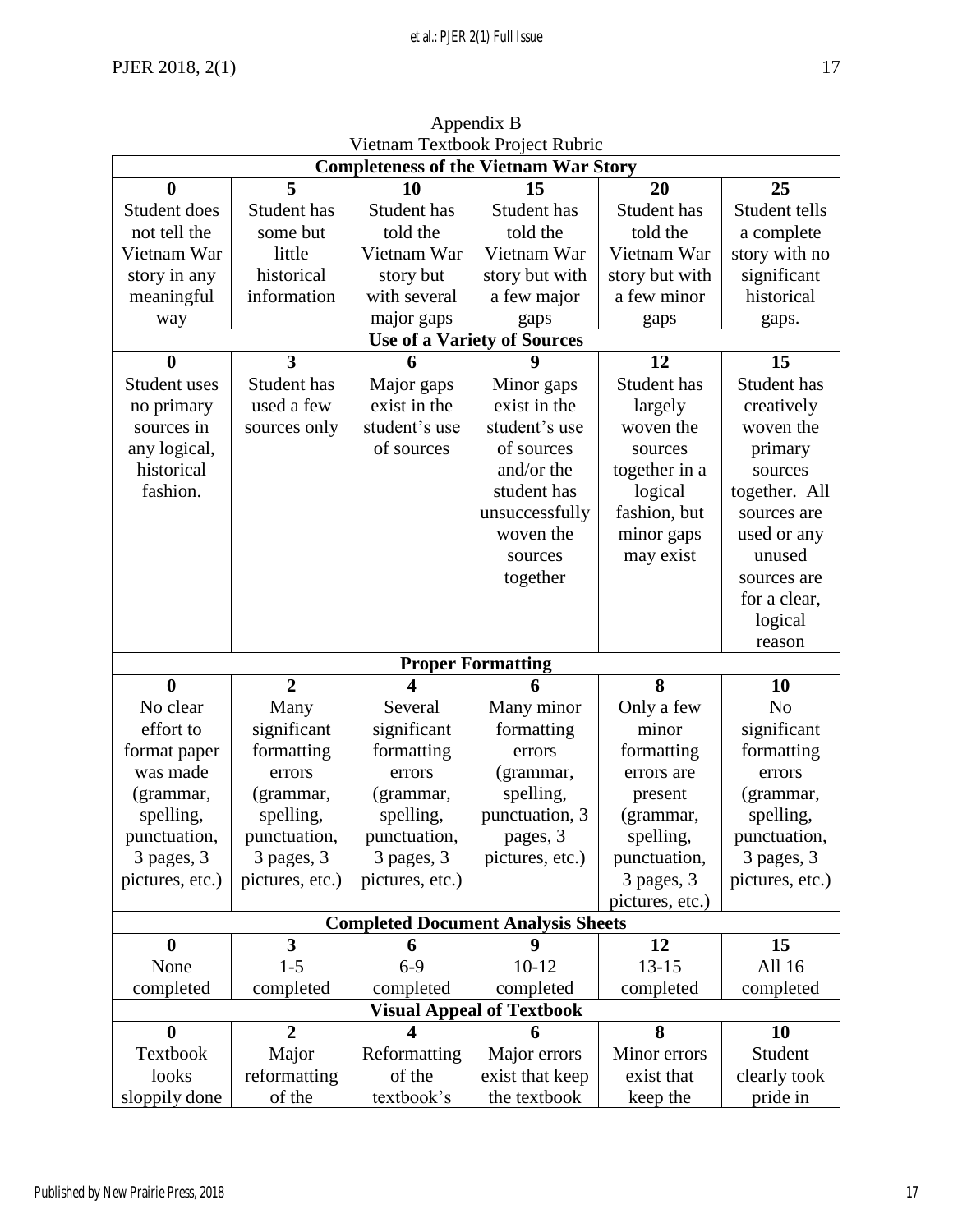Appendix B

Vietnam Textbook Project Rubric

| Completeness of the Vietnam War Story | | | | | |
|---|---|---|---|---|---|
| **0** | **5** | **10** | **15** | **20** | **25** |
| Student does not tell the Vietnam War story in any meaningful way | Student has some but little historical information | Student has told the Vietnam War story but with several major gaps | Student has told the Vietnam War story but with a few major gaps | Student has told the Vietnam War story but with a few minor gaps | Student tells a complete story with no significant historical gaps. |
| **Use of a Variety of Sources** | | | | | |
| **0** | **3** | **6** | **9** | **12** | **15** |
| Student uses no primary sources in any logical, historical fashion. | Student has used a few sources only | Major gaps exist in the student's use of sources | Minor gaps exist in the student's use of sources and/or the student has unsuccessfully woven the sources together | Student has largely woven the sources together in a logical fashion, but minor gaps may exist | Student has creatively woven the primary sources together. All sources are used or any unused sources are for a clear, logical reason |
| **Proper Formatting** | | | | | |
| **0** | **2** | **4** | **6** | **8** | **10** |
| No clear effort to format paper was made (grammar, spelling, punctuation, 3 pages, 3 pictures, etc.) | Many significant formatting errors (grammar, spelling, punctuation, 3 pages, 3 pictures, etc.) | Several significant formatting errors (grammar, spelling, punctuation, 3 pages, 3 pictures, etc.) | Many minor formatting errors (grammar, spelling, punctuation, 3 pages, 3 pictures, etc.) | Only a few minor formatting errors are present (grammar, spelling, punctuation, 3 pages, 3 pictures, etc.) | No significant formatting errors (grammar, spelling, punctuation, 3 pages, 3 pictures, etc.) |
| **Completed Document Analysis Sheets** | | | | | |
| **0** | **3** | **6** | **9** | **12** | **15** |
| None completed | 1-5 completed | 6-9 completed | 10-12 completed | 13-15 completed | All 16 completed |
| **Visual Appeal of Textbook** | | | | | |
| **0** | **2** | **4** | **6** | **8** | **10** |
| Textbook looks sloppily done | Major reformatting of the | Reformatting of the textbook's | Major errors exist that keep the textbook | Minor errors exist that keep the | Student clearly took pride in |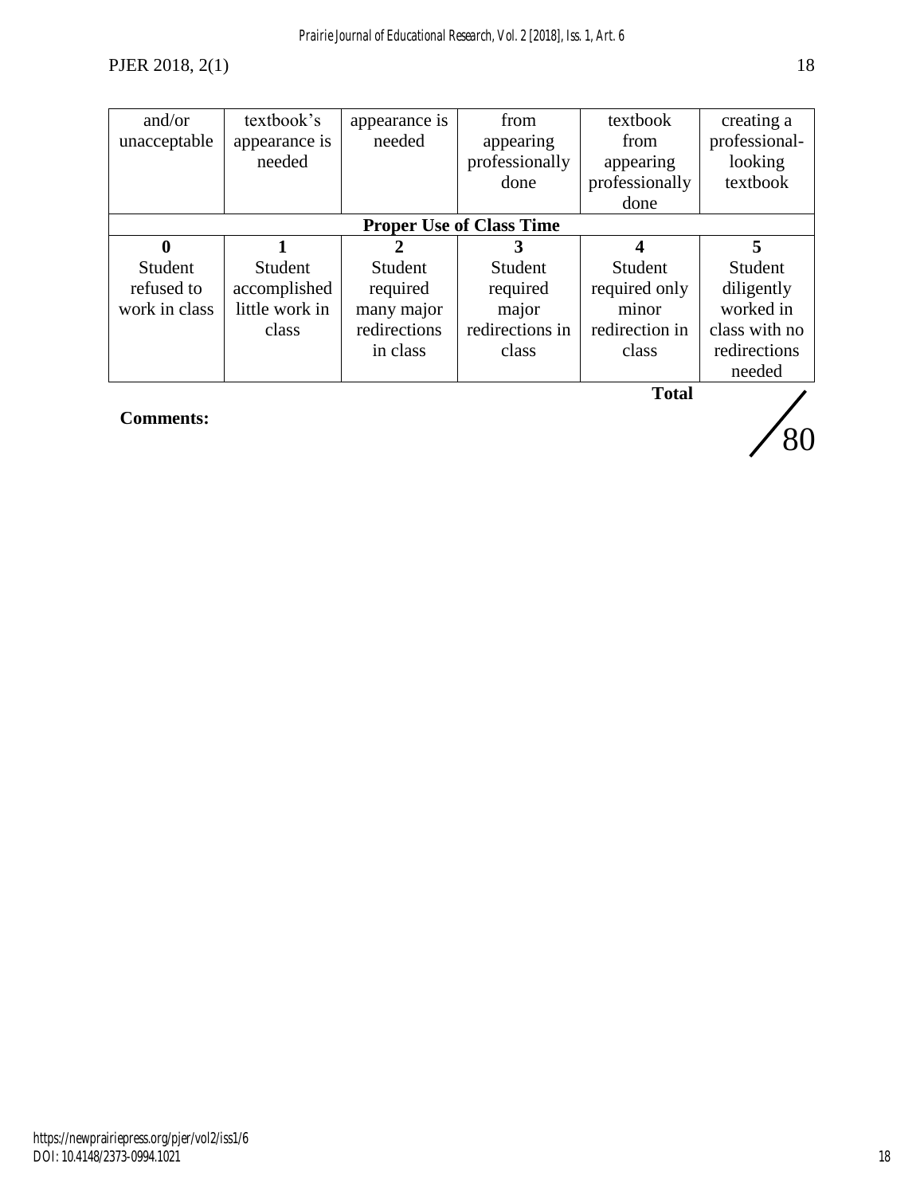| and/or unacceptable | textbook's appearance is needed | appearance is needed | from appearing professionally done | textbook from appearing professionally done | creating a professional-looking textbook |
|---|---|---|---|---|---|
| **Proper Use of Class Time** | | | | | |
| **0** Student refused to work in class | **1** Student accomplished little work in class | **2** Student required many major redirections in class | **3** Student required major redirections in class | **4** Student required only minor redirection in class | **5** Student diligently worked in class with no redirections needed |

**Total** /80

**Comments:**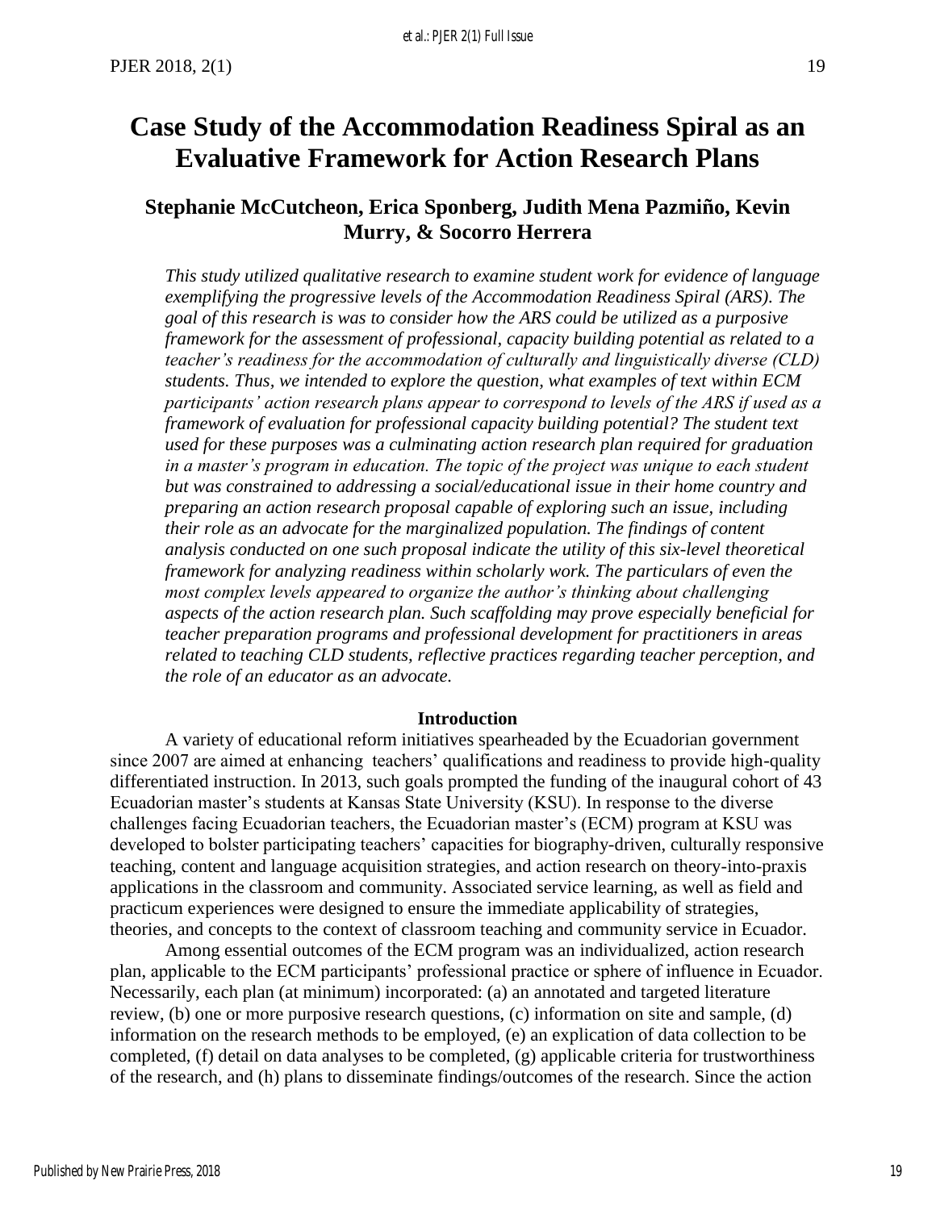# Case Study of the Accommodation Readiness Spiral as an Evaluative Framework for Action Research Plans

## Stephanie McCutcheon, Erica Sponberg, Judith Mena Pazmiño, Kevin Murry, & Socorro Herrera

*This study utilized qualitative research to examine student work for evidence of language exemplifying the progressive levels of the Accommodation Readiness Spiral (ARS). The goal of this research is was to consider how the ARS could be utilized as a purposive framework for the assessment of professional, capacity building potential as related to a teacher's readiness for the accommodation of culturally and linguistically diverse (CLD) students. Thus, we intended to explore the question, what examples of text within ECM participants' action research plans appear to correspond to levels of the ARS if used as a framework of evaluation for professional capacity building potential? The student text used for these purposes was a culminating action research plan required for graduation in a master's program in education. The topic of the project was unique to each student but was constrained to addressing a social/educational issue in their home country and preparing an action research proposal capable of exploring such an issue, including their role as an advocate for the marginalized population. The findings of content analysis conducted on one such proposal indicate the utility of this six-level theoretical framework for analyzing readiness within scholarly work. The particulars of even the most complex levels appeared to organize the author's thinking about challenging aspects of the action research plan. Such scaffolding may prove especially beneficial for teacher preparation programs and professional development for practitioners in areas related to teaching CLD students, reflective practices regarding teacher perception, and the role of an educator as an advocate.*

### Introduction

A variety of educational reform initiatives spearheaded by the Ecuadorian government since 2007 are aimed at enhancing teachers' qualifications and readiness to provide high-quality differentiated instruction. In 2013, such goals prompted the funding of the inaugural cohort of 43 Ecuadorian master's students at Kansas State University (KSU). In response to the diverse challenges facing Ecuadorian teachers, the Ecuadorian master's (ECM) program at KSU was developed to bolster participating teachers' capacities for biography-driven, culturally responsive teaching, content and language acquisition strategies, and action research on theory-into-praxis applications in the classroom and community. Associated service learning, as well as field and practicum experiences were designed to ensure the immediate applicability of strategies, theories, and concepts to the context of classroom teaching and community service in Ecuador.

Among essential outcomes of the ECM program was an individualized, action research plan, applicable to the ECM participants' professional practice or sphere of influence in Ecuador. Necessarily, each plan (at minimum) incorporated: (a) an annotated and targeted literature review, (b) one or more purposive research questions, (c) information on site and sample, (d) information on the research methods to be employed, (e) an explication of data collection to be completed, (f) detail on data analyses to be completed, (g) applicable criteria for trustworthiness of the research, and (h) plans to disseminate findings/outcomes of the research. Since the action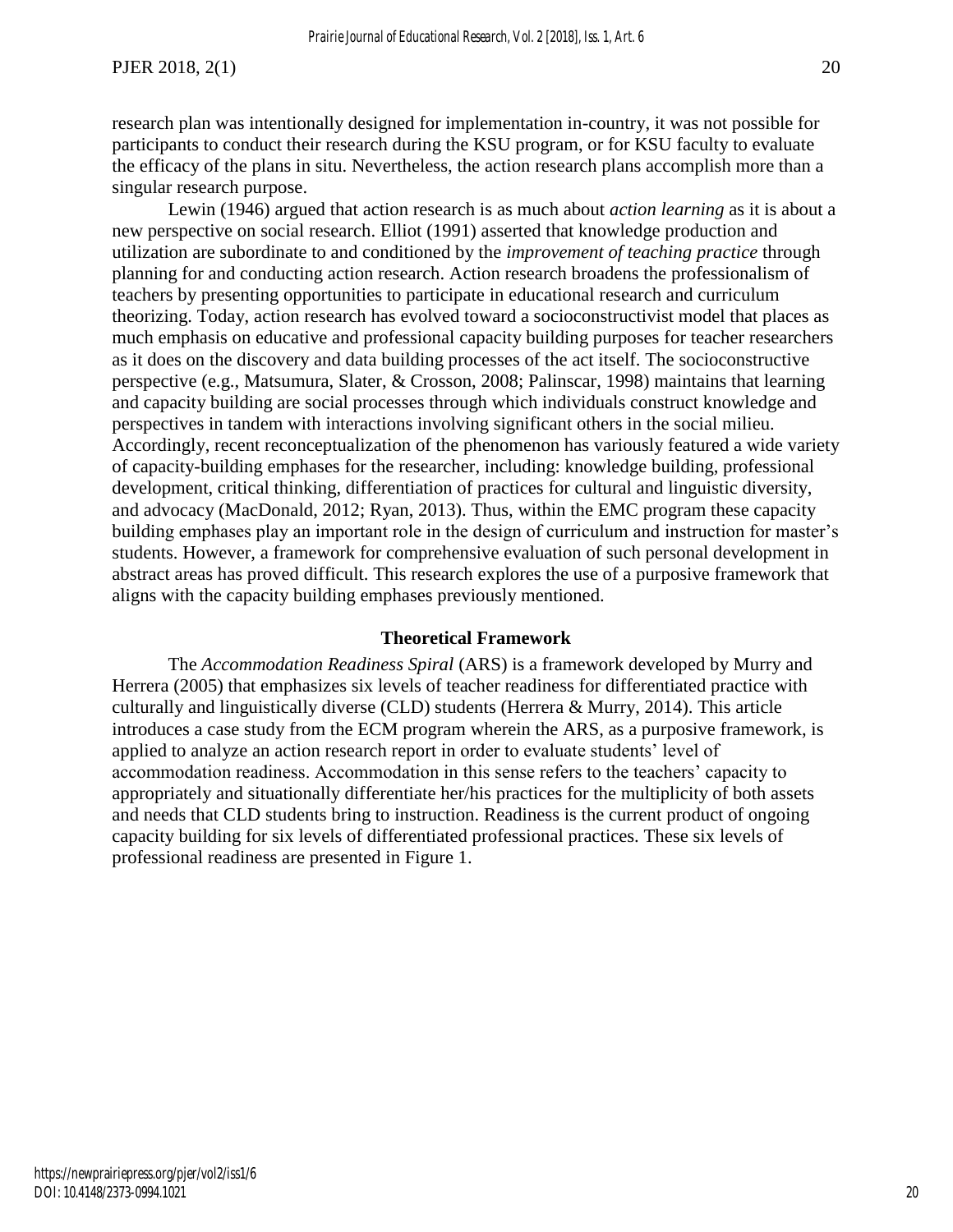research plan was intentionally designed for implementation in-country, it was not possible for participants to conduct their research during the KSU program, or for KSU faculty to evaluate the efficacy of the plans in situ. Nevertheless, the action research plans accomplish more than a singular research purpose.

Lewin (1946) argued that action research is as much about *action learning* as it is about a new perspective on social research. Elliot (1991) asserted that knowledge production and utilization are subordinate to and conditioned by the *improvement of teaching practice* through planning for and conducting action research. Action research broadens the professionalism of teachers by presenting opportunities to participate in educational research and curriculum theorizing. Today, action research has evolved toward a socioconstructivist model that places as much emphasis on educative and professional capacity building purposes for teacher researchers as it does on the discovery and data building processes of the act itself. The socioconstructive perspective (e.g., Matsumura, Slater, & Crosson, 2008; Palinscar, 1998) maintains that learning and capacity building are social processes through which individuals construct knowledge and perspectives in tandem with interactions involving significant others in the social milieu. Accordingly, recent reconceptualization of the phenomenon has variously featured a wide variety of capacity-building emphases for the researcher, including: knowledge building, professional development, critical thinking, differentiation of practices for cultural and linguistic diversity, and advocacy (MacDonald, 2012; Ryan, 2013). Thus, within the EMC program these capacity building emphases play an important role in the design of curriculum and instruction for master's students. However, a framework for comprehensive evaluation of such personal development in abstract areas has proved difficult. This research explores the use of a purposive framework that aligns with the capacity building emphases previously mentioned.

## Theoretical Framework

The *Accommodation Readiness Spiral* (ARS) is a framework developed by Murry and Herrera (2005) that emphasizes six levels of teacher readiness for differentiated practice with culturally and linguistically diverse (CLD) students (Herrera & Murry, 2014). This article introduces a case study from the ECM program wherein the ARS, as a purposive framework, is applied to analyze an action research report in order to evaluate students' level of accommodation readiness. Accommodation in this sense refers to the teachers' capacity to appropriately and situationally differentiate her/his practices for the multiplicity of both assets and needs that CLD students bring to instruction. Readiness is the current product of ongoing capacity building for six levels of differentiated professional practices. These six levels of professional readiness are presented in Figure 1.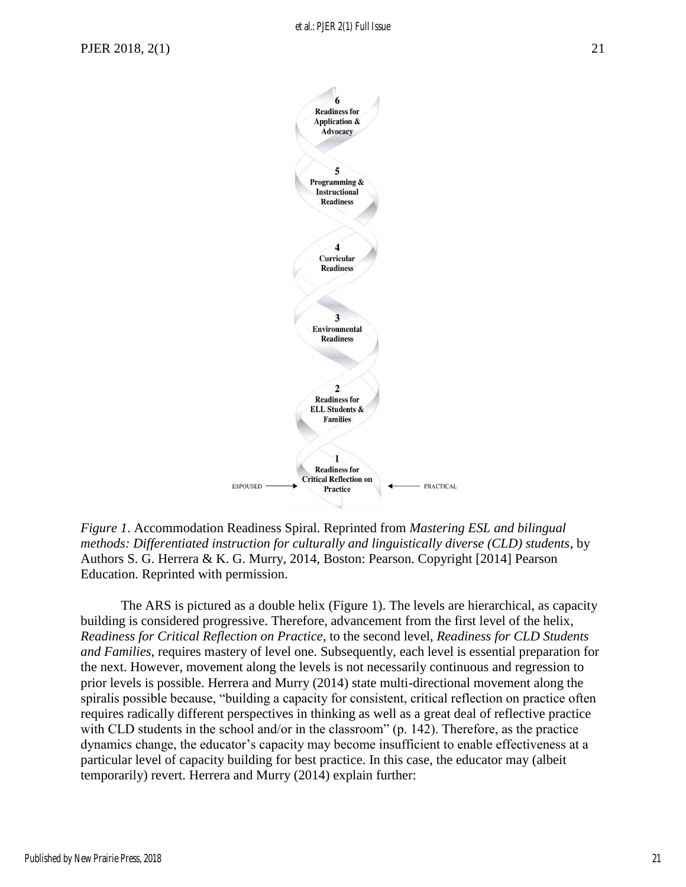6
Readiness for
Application &
Advocacy

5
Programming &
Instructional
Readiness

4
Curricular
Readiness

3
Environmental
Readiness

2
Readiness for
ELL Students &
Families

1
Readiness for
Critical Reflection on
Practice

ESPOUSED → ← PRACTICAL

*Figure 1*. Accommodation Readiness Spiral. Reprinted from *Mastering ESL and bilingual methods: Differentiated instruction for culturally and linguistically diverse (CLD) students*, by Authors S. G. Herrera & K. G. Murry, 2014, Boston: Pearson. Copyright [2014] Pearson Education. Reprinted with permission.

The ARS is pictured as a double helix (Figure 1). The levels are hierarchical, as capacity building is considered progressive. Therefore, advancement from the first level of the helix, *Readiness for Critical Reflection on Practice*, to the second level, *Readiness for CLD Students and Families*, requires mastery of level one. Subsequently, each level is essential preparation for the next. However, movement along the levels is not necessarily continuous and regression to prior levels is possible. Herrera and Murry (2014) state multi-directional movement along the spiralis possible because, "building a capacity for consistent, critical reflection on practice often requires radically different perspectives in thinking as well as a great deal of reflective practice with CLD students in the school and/or in the classroom" (p. 142). Therefore, as the practice dynamics change, the educator's capacity may become insufficient to enable effectiveness at a particular level of capacity building for best practice. In this case, the educator may (albeit temporarily) revert. Herrera and Murry (2014) explain further: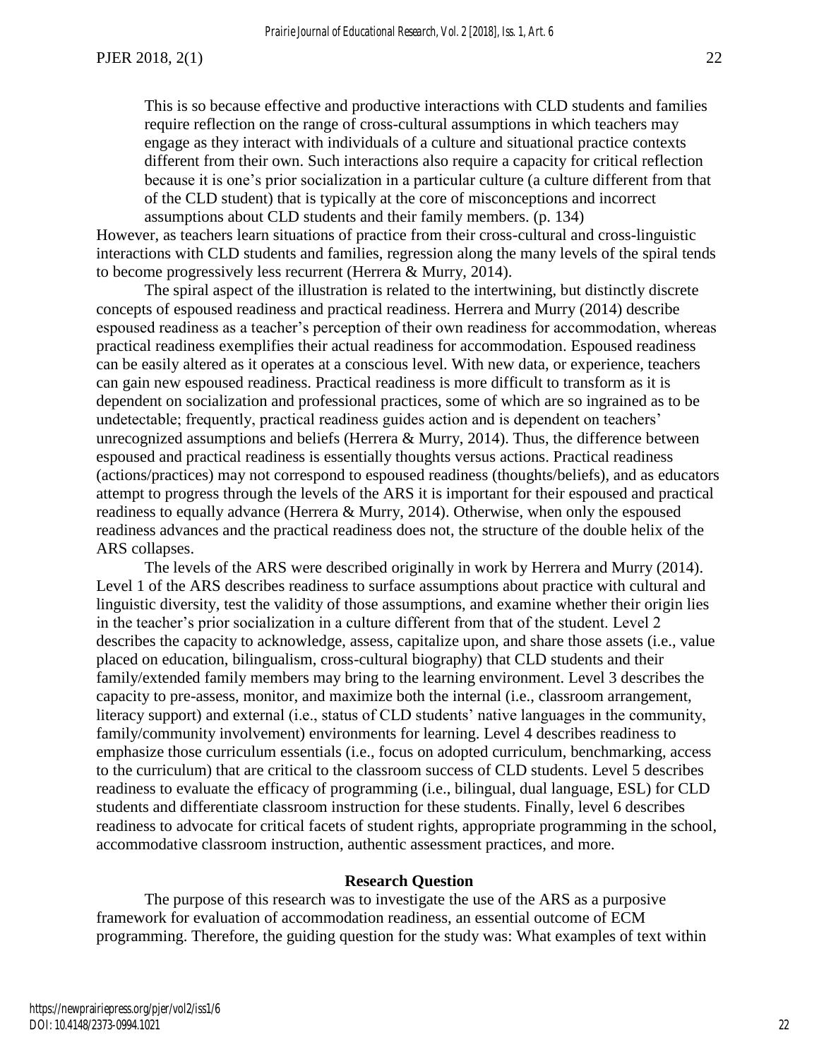> This is so because effective and productive interactions with CLD students and families require reflection on the range of cross-cultural assumptions in which teachers may engage as they interact with individuals of a culture and situational practice contexts different from their own. Such interactions also require a capacity for critical reflection because it is one's prior socialization in a particular culture (a culture different from that of the CLD student) that is typically at the core of misconceptions and incorrect assumptions about CLD students and their family members. (p. 134)

However, as teachers learn situations of practice from their cross-cultural and cross-linguistic interactions with CLD students and families, regression along the many levels of the spiral tends to become progressively less recurrent (Herrera & Murry, 2014).

The spiral aspect of the illustration is related to the intertwining, but distinctly discrete concepts of espoused readiness and practical readiness. Herrera and Murry (2014) describe espoused readiness as a teacher's perception of their own readiness for accommodation, whereas practical readiness exemplifies their actual readiness for accommodation. Espoused readiness can be easily altered as it operates at a conscious level. With new data, or experience, teachers can gain new espoused readiness. Practical readiness is more difficult to transform as it is dependent on socialization and professional practices, some of which are so ingrained as to be undetectable; frequently, practical readiness guides action and is dependent on teachers' unrecognized assumptions and beliefs (Herrera & Murry, 2014). Thus, the difference between espoused and practical readiness is essentially thoughts versus actions. Practical readiness (actions/practices) may not correspond to espoused readiness (thoughts/beliefs), and as educators attempt to progress through the levels of the ARS it is important for their espoused and practical readiness to equally advance (Herrera & Murry, 2014). Otherwise, when only the espoused readiness advances and the practical readiness does not, the structure of the double helix of the ARS collapses.

The levels of the ARS were described originally in work by Herrera and Murry (2014). Level 1 of the ARS describes readiness to surface assumptions about practice with cultural and linguistic diversity, test the validity of those assumptions, and examine whether their origin lies in the teacher's prior socialization in a culture different from that of the student. Level 2 describes the capacity to acknowledge, assess, capitalize upon, and share those assets (i.e., value placed on education, bilingualism, cross-cultural biography) that CLD students and their family/extended family members may bring to the learning environment. Level 3 describes the capacity to pre-assess, monitor, and maximize both the internal (i.e., classroom arrangement, literacy support) and external (i.e., status of CLD students' native languages in the community, family/community involvement) environments for learning. Level 4 describes readiness to emphasize those curriculum essentials (i.e., focus on adopted curriculum, benchmarking, access to the curriculum) that are critical to the classroom success of CLD students. Level 5 describes readiness to evaluate the efficacy of programming (i.e., bilingual, dual language, ESL) for CLD students and differentiate classroom instruction for these students. Finally, level 6 describes readiness to advocate for critical facets of student rights, appropriate programming in the school, accommodative classroom instruction, authentic assessment practices, and more.

## Research Question

The purpose of this research was to investigate the use of the ARS as a purposive framework for evaluation of accommodation readiness, an essential outcome of ECM programming. Therefore, the guiding question for the study was: What examples of text within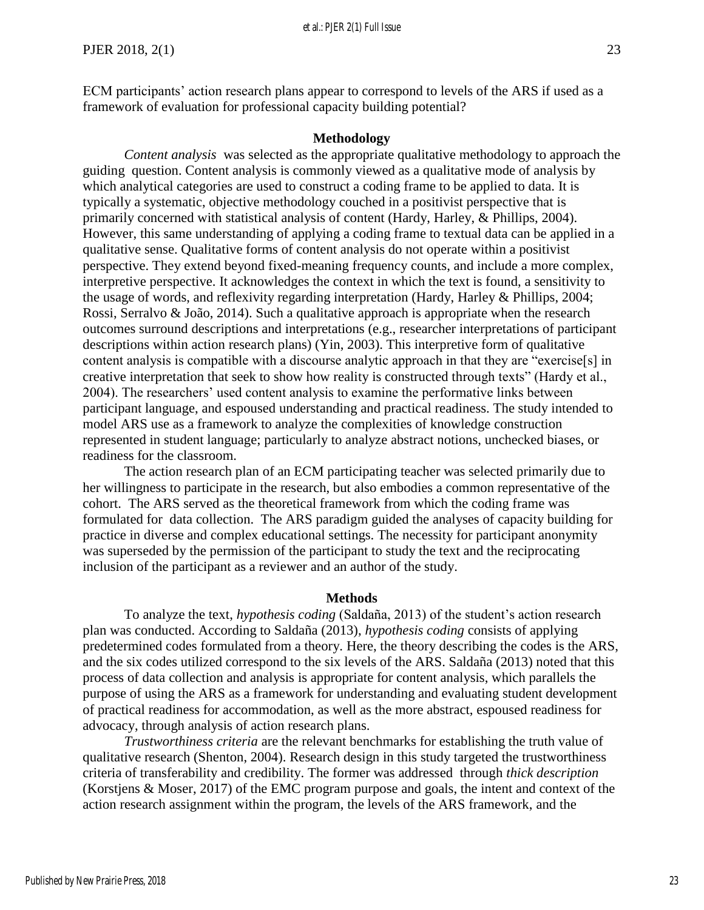ECM participants' action research plans appear to correspond to levels of the ARS if used as a framework of evaluation for professional capacity building potential?

## Methodology

*Content analysis* was selected as the appropriate qualitative methodology to approach the guiding question. Content analysis is commonly viewed as a qualitative mode of analysis by which analytical categories are used to construct a coding frame to be applied to data. It is typically a systematic, objective methodology couched in a positivist perspective that is primarily concerned with statistical analysis of content (Hardy, Harley, & Phillips, 2004). However, this same understanding of applying a coding frame to textual data can be applied in a qualitative sense. Qualitative forms of content analysis do not operate within a positivist perspective. They extend beyond fixed-meaning frequency counts, and include a more complex, interpretive perspective. It acknowledges the context in which the text is found, a sensitivity to the usage of words, and reflexivity regarding interpretation (Hardy, Harley & Phillips, 2004; Rossi, Serralvo & João, 2014). Such a qualitative approach is appropriate when the research outcomes surround descriptions and interpretations (e.g., researcher interpretations of participant descriptions within action research plans) (Yin, 2003). This interpretive form of qualitative content analysis is compatible with a discourse analytic approach in that they are "exercise[s] in creative interpretation that seek to show how reality is constructed through texts" (Hardy et al., 2004). The researchers' used content analysis to examine the performative links between participant language, and espoused understanding and practical readiness. The study intended to model ARS use as a framework to analyze the complexities of knowledge construction represented in student language; particularly to analyze abstract notions, unchecked biases, or readiness for the classroom.

The action research plan of an ECM participating teacher was selected primarily due to her willingness to participate in the research, but also embodies a common representative of the cohort. The ARS served as the theoretical framework from which the coding frame was formulated for data collection. The ARS paradigm guided the analyses of capacity building for practice in diverse and complex educational settings. The necessity for participant anonymity was superseded by the permission of the participant to study the text and the reciprocating inclusion of the participant as a reviewer and an author of the study.

## Methods

To analyze the text, *hypothesis coding* (Saldaña, 2013) of the student's action research plan was conducted. According to Saldaña (2013), *hypothesis coding* consists of applying predetermined codes formulated from a theory. Here, the theory describing the codes is the ARS, and the six codes utilized correspond to the six levels of the ARS. Saldaña (2013) noted that this process of data collection and analysis is appropriate for content analysis, which parallels the purpose of using the ARS as a framework for understanding and evaluating student development of practical readiness for accommodation, as well as the more abstract, espoused readiness for advocacy, through analysis of action research plans.

*Trustworthiness criteria* are the relevant benchmarks for establishing the truth value of qualitative research (Shenton, 2004). Research design in this study targeted the trustworthiness criteria of transferability and credibility. The former was addressed through *thick description* (Korstjens & Moser, 2017) of the EMC program purpose and goals, the intent and context of the action research assignment within the program, the levels of the ARS framework, and the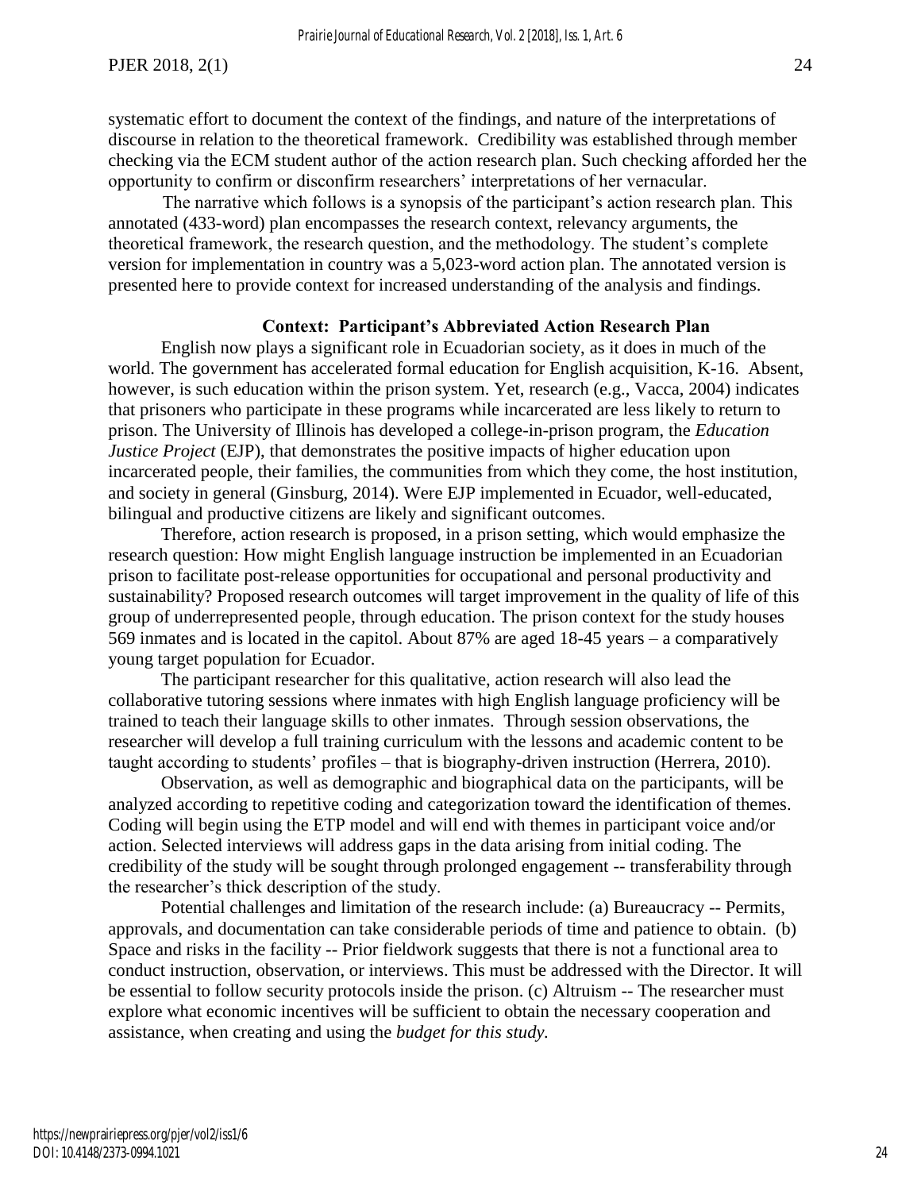systematic effort to document the context of the findings, and nature of the interpretations of discourse in relation to the theoretical framework. Credibility was established through member checking via the ECM student author of the action research plan. Such checking afforded her the opportunity to confirm or disconfirm researchers' interpretations of her vernacular.

The narrative which follows is a synopsis of the participant's action research plan. This annotated (433-word) plan encompasses the research context, relevancy arguments, the theoretical framework, the research question, and the methodology. The student's complete version for implementation in country was a 5,023-word action plan. The annotated version is presented here to provide context for increased understanding of the analysis and findings.

**Context: Participant's Abbreviated Action Research Plan**

English now plays a significant role in Ecuadorian society, as it does in much of the world. The government has accelerated formal education for English acquisition, K-16. Absent, however, is such education within the prison system. Yet, research (e.g., Vacca, 2004) indicates that prisoners who participate in these programs while incarcerated are less likely to return to prison. The University of Illinois has developed a college-in-prison program, the *Education Justice Project* (EJP), that demonstrates the positive impacts of higher education upon incarcerated people, their families, the communities from which they come, the host institution, and society in general (Ginsburg, 2014). Were EJP implemented in Ecuador, well-educated, bilingual and productive citizens are likely and significant outcomes.

Therefore, action research is proposed, in a prison setting, which would emphasize the research question: How might English language instruction be implemented in an Ecuadorian prison to facilitate post-release opportunities for occupational and personal productivity and sustainability? Proposed research outcomes will target improvement in the quality of life of this group of underrepresented people, through education. The prison context for the study houses 569 inmates and is located in the capitol. About 87% are aged 18-45 years – a comparatively young target population for Ecuador.

The participant researcher for this qualitative, action research will also lead the collaborative tutoring sessions where inmates with high English language proficiency will be trained to teach their language skills to other inmates. Through session observations, the researcher will develop a full training curriculum with the lessons and academic content to be taught according to students' profiles – that is biography-driven instruction (Herrera, 2010).

Observation, as well as demographic and biographical data on the participants, will be analyzed according to repetitive coding and categorization toward the identification of themes. Coding will begin using the ETP model and will end with themes in participant voice and/or action. Selected interviews will address gaps in the data arising from initial coding. The credibility of the study will be sought through prolonged engagement -- transferability through the researcher's thick description of the study.

Potential challenges and limitation of the research include: (a) Bureaucracy -- Permits, approvals, and documentation can take considerable periods of time and patience to obtain. (b) Space and risks in the facility -- Prior fieldwork suggests that there is not a functional area to conduct instruction, observation, or interviews. This must be addressed with the Director. It will be essential to follow security protocols inside the prison. (c) Altruism -- The researcher must explore what economic incentives will be sufficient to obtain the necessary cooperation and assistance, when creating and using the *budget for this study.*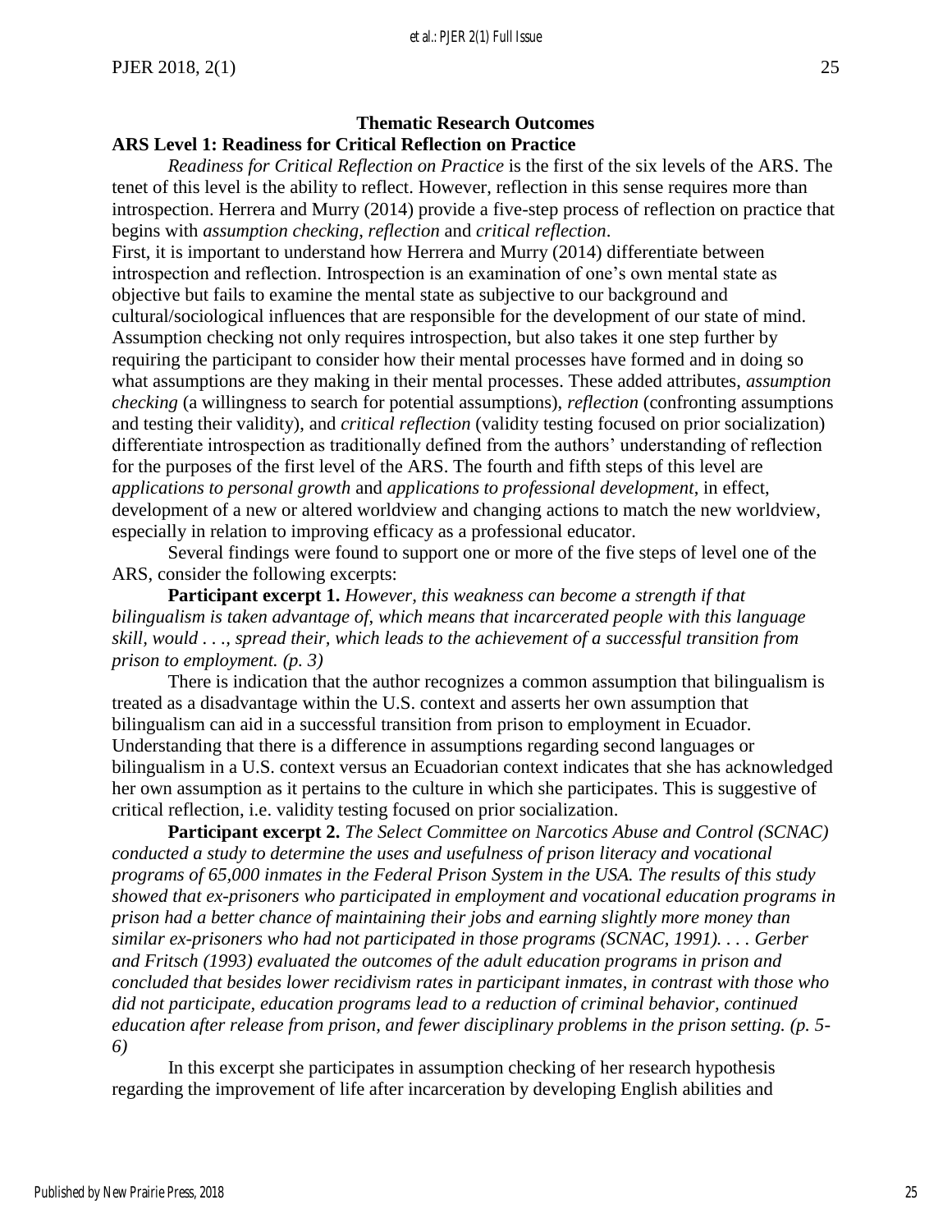## Thematic Research Outcomes

### ARS Level 1: Readiness for Critical Reflection on Practice

*Readiness for Critical Reflection on Practice* is the first of the six levels of the ARS. The tenet of this level is the ability to reflect. However, reflection in this sense requires more than introspection. Herrera and Murry (2014) provide a five-step process of reflection on practice that begins with *assumption checking*, *reflection* and *critical reflection*.

First, it is important to understand how Herrera and Murry (2014) differentiate between introspection and reflection. Introspection is an examination of one's own mental state as objective but fails to examine the mental state as subjective to our background and cultural/sociological influences that are responsible for the development of our state of mind. Assumption checking not only requires introspection, but also takes it one step further by requiring the participant to consider how their mental processes have formed and in doing so what assumptions are they making in their mental processes. These added attributes, *assumption checking* (a willingness to search for potential assumptions), *reflection* (confronting assumptions and testing their validity), and *critical reflection* (validity testing focused on prior socialization) differentiate introspection as traditionally defined from the authors' understanding of reflection for the purposes of the first level of the ARS. The fourth and fifth steps of this level are *applications to personal growth* and *applications to professional development*, in effect, development of a new or altered worldview and changing actions to match the new worldview, especially in relation to improving efficacy as a professional educator.

Several findings were found to support one or more of the five steps of level one of the ARS, consider the following excerpts:

**Participant excerpt 1.** *However, this weakness can become a strength if that bilingualism is taken advantage of, which means that incarcerated people with this language skill, would . . ., spread their, which leads to the achievement of a successful transition from prison to employment. (p. 3)*

There is indication that the author recognizes a common assumption that bilingualism is treated as a disadvantage within the U.S. context and asserts her own assumption that bilingualism can aid in a successful transition from prison to employment in Ecuador. Understanding that there is a difference in assumptions regarding second languages or bilingualism in a U.S. context versus an Ecuadorian context indicates that she has acknowledged her own assumption as it pertains to the culture in which she participates. This is suggestive of critical reflection, i.e. validity testing focused on prior socialization.

**Participant excerpt 2.** *The Select Committee on Narcotics Abuse and Control (SCNAC) conducted a study to determine the uses and usefulness of prison literacy and vocational programs of 65,000 inmates in the Federal Prison System in the USA. The results of this study showed that ex-prisoners who participated in employment and vocational education programs in prison had a better chance of maintaining their jobs and earning slightly more money than similar ex-prisoners who had not participated in those programs (SCNAC, 1991). . . . Gerber and Fritsch (1993) evaluated the outcomes of the adult education programs in prison and concluded that besides lower recidivism rates in participant inmates, in contrast with those who did not participate, education programs lead to a reduction of criminal behavior, continued education after release from prison, and fewer disciplinary problems in the prison setting. (p. 5-6)*

In this excerpt she participates in assumption checking of her research hypothesis regarding the improvement of life after incarceration by developing English abilities and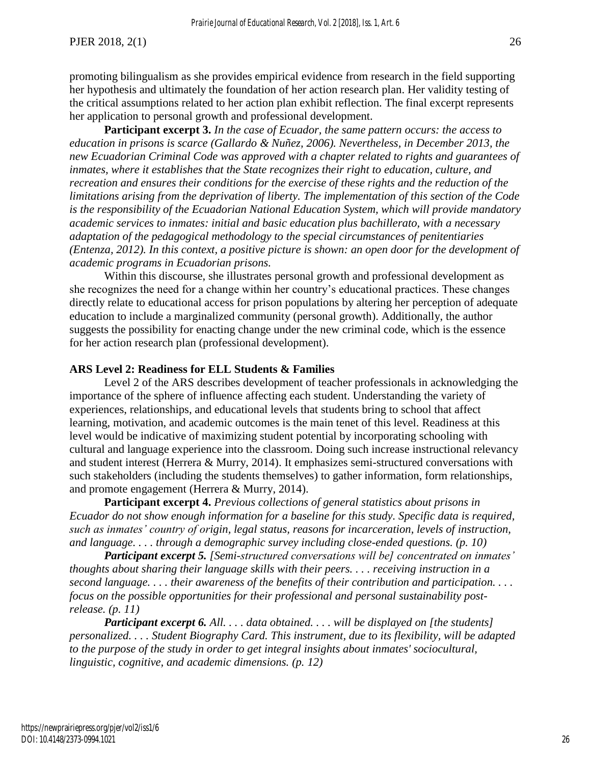promoting bilingualism as she provides empirical evidence from research in the field supporting her hypothesis and ultimately the foundation of her action research plan. Her validity testing of the critical assumptions related to her action plan exhibit reflection. The final excerpt represents her application to personal growth and professional development.

**Participant excerpt 3.** *In the case of Ecuador, the same pattern occurs: the access to education in prisons is scarce (Gallardo & Nuñez, 2006). Nevertheless, in December 2013, the new Ecuadorian Criminal Code was approved with a chapter related to rights and guarantees of inmates, where it establishes that the State recognizes their right to education, culture, and recreation and ensures their conditions for the exercise of these rights and the reduction of the limitations arising from the deprivation of liberty. The implementation of this section of the Code is the responsibility of the Ecuadorian National Education System, which will provide mandatory academic services to inmates: initial and basic education plus bachillerato, with a necessary adaptation of the pedagogical methodology to the special circumstances of penitentiaries (Entenza, 2012). In this context, a positive picture is shown: an open door for the development of academic programs in Ecuadorian prisons.*

Within this discourse, she illustrates personal growth and professional development as she recognizes the need for a change within her country's educational practices. These changes directly relate to educational access for prison populations by altering her perception of adequate education to include a marginalized community (personal growth). Additionally, the author suggests the possibility for enacting change under the new criminal code, which is the essence for her action research plan (professional development).

### ARS Level 2: Readiness for ELL Students & Families

Level 2 of the ARS describes development of teacher professionals in acknowledging the importance of the sphere of influence affecting each student. Understanding the variety of experiences, relationships, and educational levels that students bring to school that affect learning, motivation, and academic outcomes is the main tenet of this level. Readiness at this level would be indicative of maximizing student potential by incorporating schooling with cultural and language experience into the classroom. Doing such increase instructional relevancy and student interest (Herrera & Murry, 2014). It emphasizes semi-structured conversations with such stakeholders (including the students themselves) to gather information, form relationships, and promote engagement (Herrera & Murry, 2014).

**Participant excerpt 4.** *Previous collections of general statistics about prisons in Ecuador do not show enough information for a baseline for this study. Specific data is required, such as inmates' country of origin, legal status, reasons for incarceration, levels of instruction, and language. . . . through a demographic survey including close-ended questions. (p. 10)*

***Participant excerpt 5.*** *[Semi-structured conversations will be] concentrated on inmates' thoughts about sharing their language skills with their peers. . . . receiving instruction in a second language. . . . their awareness of the benefits of their contribution and participation. . . . focus on the possible opportunities for their professional and personal sustainability post-release. (p. 11)*

***Participant excerpt 6.*** *All. . . . data obtained. . . . will be displayed on [the students] personalized. . . . Student Biography Card. This instrument, due to its flexibility, will be adapted to the purpose of the study in order to get integral insights about inmates' sociocultural, linguistic, cognitive, and academic dimensions. (p. 12)*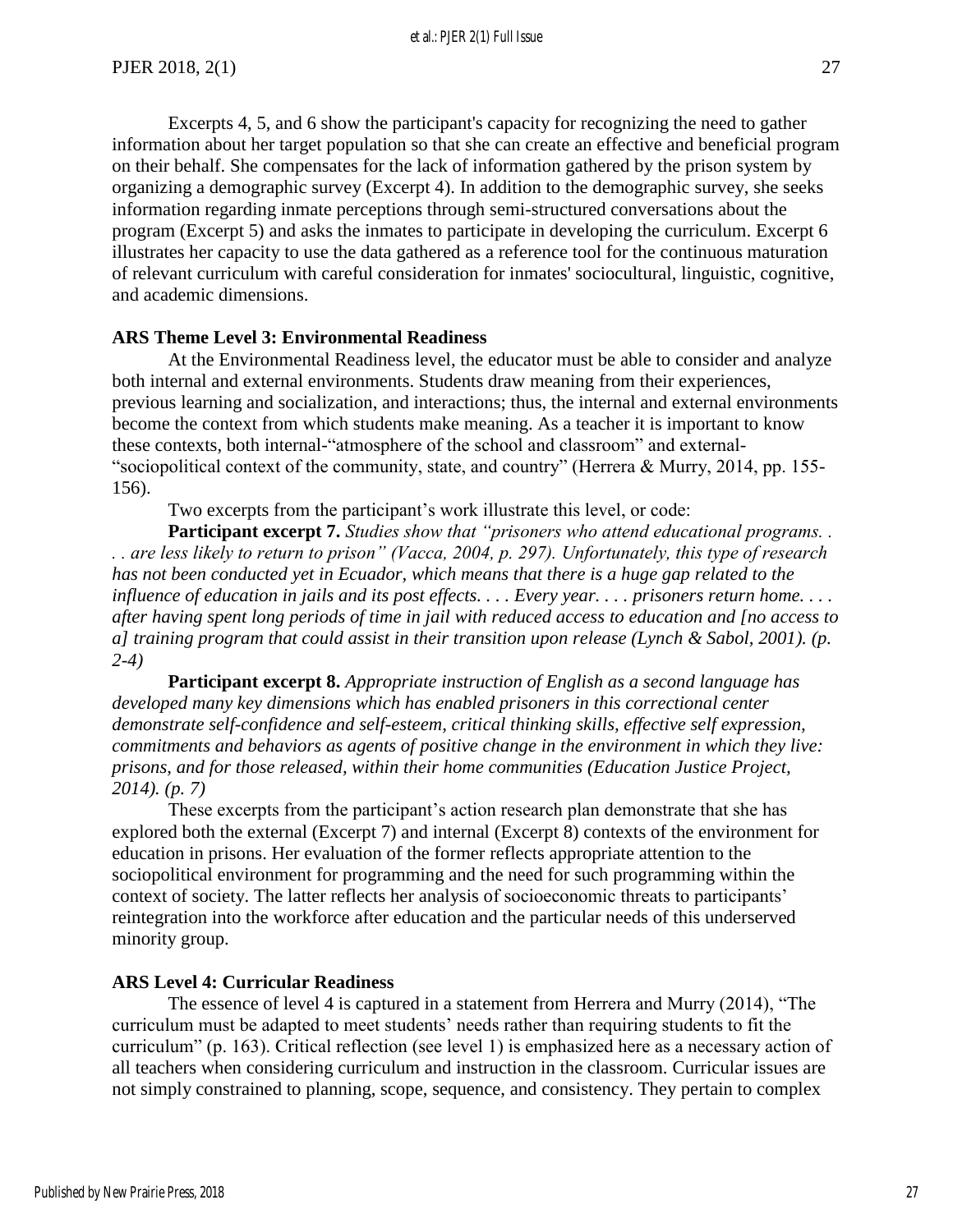Excerpts 4, 5, and 6 show the participant's capacity for recognizing the need to gather information about her target population so that she can create an effective and beneficial program on their behalf. She compensates for the lack of information gathered by the prison system by organizing a demographic survey (Excerpt 4). In addition to the demographic survey, she seeks information regarding inmate perceptions through semi-structured conversations about the program (Excerpt 5) and asks the inmates to participate in developing the curriculum. Excerpt 6 illustrates her capacity to use the data gathered as a reference tool for the continuous maturation of relevant curriculum with careful consideration for inmates' sociocultural, linguistic, cognitive, and academic dimensions.

**ARS Theme Level 3: Environmental Readiness**

At the Environmental Readiness level, the educator must be able to consider and analyze both internal and external environments. Students draw meaning from their experiences, previous learning and socialization, and interactions; thus, the internal and external environments become the context from which students make meaning. As a teacher it is important to know these contexts, both internal-"atmosphere of the school and classroom" and external-"sociopolitical context of the community, state, and country" (Herrera & Murry, 2014, pp. 155-156).

Two excerpts from the participant's work illustrate this level, or code:

**Participant excerpt 7.** *Studies show that "prisoners who attend educational programs. . . . are less likely to return to prison" (Vacca, 2004, p. 297). Unfortunately, this type of research has not been conducted yet in Ecuador, which means that there is a huge gap related to the influence of education in jails and its post effects. . . . Every year. . . . prisoners return home. . . . after having spent long periods of time in jail with reduced access to education and [no access to a] training program that could assist in their transition upon release (Lynch & Sabol, 2001). (p. 2-4)*

**Participant excerpt 8.** *Appropriate instruction of English as a second language has developed many key dimensions which has enabled prisoners in this correctional center demonstrate self-confidence and self-esteem, critical thinking skills, effective self expression, commitments and behaviors as agents of positive change in the environment in which they live: prisons, and for those released, within their home communities (Education Justice Project, 2014). (p. 7)*

These excerpts from the participant's action research plan demonstrate that she has explored both the external (Excerpt 7) and internal (Excerpt 8) contexts of the environment for education in prisons. Her evaluation of the former reflects appropriate attention to the sociopolitical environment for programming and the need for such programming within the context of society. The latter reflects her analysis of socioeconomic threats to participants' reintegration into the workforce after education and the particular needs of this underserved minority group.

**ARS Level 4: Curricular Readiness**

The essence of level 4 is captured in a statement from Herrera and Murry (2014), "The curriculum must be adapted to meet students' needs rather than requiring students to fit the curriculum" (p. 163). Critical reflection (see level 1) is emphasized here as a necessary action of all teachers when considering curriculum and instruction in the classroom. Curricular issues are not simply constrained to planning, scope, sequence, and consistency. They pertain to complex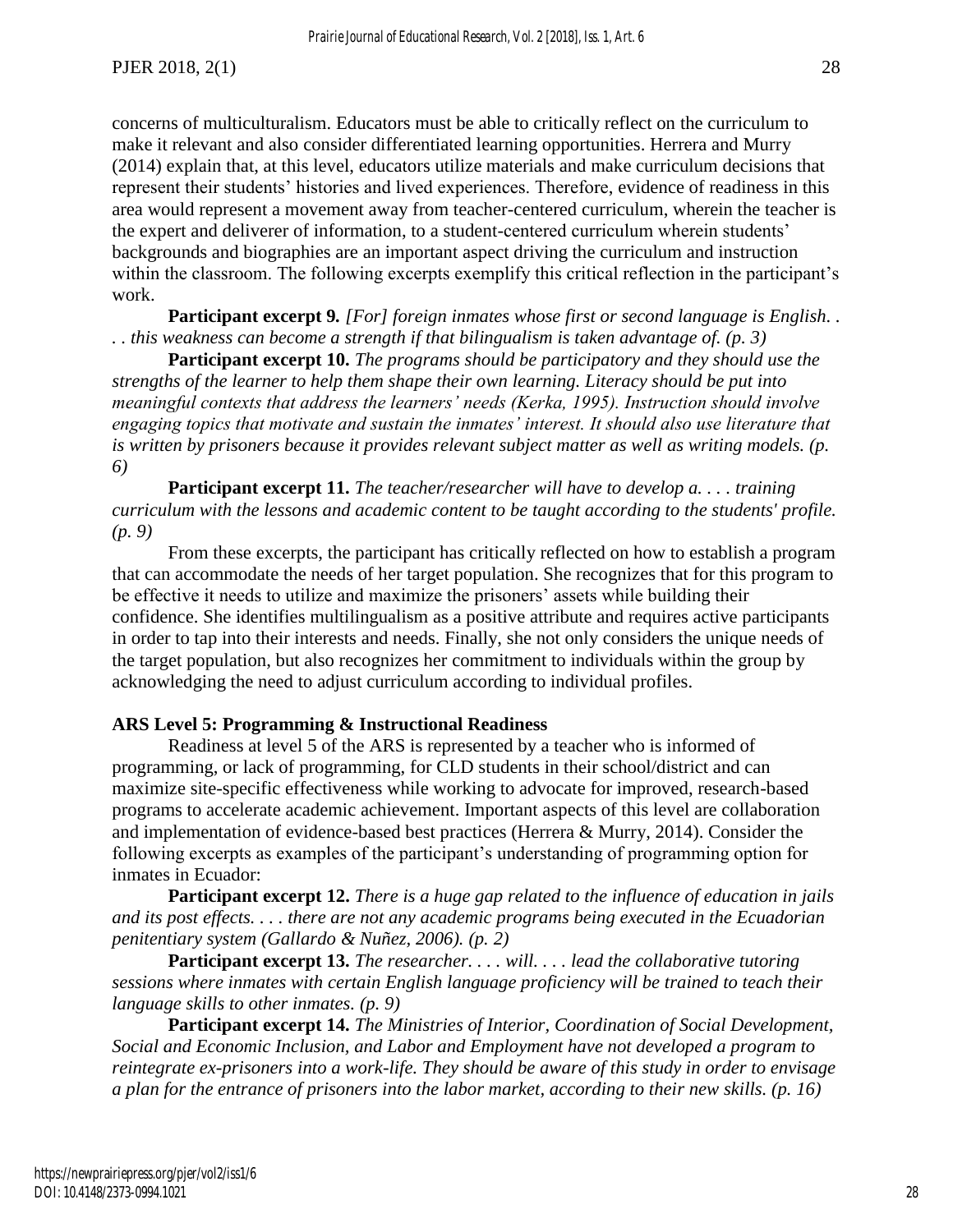concerns of multiculturalism. Educators must be able to critically reflect on the curriculum to make it relevant and also consider differentiated learning opportunities. Herrera and Murry (2014) explain that, at this level, educators utilize materials and make curriculum decisions that represent their students' histories and lived experiences. Therefore, evidence of readiness in this area would represent a movement away from teacher-centered curriculum, wherein the teacher is the expert and deliverer of information, to a student-centered curriculum wherein students' backgrounds and biographies are an important aspect driving the curriculum and instruction within the classroom. The following excerpts exemplify this critical reflection in the participant's work.

**Participant excerpt 9.** *[For] foreign inmates whose first or second language is English. . . . this weakness can become a strength if that bilingualism is taken advantage of. (p. 3)*

**Participant excerpt 10.** *The programs should be participatory and they should use the strengths of the learner to help them shape their own learning. Literacy should be put into meaningful contexts that address the learners' needs (Kerka, 1995). Instruction should involve engaging topics that motivate and sustain the inmates' interest. It should also use literature that is written by prisoners because it provides relevant subject matter as well as writing models. (p. 6)*

**Participant excerpt 11.** *The teacher/researcher will have to develop a. . . . training curriculum with the lessons and academic content to be taught according to the students' profile. (p. 9)*

From these excerpts, the participant has critically reflected on how to establish a program that can accommodate the needs of her target population. She recognizes that for this program to be effective it needs to utilize and maximize the prisoners' assets while building their confidence. She identifies multilingualism as a positive attribute and requires active participants in order to tap into their interests and needs. Finally, she not only considers the unique needs of the target population, but also recognizes her commitment to individuals within the group by acknowledging the need to adjust curriculum according to individual profiles.

### ARS Level 5: Programming & Instructional Readiness

Readiness at level 5 of the ARS is represented by a teacher who is informed of programming, or lack of programming, for CLD students in their school/district and can maximize site-specific effectiveness while working to advocate for improved, research-based programs to accelerate academic achievement. Important aspects of this level are collaboration and implementation of evidence-based best practices (Herrera & Murry, 2014). Consider the following excerpts as examples of the participant's understanding of programming option for inmates in Ecuador:

**Participant excerpt 12.** *There is a huge gap related to the influence of education in jails and its post effects. . . . there are not any academic programs being executed in the Ecuadorian penitentiary system (Gallardo & Nuñez, 2006). (p. 2)*

**Participant excerpt 13.** *The researcher. . . . will. . . . lead the collaborative tutoring sessions where inmates with certain English language proficiency will be trained to teach their language skills to other inmates. (p. 9)*

**Participant excerpt 14.** *The Ministries of Interior, Coordination of Social Development, Social and Economic Inclusion, and Labor and Employment have not developed a program to reintegrate ex-prisoners into a work-life. They should be aware of this study in order to envisage a plan for the entrance of prisoners into the labor market, according to their new skills. (p. 16)*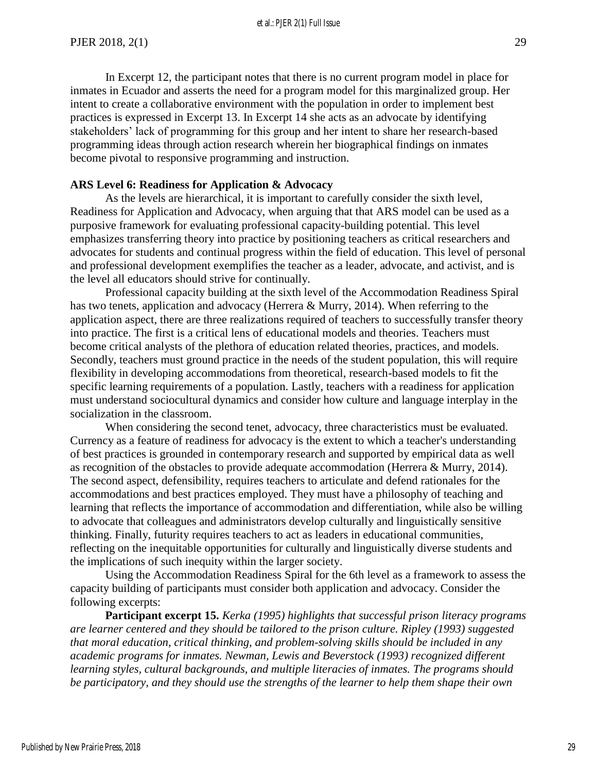In Excerpt 12, the participant notes that there is no current program model in place for inmates in Ecuador and asserts the need for a program model for this marginalized group. Her intent to create a collaborative environment with the population in order to implement best practices is expressed in Excerpt 13. In Excerpt 14 she acts as an advocate by identifying stakeholders' lack of programming for this group and her intent to share her research-based programming ideas through action research wherein her biographical findings on inmates become pivotal to responsive programming and instruction.

**ARS Level 6: Readiness for Application & Advocacy**

As the levels are hierarchical, it is important to carefully consider the sixth level, Readiness for Application and Advocacy, when arguing that that ARS model can be used as a purposive framework for evaluating professional capacity-building potential. This level emphasizes transferring theory into practice by positioning teachers as critical researchers and advocates for students and continual progress within the field of education. This level of personal and professional development exemplifies the teacher as a leader, advocate, and activist, and is the level all educators should strive for continually.

Professional capacity building at the sixth level of the Accommodation Readiness Spiral has two tenets, application and advocacy (Herrera & Murry, 2014). When referring to the application aspect, there are three realizations required of teachers to successfully transfer theory into practice. The first is a critical lens of educational models and theories. Teachers must become critical analysts of the plethora of education related theories, practices, and models. Secondly, teachers must ground practice in the needs of the student population, this will require flexibility in developing accommodations from theoretical, research-based models to fit the specific learning requirements of a population. Lastly, teachers with a readiness for application must understand sociocultural dynamics and consider how culture and language interplay in the socialization in the classroom.

When considering the second tenet, advocacy, three characteristics must be evaluated. Currency as a feature of readiness for advocacy is the extent to which a teacher's understanding of best practices is grounded in contemporary research and supported by empirical data as well as recognition of the obstacles to provide adequate accommodation (Herrera & Murry, 2014). The second aspect, defensibility, requires teachers to articulate and defend rationales for the accommodations and best practices employed. They must have a philosophy of teaching and learning that reflects the importance of accommodation and differentiation, while also be willing to advocate that colleagues and administrators develop culturally and linguistically sensitive thinking. Finally, futurity requires teachers to act as leaders in educational communities, reflecting on the inequitable opportunities for culturally and linguistically diverse students and the implications of such inequity within the larger society.

Using the Accommodation Readiness Spiral for the 6th level as a framework to assess the capacity building of participants must consider both application and advocacy. Consider the following excerpts:

**Participant excerpt 15.** *Kerka (1995) highlights that successful prison literacy programs are learner centered and they should be tailored to the prison culture. Ripley (1993) suggested that moral education, critical thinking, and problem-solving skills should be included in any academic programs for inmates. Newman, Lewis and Beverstock (1993) recognized different learning styles, cultural backgrounds, and multiple literacies of inmates. The programs should be participatory, and they should use the strengths of the learner to help them shape their own*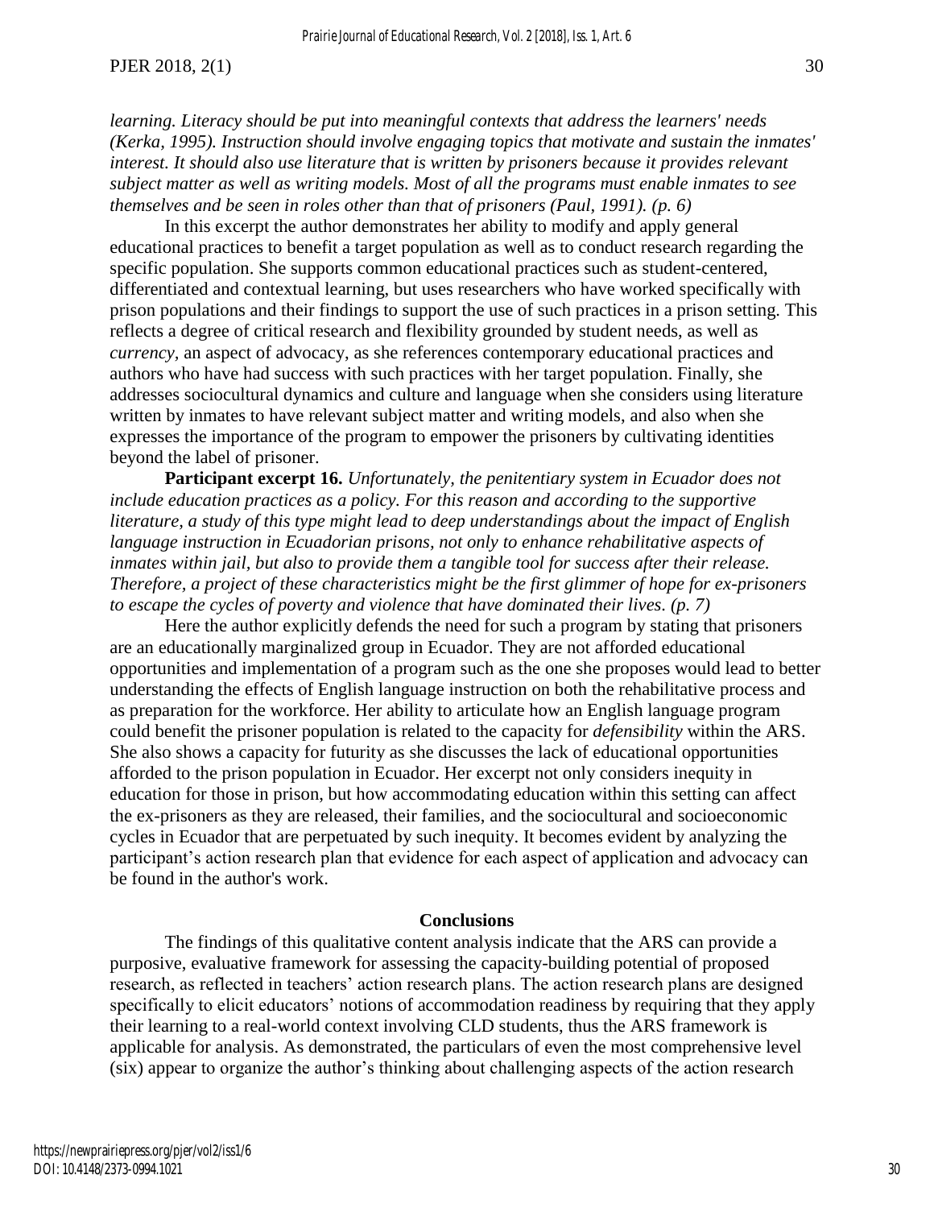*learning. Literacy should be put into meaningful contexts that address the learners' needs (Kerka, 1995). Instruction should involve engaging topics that motivate and sustain the inmates' interest. It should also use literature that is written by prisoners because it provides relevant subject matter as well as writing models. Most of all the programs must enable inmates to see themselves and be seen in roles other than that of prisoners (Paul, 1991). (p. 6)*

In this excerpt the author demonstrates her ability to modify and apply general educational practices to benefit a target population as well as to conduct research regarding the specific population. She supports common educational practices such as student-centered, differentiated and contextual learning, but uses researchers who have worked specifically with prison populations and their findings to support the use of such practices in a prison setting. This reflects a degree of critical research and flexibility grounded by student needs, as well as *currency*, an aspect of advocacy, as she references contemporary educational practices and authors who have had success with such practices with her target population. Finally, she addresses sociocultural dynamics and culture and language when she considers using literature written by inmates to have relevant subject matter and writing models, and also when she expresses the importance of the program to empower the prisoners by cultivating identities beyond the label of prisoner.

**Participant excerpt 16.** *Unfortunately, the penitentiary system in Ecuador does not include education practices as a policy. For this reason and according to the supportive literature, a study of this type might lead to deep understandings about the impact of English language instruction in Ecuadorian prisons, not only to enhance rehabilitative aspects of inmates within jail, but also to provide them a tangible tool for success after their release. Therefore, a project of these characteristics might be the first glimmer of hope for ex-prisoners to escape the cycles of poverty and violence that have dominated their lives. (p. 7)*

Here the author explicitly defends the need for such a program by stating that prisoners are an educationally marginalized group in Ecuador. They are not afforded educational opportunities and implementation of a program such as the one she proposes would lead to better understanding the effects of English language instruction on both the rehabilitative process and as preparation for the workforce. Her ability to articulate how an English language program could benefit the prisoner population is related to the capacity for *defensibility* within the ARS. She also shows a capacity for futurity as she discusses the lack of educational opportunities afforded to the prison population in Ecuador. Her excerpt not only considers inequity in education for those in prison, but how accommodating education within this setting can affect the ex-prisoners as they are released, their families, and the sociocultural and socioeconomic cycles in Ecuador that are perpetuated by such inequity. It becomes evident by analyzing the participant's action research plan that evidence for each aspect of application and advocacy can be found in the author's work.

## Conclusions

The findings of this qualitative content analysis indicate that the ARS can provide a purposive, evaluative framework for assessing the capacity-building potential of proposed research, as reflected in teachers' action research plans. The action research plans are designed specifically to elicit educators' notions of accommodation readiness by requiring that they apply their learning to a real-world context involving CLD students, thus the ARS framework is applicable for analysis. As demonstrated, the particulars of even the most comprehensive level (six) appear to organize the author's thinking about challenging aspects of the action research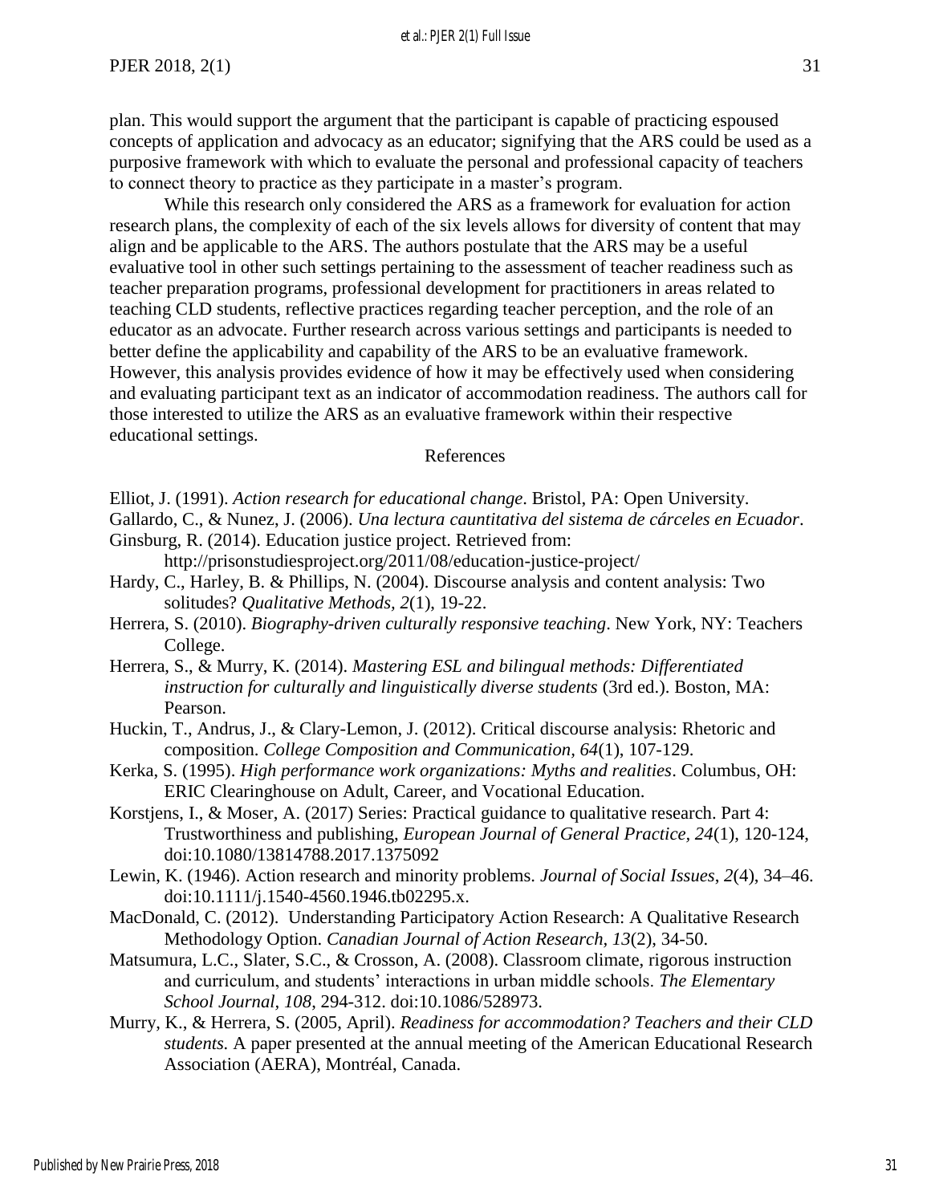plan. This would support the argument that the participant is capable of practicing espoused concepts of application and advocacy as an educator; signifying that the ARS could be used as a purposive framework with which to evaluate the personal and professional capacity of teachers to connect theory to practice as they participate in a master's program.

While this research only considered the ARS as a framework for evaluation for action research plans, the complexity of each of the six levels allows for diversity of content that may align and be applicable to the ARS. The authors postulate that the ARS may be a useful evaluative tool in other such settings pertaining to the assessment of teacher readiness such as teacher preparation programs, professional development for practitioners in areas related to teaching CLD students, reflective practices regarding teacher perception, and the role of an educator as an advocate. Further research across various settings and participants is needed to better define the applicability and capability of the ARS to be an evaluative framework. However, this analysis provides evidence of how it may be effectively used when considering and evaluating participant text as an indicator of accommodation readiness. The authors call for those interested to utilize the ARS as an evaluative framework within their respective educational settings.

## References

Elliot, J. (1991). *Action research for educational change*. Bristol, PA: Open University.

Gallardo, C., & Nunez, J. (2006). *Una lectura cauntitativa del sistema de cárceles en Ecuador*.

Ginsburg, R. (2014). Education justice project. Retrieved from: http://prisonstudiesproject.org/2011/08/education-justice-project/

Hardy, C., Harley, B. & Phillips, N. (2004). Discourse analysis and content analysis: Two solitudes? *Qualitative Methods*, *2*(1), 19-22.

Herrera, S. (2010). *Biography-driven culturally responsive teaching*. New York, NY: Teachers College.

Herrera, S., & Murry, K. (2014). *Mastering ESL and bilingual methods: Differentiated instruction for culturally and linguistically diverse students* (3rd ed.). Boston, MA: Pearson.

Huckin, T., Andrus, J., & Clary-Lemon, J. (2012). Critical discourse analysis: Rhetoric and composition. *College Composition and Communication*, *64*(1), 107-129.

Kerka, S. (1995). *High performance work organizations: Myths and realities*. Columbus, OH: ERIC Clearinghouse on Adult, Career, and Vocational Education.

Korstjens, I., & Moser, A. (2017) Series: Practical guidance to qualitative research. Part 4: Trustworthiness and publishing, *European Journal of General Practice*, *24*(1), 120-124, doi:10.1080/13814788.2017.1375092

Lewin, K. (1946). Action research and minority problems. *Journal of Social Issues*, *2*(4), 34–46. doi:10.1111/j.1540-4560.1946.tb02295.x.

MacDonald, C. (2012). Understanding Participatory Action Research: A Qualitative Research Methodology Option. *Canadian Journal of Action Research*, *13*(2), 34-50.

Matsumura, L.C., Slater, S.C., & Crosson, A. (2008). Classroom climate, rigorous instruction and curriculum, and students' interactions in urban middle schools. *The Elementary School Journal, 108*, 294-312. doi:10.1086/528973.

Murry, K., & Herrera, S. (2005, April). *Readiness for accommodation? Teachers and their CLD students.* A paper presented at the annual meeting of the American Educational Research Association (AERA), Montréal, Canada.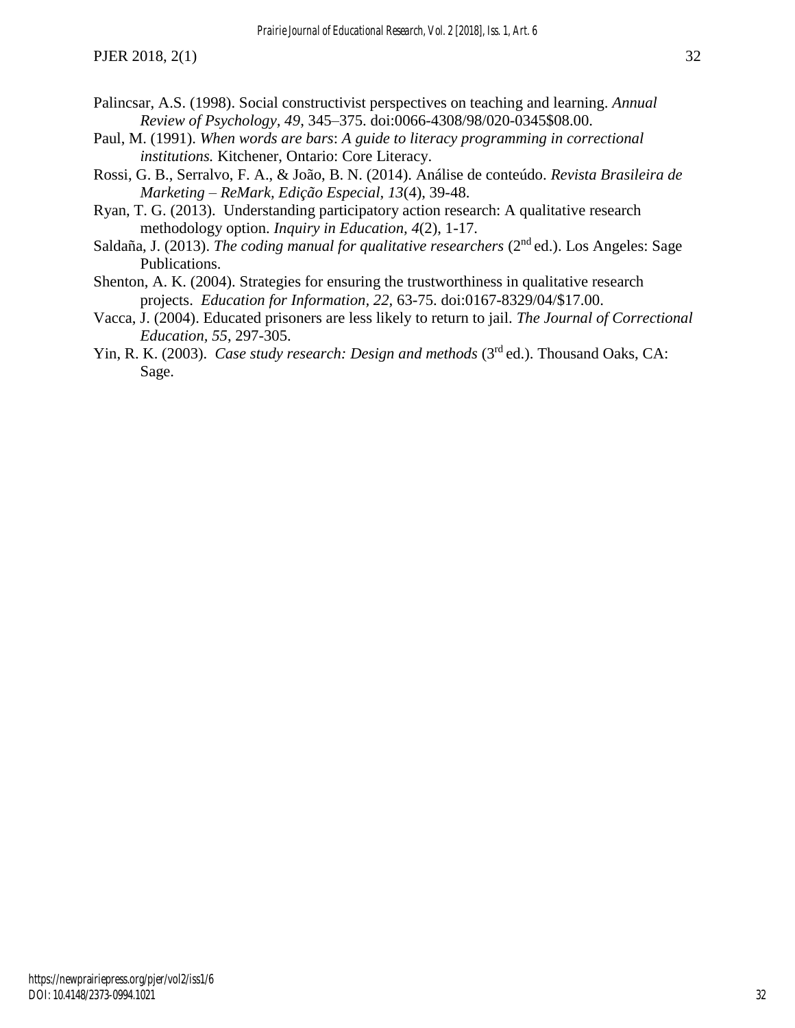Palincsar, A.S. (1998). Social constructivist perspectives on teaching and learning. *Annual Review of Psychology, 49*, 345–375. doi:0066-4308/98/020-0345$08.00.

Paul, M. (1991). *When words are bars*: *A guide to literacy programming in correctional institutions.* Kitchener, Ontario: Core Literacy.

Rossi, G. B., Serralvo, F. A., & João, B. N. (2014). Análise de conteúdo. *Revista Brasileira de Marketing – ReMark, Edição Especial, 13*(4), 39-48.

Ryan, T. G. (2013). Understanding participatory action research: A qualitative research methodology option. *Inquiry in Education, 4*(2), 1-17.

Saldaña, J. (2013). *The coding manual for qualitative researchers* (2nd ed.). Los Angeles: Sage Publications.

Shenton, A. K. (2004). Strategies for ensuring the trustworthiness in qualitative research projects. *Education for Information, 22*, 63-75. doi:0167-8329/04/$17.00.

Vacca, J. (2004). Educated prisoners are less likely to return to jail. *The Journal of Correctional Education, 55*, 297-305.

Yin, R. K. (2003). *Case study research: Design and methods* (3rd ed.). Thousand Oaks, CA: Sage.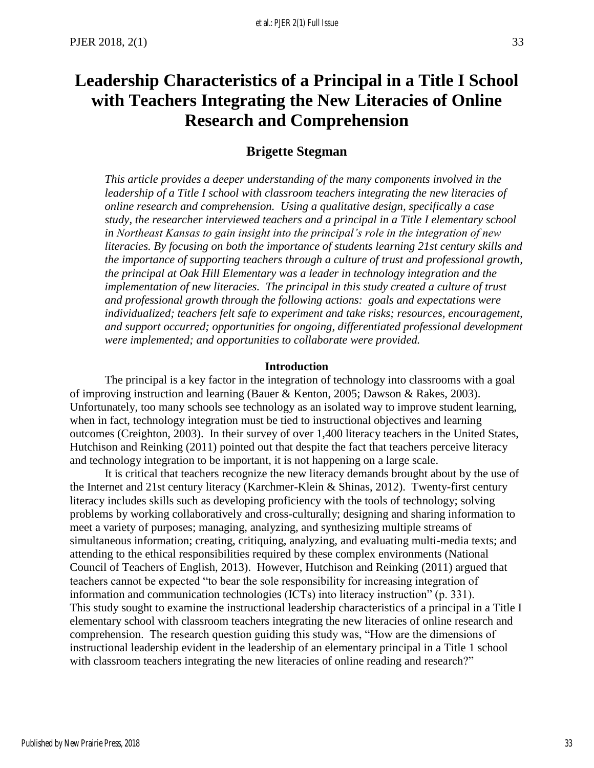# Leadership Characteristics of a Principal in a Title I School with Teachers Integrating the New Literacies of Online Research and Comprehension

## Brigette Stegman

*This article provides a deeper understanding of the many components involved in the leadership of a Title I school with classroom teachers integrating the new literacies of online research and comprehension. Using a qualitative design, specifically a case study, the researcher interviewed teachers and a principal in a Title I elementary school in Northeast Kansas to gain insight into the principal's role in the integration of new literacies. By focusing on both the importance of students learning 21st century skills and the importance of supporting teachers through a culture of trust and professional growth, the principal at Oak Hill Elementary was a leader in technology integration and the implementation of new literacies. The principal in this study created a culture of trust and professional growth through the following actions: goals and expectations were individualized; teachers felt safe to experiment and take risks; resources, encouragement, and support occurred; opportunities for ongoing, differentiated professional development were implemented; and opportunities to collaborate were provided.*

### Introduction

The principal is a key factor in the integration of technology into classrooms with a goal of improving instruction and learning (Bauer & Kenton, 2005; Dawson & Rakes, 2003). Unfortunately, too many schools see technology as an isolated way to improve student learning, when in fact, technology integration must be tied to instructional objectives and learning outcomes (Creighton, 2003). In their survey of over 1,400 literacy teachers in the United States, Hutchison and Reinking (2011) pointed out that despite the fact that teachers perceive literacy and technology integration to be important, it is not happening on a large scale.

It is critical that teachers recognize the new literacy demands brought about by the use of the Internet and 21st century literacy (Karchmer-Klein & Shinas, 2012). Twenty-first century literacy includes skills such as developing proficiency with the tools of technology; solving problems by working collaboratively and cross-culturally; designing and sharing information to meet a variety of purposes; managing, analyzing, and synthesizing multiple streams of simultaneous information; creating, critiquing, analyzing, and evaluating multi-media texts; and attending to the ethical responsibilities required by these complex environments (National Council of Teachers of English, 2013). However, Hutchison and Reinking (2011) argued that teachers cannot be expected "to bear the sole responsibility for increasing integration of information and communication technologies (ICTs) into literacy instruction" (p. 331). This study sought to examine the instructional leadership characteristics of a principal in a Title I elementary school with classroom teachers integrating the new literacies of online research and comprehension. The research question guiding this study was, "How are the dimensions of instructional leadership evident in the leadership of an elementary principal in a Title 1 school with classroom teachers integrating the new literacies of online reading and research?"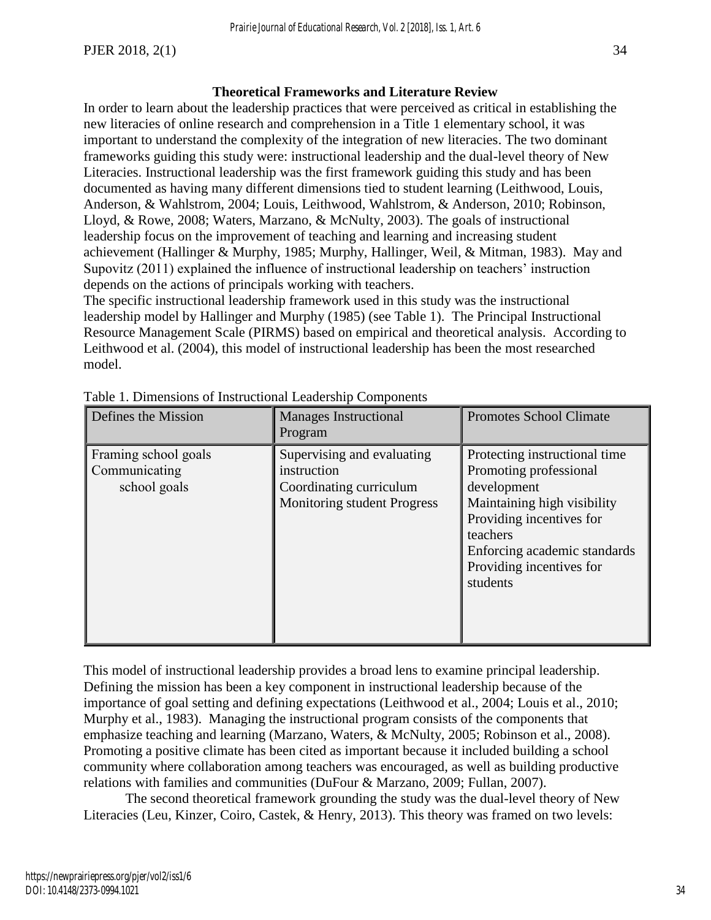## Theoretical Frameworks and Literature Review

In order to learn about the leadership practices that were perceived as critical in establishing the new literacies of online research and comprehension in a Title 1 elementary school, it was important to understand the complexity of the integration of new literacies. The two dominant frameworks guiding this study were: instructional leadership and the dual-level theory of New Literacies. Instructional leadership was the first framework guiding this study and has been documented as having many different dimensions tied to student learning (Leithwood, Louis, Anderson, & Wahlstrom, 2004; Louis, Leithwood, Wahlstrom, & Anderson, 2010; Robinson, Lloyd, & Rowe, 2008; Waters, Marzano, & McNulty, 2003). The goals of instructional leadership focus on the improvement of teaching and learning and increasing student achievement (Hallinger & Murphy, 1985; Murphy, Hallinger, Weil, & Mitman, 1983). May and Supovitz (2011) explained the influence of instructional leadership on teachers' instruction depends on the actions of principals working with teachers.

The specific instructional leadership framework used in this study was the instructional leadership model by Hallinger and Murphy (1985) (see Table 1). The Principal Instructional Resource Management Scale (PIRMS) based on empirical and theoretical analysis. According to Leithwood et al. (2004), this model of instructional leadership has been the most researched model.

Table 1. Dimensions of Instructional Leadership Components

| Defines the Mission | Manages Instructional Program | Promotes School Climate |
|---|---|---|
| Framing school goals<br>Communicating school goals | Supervising and evaluating instruction<br>Coordinating curriculum<br>Monitoring student Progress | Protecting instructional time<br>Promoting professional development<br>Maintaining high visibility<br>Providing incentives for teachers<br>Enforcing academic standards<br>Providing incentives for students |

This model of instructional leadership provides a broad lens to examine principal leadership. Defining the mission has been a key component in instructional leadership because of the importance of goal setting and defining expectations (Leithwood et al., 2004; Louis et al., 2010; Murphy et al., 1983). Managing the instructional program consists of the components that emphasize teaching and learning (Marzano, Waters, & McNulty, 2005; Robinson et al., 2008). Promoting a positive climate has been cited as important because it included building a school community where collaboration among teachers was encouraged, as well as building productive relations with families and communities (DuFour & Marzano, 2009; Fullan, 2007).

The second theoretical framework grounding the study was the dual-level theory of New Literacies (Leu, Kinzer, Coiro, Castek, & Henry, 2013). This theory was framed on two levels: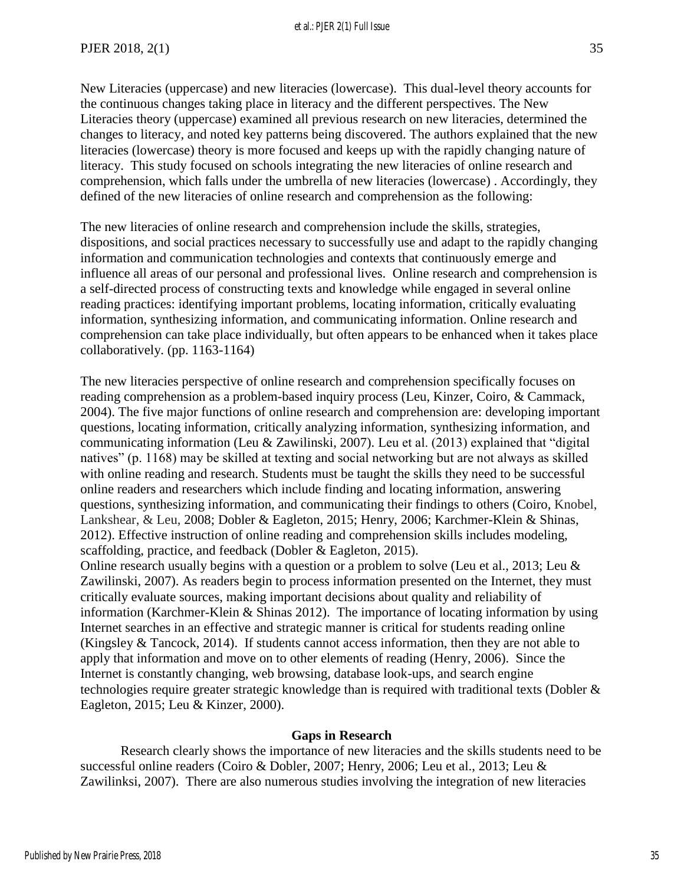New Literacies (uppercase) and new literacies (lowercase). This dual-level theory accounts for the continuous changes taking place in literacy and the different perspectives. The New Literacies theory (uppercase) examined all previous research on new literacies, determined the changes to literacy, and noted key patterns being discovered. The authors explained that the new literacies (lowercase) theory is more focused and keeps up with the rapidly changing nature of literacy. This study focused on schools integrating the new literacies of online research and comprehension, which falls under the umbrella of new literacies (lowercase) . Accordingly, they defined of the new literacies of online research and comprehension as the following:

The new literacies of online research and comprehension include the skills, strategies, dispositions, and social practices necessary to successfully use and adapt to the rapidly changing information and communication technologies and contexts that continuously emerge and influence all areas of our personal and professional lives. Online research and comprehension is a self-directed process of constructing texts and knowledge while engaged in several online reading practices: identifying important problems, locating information, critically evaluating information, synthesizing information, and communicating information. Online research and comprehension can take place individually, but often appears to be enhanced when it takes place collaboratively. (pp. 1163-1164)

The new literacies perspective of online research and comprehension specifically focuses on reading comprehension as a problem-based inquiry process (Leu, Kinzer, Coiro, & Cammack, 2004). The five major functions of online research and comprehension are: developing important questions, locating information, critically analyzing information, synthesizing information, and communicating information (Leu & Zawilinski, 2007). Leu et al. (2013) explained that "digital natives" (p. 1168) may be skilled at texting and social networking but are not always as skilled with online reading and research. Students must be taught the skills they need to be successful online readers and researchers which include finding and locating information, answering questions, synthesizing information, and communicating their findings to others (Coiro, Knobel, Lankshear, & Leu, 2008; Dobler & Eagleton, 2015; Henry, 2006; Karchmer-Klein & Shinas, 2012). Effective instruction of online reading and comprehension skills includes modeling, scaffolding, practice, and feedback (Dobler & Eagleton, 2015).

Online research usually begins with a question or a problem to solve (Leu et al., 2013; Leu & Zawilinski, 2007). As readers begin to process information presented on the Internet, they must critically evaluate sources, making important decisions about quality and reliability of information (Karchmer-Klein & Shinas 2012). The importance of locating information by using Internet searches in an effective and strategic manner is critical for students reading online (Kingsley & Tancock, 2014). If students cannot access information, then they are not able to apply that information and move on to other elements of reading (Henry, 2006). Since the Internet is constantly changing, web browsing, database look-ups, and search engine technologies require greater strategic knowledge than is required with traditional texts (Dobler & Eagleton, 2015; Leu & Kinzer, 2000).

## Gaps in Research

Research clearly shows the importance of new literacies and the skills students need to be successful online readers (Coiro & Dobler, 2007; Henry, 2006; Leu et al., 2013; Leu & Zawilinksi, 2007). There are also numerous studies involving the integration of new literacies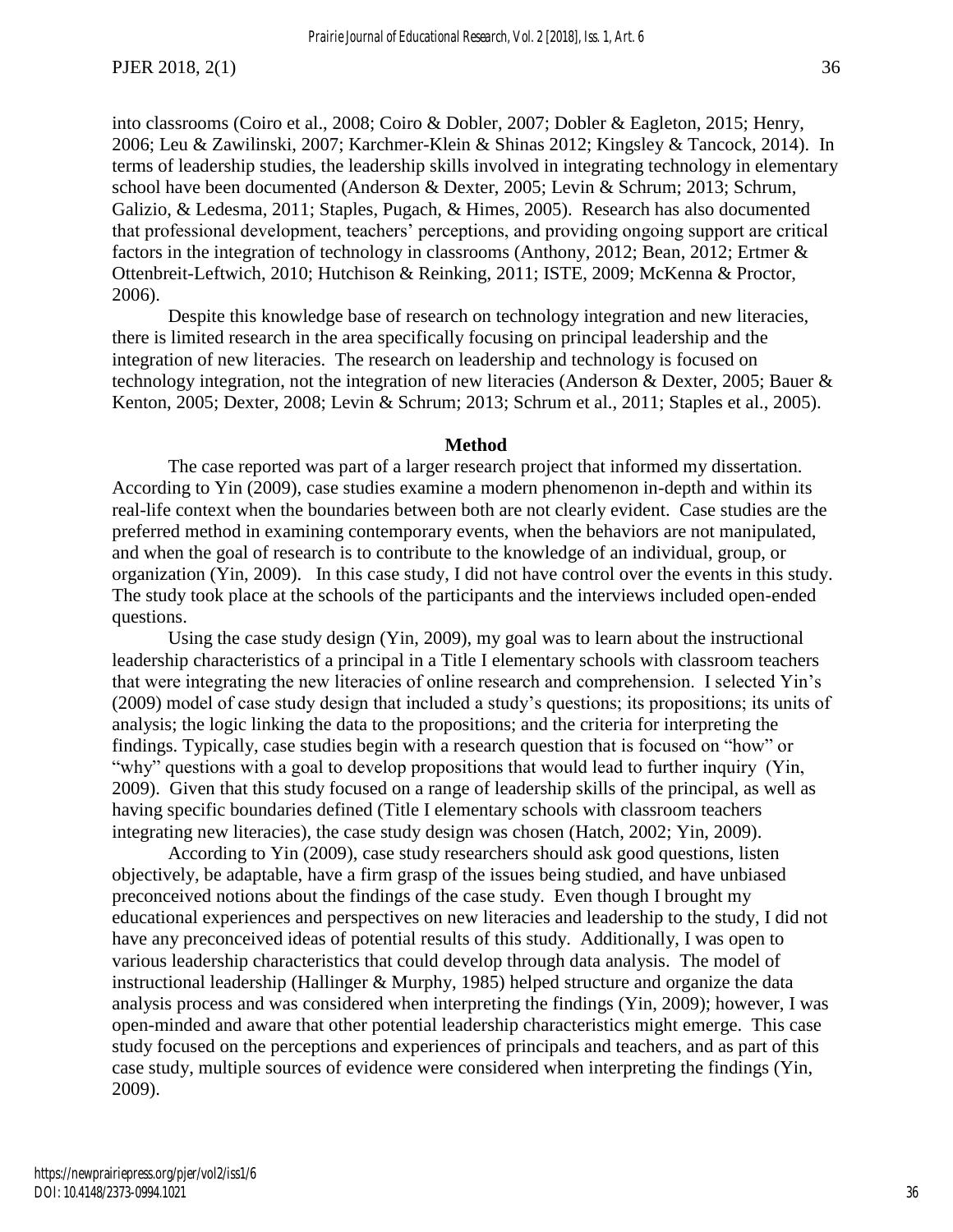into classrooms (Coiro et al., 2008; Coiro & Dobler, 2007; Dobler & Eagleton, 2015; Henry, 2006; Leu & Zawilinski, 2007; Karchmer-Klein & Shinas 2012; Kingsley & Tancock, 2014). In terms of leadership studies, the leadership skills involved in integrating technology in elementary school have been documented (Anderson & Dexter, 2005; Levin & Schrum; 2013; Schrum, Galizio, & Ledesma, 2011; Staples, Pugach, & Himes, 2005). Research has also documented that professional development, teachers' perceptions, and providing ongoing support are critical factors in the integration of technology in classrooms (Anthony, 2012; Bean, 2012; Ertmer & Ottenbreit-Leftwich, 2010; Hutchison & Reinking, 2011; ISTE, 2009; McKenna & Proctor, 2006).

Despite this knowledge base of research on technology integration and new literacies, there is limited research in the area specifically focusing on principal leadership and the integration of new literacies. The research on leadership and technology is focused on technology integration, not the integration of new literacies (Anderson & Dexter, 2005; Bauer & Kenton, 2005; Dexter, 2008; Levin & Schrum; 2013; Schrum et al., 2011; Staples et al., 2005).

## Method

The case reported was part of a larger research project that informed my dissertation. According to Yin (2009), case studies examine a modern phenomenon in-depth and within its real-life context when the boundaries between both are not clearly evident. Case studies are the preferred method in examining contemporary events, when the behaviors are not manipulated, and when the goal of research is to contribute to the knowledge of an individual, group, or organization (Yin, 2009). In this case study, I did not have control over the events in this study. The study took place at the schools of the participants and the interviews included open-ended questions.

Using the case study design (Yin, 2009), my goal was to learn about the instructional leadership characteristics of a principal in a Title I elementary schools with classroom teachers that were integrating the new literacies of online research and comprehension. I selected Yin's (2009) model of case study design that included a study's questions; its propositions; its units of analysis; the logic linking the data to the propositions; and the criteria for interpreting the findings. Typically, case studies begin with a research question that is focused on "how" or "why" questions with a goal to develop propositions that would lead to further inquiry (Yin, 2009). Given that this study focused on a range of leadership skills of the principal, as well as having specific boundaries defined (Title I elementary schools with classroom teachers integrating new literacies), the case study design was chosen (Hatch, 2002; Yin, 2009).

According to Yin (2009), case study researchers should ask good questions, listen objectively, be adaptable, have a firm grasp of the issues being studied, and have unbiased preconceived notions about the findings of the case study. Even though I brought my educational experiences and perspectives on new literacies and leadership to the study, I did not have any preconceived ideas of potential results of this study. Additionally, I was open to various leadership characteristics that could develop through data analysis. The model of instructional leadership (Hallinger & Murphy, 1985) helped structure and organize the data analysis process and was considered when interpreting the findings (Yin, 2009); however, I was open-minded and aware that other potential leadership characteristics might emerge. This case study focused on the perceptions and experiences of principals and teachers, and as part of this case study, multiple sources of evidence were considered when interpreting the findings (Yin, 2009).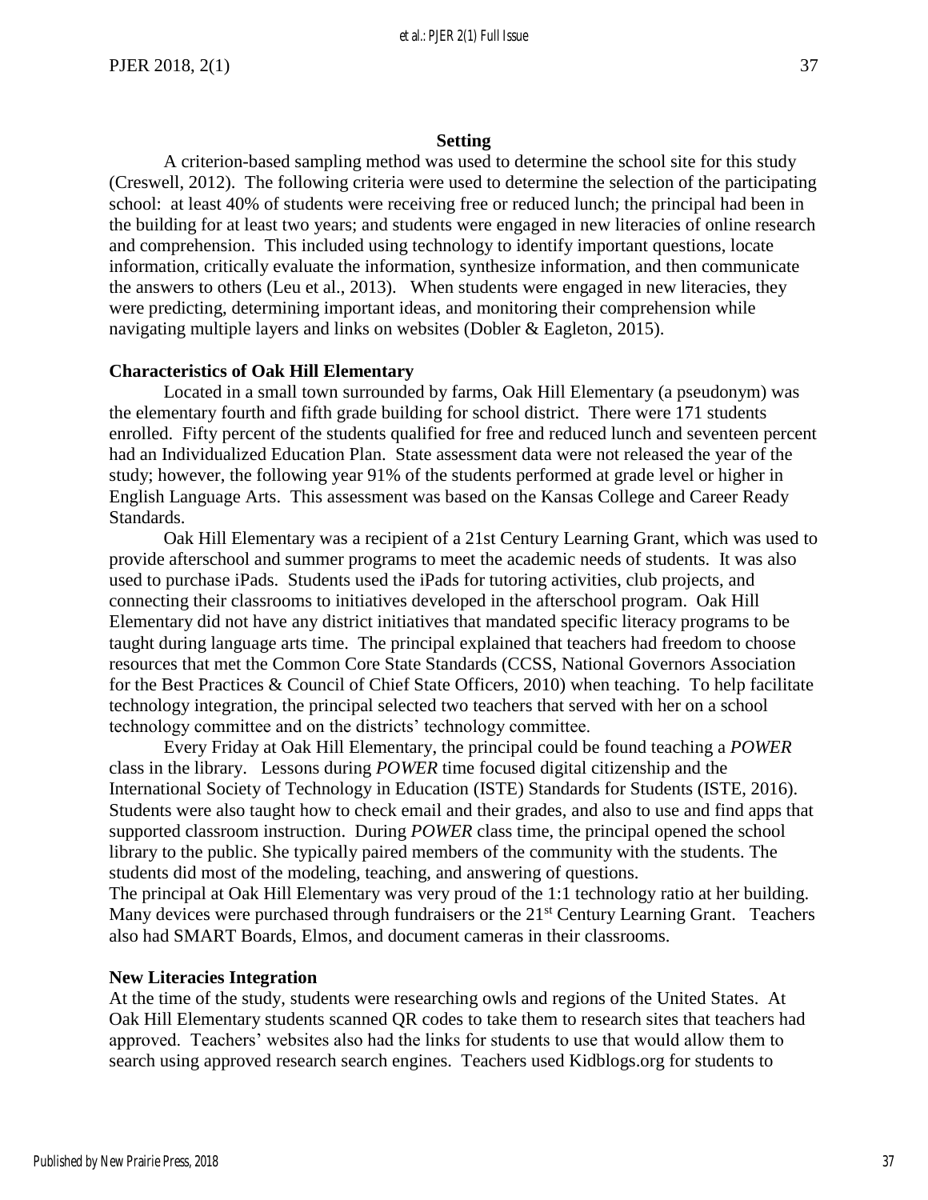## Setting

A criterion-based sampling method was used to determine the school site for this study (Creswell, 2012). The following criteria were used to determine the selection of the participating school: at least 40% of students were receiving free or reduced lunch; the principal had been in the building for at least two years; and students were engaged in new literacies of online research and comprehension. This included using technology to identify important questions, locate information, critically evaluate the information, synthesize information, and then communicate the answers to others (Leu et al., 2013). When students were engaged in new literacies, they were predicting, determining important ideas, and monitoring their comprehension while navigating multiple layers and links on websites (Dobler & Eagleton, 2015).

### Characteristics of Oak Hill Elementary

Located in a small town surrounded by farms, Oak Hill Elementary (a pseudonym) was the elementary fourth and fifth grade building for school district. There were 171 students enrolled. Fifty percent of the students qualified for free and reduced lunch and seventeen percent had an Individualized Education Plan. State assessment data were not released the year of the study; however, the following year 91% of the students performed at grade level or higher in English Language Arts. This assessment was based on the Kansas College and Career Ready Standards.

Oak Hill Elementary was a recipient of a 21st Century Learning Grant, which was used to provide afterschool and summer programs to meet the academic needs of students. It was also used to purchase iPads. Students used the iPads for tutoring activities, club projects, and connecting their classrooms to initiatives developed in the afterschool program. Oak Hill Elementary did not have any district initiatives that mandated specific literacy programs to be taught during language arts time. The principal explained that teachers had freedom to choose resources that met the Common Core State Standards (CCSS, National Governors Association for the Best Practices & Council of Chief State Officers, 2010) when teaching. To help facilitate technology integration, the principal selected two teachers that served with her on a school technology committee and on the districts' technology committee.

Every Friday at Oak Hill Elementary, the principal could be found teaching a *POWER* class in the library. Lessons during *POWER* time focused digital citizenship and the International Society of Technology in Education (ISTE) Standards for Students (ISTE, 2016). Students were also taught how to check email and their grades, and also to use and find apps that supported classroom instruction. During *POWER* class time, the principal opened the school library to the public. She typically paired members of the community with the students. The students did most of the modeling, teaching, and answering of questions.

The principal at Oak Hill Elementary was very proud of the 1:1 technology ratio at her building. Many devices were purchased through fundraisers or the 21st Century Learning Grant. Teachers also had SMART Boards, Elmos, and document cameras in their classrooms.

### New Literacies Integration

At the time of the study, students were researching owls and regions of the United States. At Oak Hill Elementary students scanned QR codes to take them to research sites that teachers had approved. Teachers' websites also had the links for students to use that would allow them to search using approved research search engines. Teachers used Kidblogs.org for students to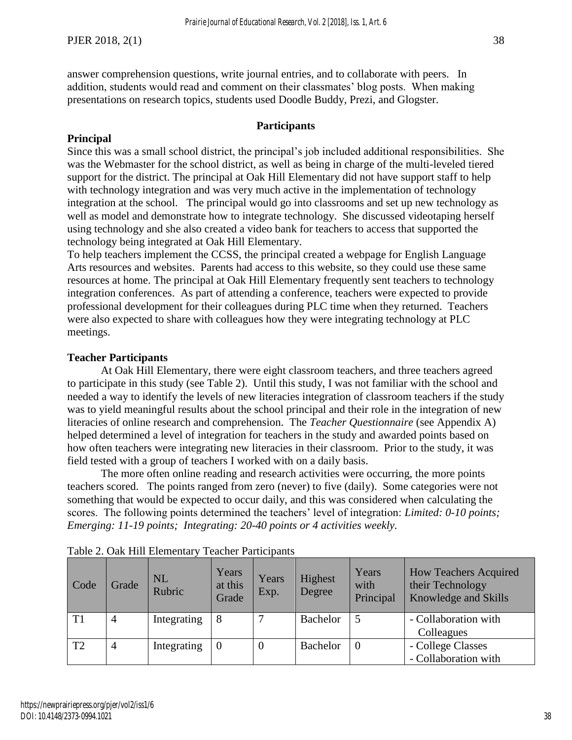answer comprehension questions, write journal entries, and to collaborate with peers. In addition, students would read and comment on their classmates' blog posts. When making presentations on research topics, students used Doodle Buddy, Prezi, and Glogster.

## Participants

### Principal

Since this was a small school district, the principal's job included additional responsibilities. She was the Webmaster for the school district, as well as being in charge of the multi-leveled tiered support for the district. The principal at Oak Hill Elementary did not have support staff to help with technology integration and was very much active in the implementation of technology integration at the school. The principal would go into classrooms and set up new technology as well as model and demonstrate how to integrate technology. She discussed videotaping herself using technology and she also created a video bank for teachers to access that supported the technology being integrated at Oak Hill Elementary.

To help teachers implement the CCSS, the principal created a webpage for English Language Arts resources and websites. Parents had access to this website, so they could use these same resources at home. The principal at Oak Hill Elementary frequently sent teachers to technology integration conferences. As part of attending a conference, teachers were expected to provide professional development for their colleagues during PLC time when they returned. Teachers were also expected to share with colleagues how they were integrating technology at PLC meetings.

### Teacher Participants

At Oak Hill Elementary, there were eight classroom teachers, and three teachers agreed to participate in this study (see Table 2). Until this study, I was not familiar with the school and needed a way to identify the levels of new literacies integration of classroom teachers if the study was to yield meaningful results about the school principal and their role in the integration of new literacies of online research and comprehension. The *Teacher Questionnaire* (see Appendix A) helped determined a level of integration for teachers in the study and awarded points based on how often teachers were integrating new literacies in their classroom. Prior to the study, it was field tested with a group of teachers I worked with on a daily basis.

The more often online reading and research activities were occurring, the more points teachers scored. The points ranged from zero (never) to five (daily). Some categories were not something that would be expected to occur daily, and this was considered when calculating the scores. The following points determined the teachers' level of integration: *Limited: 0-10 points; Emerging: 11-19 points; Integrating: 20-40 points or 4 activities weekly.*

Table 2. Oak Hill Elementary Teacher Participants

| Code | Grade | NL Rubric | Years at this Grade | Years Exp. | Highest Degree | Years with Principal | How Teachers Acquired their Technology Knowledge and Skills |
|---|---|---|---|---|---|---|---|
| T1 | 4 | Integrating | 8 | 7 | Bachelor | 5 | - Collaboration with Colleagues |
| T2 | 4 | Integrating | 0 | 0 | Bachelor | 0 | - College Classes<br>- Collaboration with |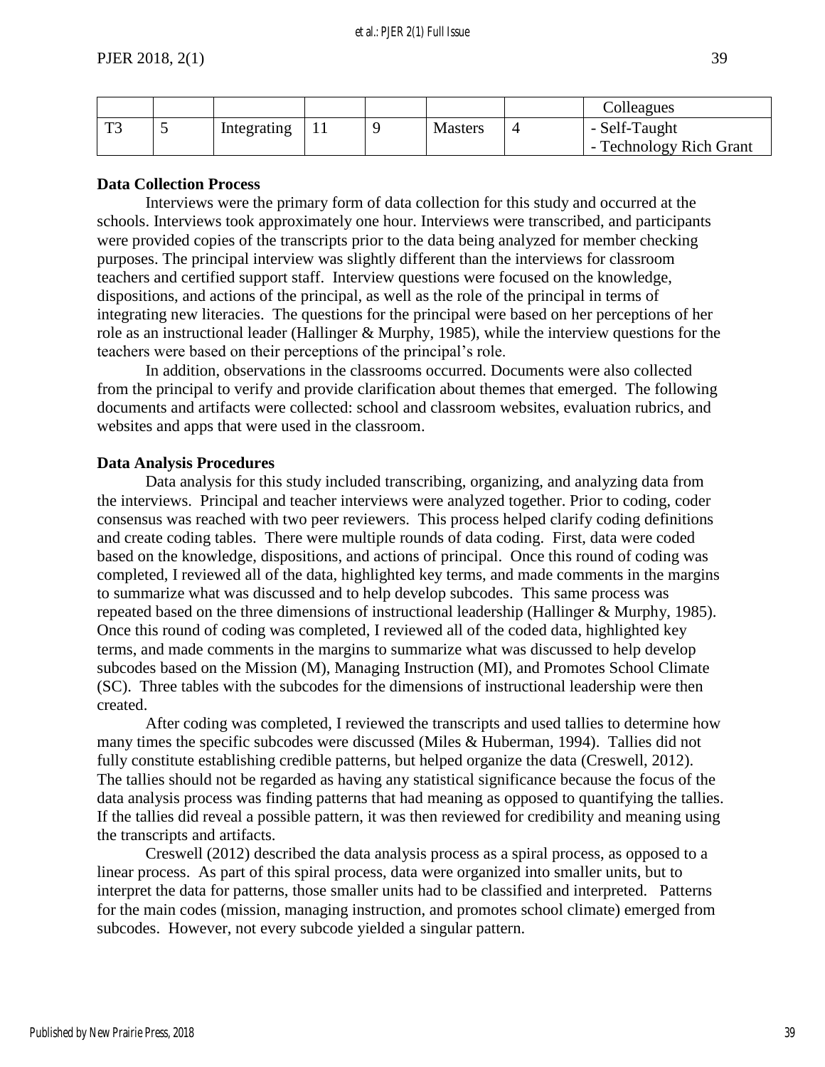|  |  |  |  |  |  |  | Colleagues |
| --- | --- | --- | --- | --- | --- | --- | --- |
| T3 | 5 | Integrating | 11 | 9 | Masters | 4 | - Self-Taught<br>- Technology Rich Grant |

**Data Collection Process**

Interviews were the primary form of data collection for this study and occurred at the schools. Interviews took approximately one hour. Interviews were transcribed, and participants were provided copies of the transcripts prior to the data being analyzed for member checking purposes. The principal interview was slightly different than the interviews for classroom teachers and certified support staff. Interview questions were focused on the knowledge, dispositions, and actions of the principal, as well as the role of the principal in terms of integrating new literacies. The questions for the principal were based on her perceptions of her role as an instructional leader (Hallinger & Murphy, 1985), while the interview questions for the teachers were based on their perceptions of the principal's role.

In addition, observations in the classrooms occurred. Documents were also collected from the principal to verify and provide clarification about themes that emerged. The following documents and artifacts were collected: school and classroom websites, evaluation rubrics, and websites and apps that were used in the classroom.

**Data Analysis Procedures**

Data analysis for this study included transcribing, organizing, and analyzing data from the interviews. Principal and teacher interviews were analyzed together. Prior to coding, coder consensus was reached with two peer reviewers. This process helped clarify coding definitions and create coding tables. There were multiple rounds of data coding. First, data were coded based on the knowledge, dispositions, and actions of principal. Once this round of coding was completed, I reviewed all of the data, highlighted key terms, and made comments in the margins to summarize what was discussed and to help develop subcodes. This same process was repeated based on the three dimensions of instructional leadership (Hallinger & Murphy, 1985). Once this round of coding was completed, I reviewed all of the coded data, highlighted key terms, and made comments in the margins to summarize what was discussed to help develop subcodes based on the Mission (M), Managing Instruction (MI), and Promotes School Climate (SC). Three tables with the subcodes for the dimensions of instructional leadership were then created.

After coding was completed, I reviewed the transcripts and used tallies to determine how many times the specific subcodes were discussed (Miles & Huberman, 1994). Tallies did not fully constitute establishing credible patterns, but helped organize the data (Creswell, 2012). The tallies should not be regarded as having any statistical significance because the focus of the data analysis process was finding patterns that had meaning as opposed to quantifying the tallies. If the tallies did reveal a possible pattern, it was then reviewed for credibility and meaning using the transcripts and artifacts.

Creswell (2012) described the data analysis process as a spiral process, as opposed to a linear process. As part of this spiral process, data were organized into smaller units, but to interpret the data for patterns, those smaller units had to be classified and interpreted. Patterns for the main codes (mission, managing instruction, and promotes school climate) emerged from subcodes. However, not every subcode yielded a singular pattern.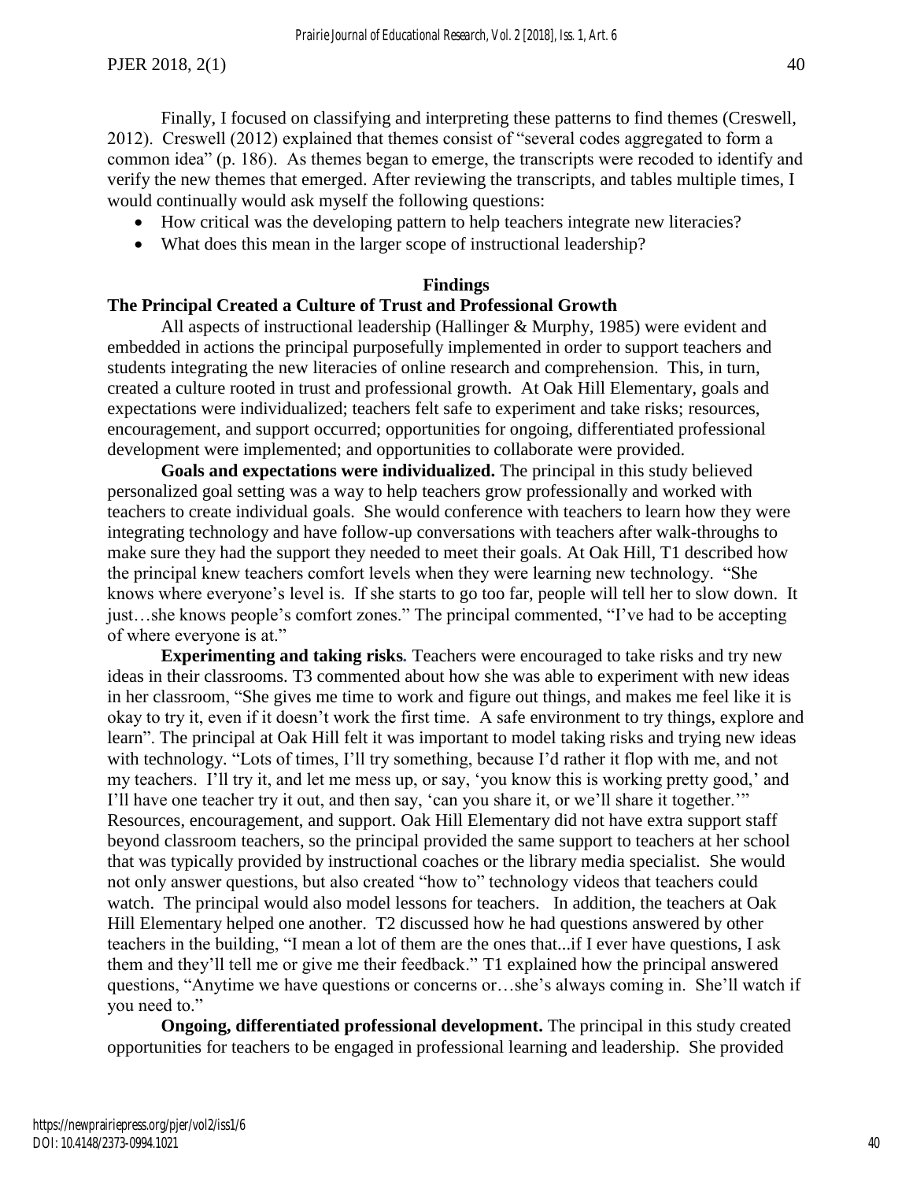Finally, I focused on classifying and interpreting these patterns to find themes (Creswell, 2012). Creswell (2012) explained that themes consist of "several codes aggregated to form a common idea" (p. 186). As themes began to emerge, the transcripts were recoded to identify and verify the new themes that emerged. After reviewing the transcripts, and tables multiple times, I would continually would ask myself the following questions:

- How critical was the developing pattern to help teachers integrate new literacies?
- What does this mean in the larger scope of instructional leadership?

## Findings

### The Principal Created a Culture of Trust and Professional Growth

All aspects of instructional leadership (Hallinger & Murphy, 1985) were evident and embedded in actions the principal purposefully implemented in order to support teachers and students integrating the new literacies of online research and comprehension. This, in turn, created a culture rooted in trust and professional growth. At Oak Hill Elementary, goals and expectations were individualized; teachers felt safe to experiment and take risks; resources, encouragement, and support occurred; opportunities for ongoing, differentiated professional development were implemented; and opportunities to collaborate were provided.

**Goals and expectations were individualized.** The principal in this study believed personalized goal setting was a way to help teachers grow professionally and worked with teachers to create individual goals. She would conference with teachers to learn how they were integrating technology and have follow-up conversations with teachers after walk-throughs to make sure they had the support they needed to meet their goals. At Oak Hill, T1 described how the principal knew teachers comfort levels when they were learning new technology. "She knows where everyone's level is. If she starts to go too far, people will tell her to slow down. It just…she knows people's comfort zones." The principal commented, "I've had to be accepting of where everyone is at."

**Experimenting and taking risks***.* Teachers were encouraged to take risks and try new ideas in their classrooms. T3 commented about how she was able to experiment with new ideas in her classroom, "She gives me time to work and figure out things, and makes me feel like it is okay to try it, even if it doesn't work the first time. A safe environment to try things, explore and learn". The principal at Oak Hill felt it was important to model taking risks and trying new ideas with technology. "Lots of times, I'll try something, because I'd rather it flop with me, and not my teachers. I'll try it, and let me mess up, or say, 'you know this is working pretty good,' and I'll have one teacher try it out, and then say, 'can you share it, or we'll share it together.'" Resources, encouragement, and support. Oak Hill Elementary did not have extra support staff beyond classroom teachers, so the principal provided the same support to teachers at her school that was typically provided by instructional coaches or the library media specialist. She would not only answer questions, but also created "how to" technology videos that teachers could watch. The principal would also model lessons for teachers. In addition, the teachers at Oak Hill Elementary helped one another. T2 discussed how he had questions answered by other teachers in the building, "I mean a lot of them are the ones that...if I ever have questions, I ask them and they'll tell me or give me their feedback." T1 explained how the principal answered questions, "Anytime we have questions or concerns or…she's always coming in. She'll watch if you need to."

**Ongoing, differentiated professional development.** The principal in this study created opportunities for teachers to be engaged in professional learning and leadership. She provided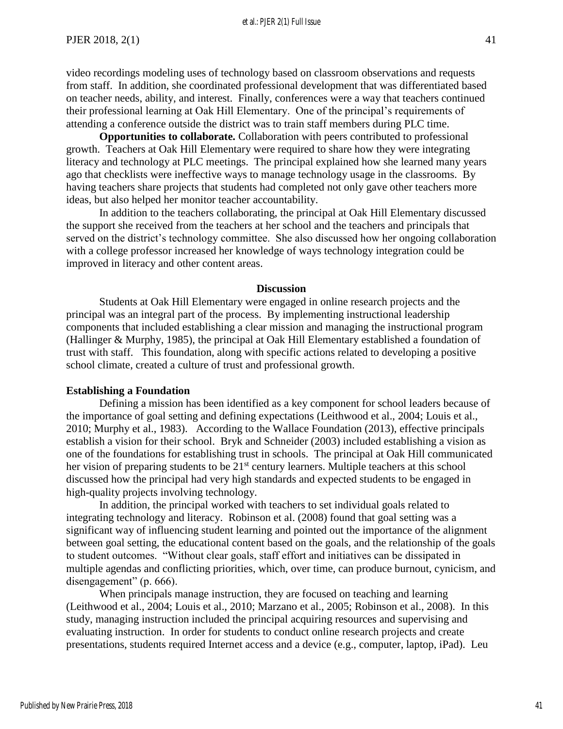video recordings modeling uses of technology based on classroom observations and requests from staff. In addition, she coordinated professional development that was differentiated based on teacher needs, ability, and interest. Finally, conferences were a way that teachers continued their professional learning at Oak Hill Elementary. One of the principal's requirements of attending a conference outside the district was to train staff members during PLC time.

**Opportunities to collaborate.** Collaboration with peers contributed to professional growth. Teachers at Oak Hill Elementary were required to share how they were integrating literacy and technology at PLC meetings. The principal explained how she learned many years ago that checklists were ineffective ways to manage technology usage in the classrooms. By having teachers share projects that students had completed not only gave other teachers more ideas, but also helped her monitor teacher accountability.

In addition to the teachers collaborating, the principal at Oak Hill Elementary discussed the support she received from the teachers at her school and the teachers and principals that served on the district's technology committee. She also discussed how her ongoing collaboration with a college professor increased her knowledge of ways technology integration could be improved in literacy and other content areas.

## Discussion

Students at Oak Hill Elementary were engaged in online research projects and the principal was an integral part of the process. By implementing instructional leadership components that included establishing a clear mission and managing the instructional program (Hallinger & Murphy, 1985), the principal at Oak Hill Elementary established a foundation of trust with staff. This foundation, along with specific actions related to developing a positive school climate, created a culture of trust and professional growth.

### Establishing a Foundation

Defining a mission has been identified as a key component for school leaders because of the importance of goal setting and defining expectations (Leithwood et al., 2004; Louis et al., 2010; Murphy et al., 1983). According to the Wallace Foundation (2013), effective principals establish a vision for their school. Bryk and Schneider (2003) included establishing a vision as one of the foundations for establishing trust in schools. The principal at Oak Hill communicated her vision of preparing students to be 21st century learners. Multiple teachers at this school discussed how the principal had very high standards and expected students to be engaged in high-quality projects involving technology.

In addition, the principal worked with teachers to set individual goals related to integrating technology and literacy. Robinson et al. (2008) found that goal setting was a significant way of influencing student learning and pointed out the importance of the alignment between goal setting, the educational content based on the goals, and the relationship of the goals to student outcomes. "Without clear goals, staff effort and initiatives can be dissipated in multiple agendas and conflicting priorities, which, over time, can produce burnout, cynicism, and disengagement" (p. 666).

When principals manage instruction, they are focused on teaching and learning (Leithwood et al., 2004; Louis et al., 2010; Marzano et al., 2005; Robinson et al., 2008). In this study, managing instruction included the principal acquiring resources and supervising and evaluating instruction. In order for students to conduct online research projects and create presentations, students required Internet access and a device (e.g., computer, laptop, iPad). Leu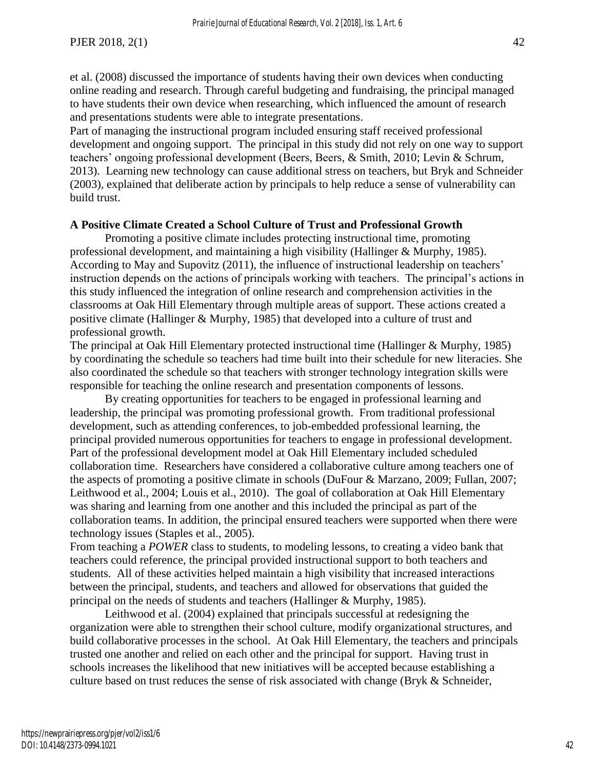et al. (2008) discussed the importance of students having their own devices when conducting online reading and research. Through careful budgeting and fundraising, the principal managed to have students their own device when researching, which influenced the amount of research and presentations students were able to integrate presentations.

Part of managing the instructional program included ensuring staff received professional development and ongoing support. The principal in this study did not rely on one way to support teachers' ongoing professional development (Beers, Beers, & Smith, 2010; Levin & Schrum, 2013). Learning new technology can cause additional stress on teachers, but Bryk and Schneider (2003), explained that deliberate action by principals to help reduce a sense of vulnerability can build trust.

**A Positive Climate Created a School Culture of Trust and Professional Growth**

Promoting a positive climate includes protecting instructional time, promoting professional development, and maintaining a high visibility (Hallinger & Murphy, 1985). According to May and Supovitz (2011), the influence of instructional leadership on teachers' instruction depends on the actions of principals working with teachers. The principal's actions in this study influenced the integration of online research and comprehension activities in the classrooms at Oak Hill Elementary through multiple areas of support. These actions created a positive climate (Hallinger & Murphy, 1985) that developed into a culture of trust and professional growth.

The principal at Oak Hill Elementary protected instructional time (Hallinger & Murphy, 1985) by coordinating the schedule so teachers had time built into their schedule for new literacies. She also coordinated the schedule so that teachers with stronger technology integration skills were responsible for teaching the online research and presentation components of lessons.

By creating opportunities for teachers to be engaged in professional learning and leadership, the principal was promoting professional growth. From traditional professional development, such as attending conferences, to job-embedded professional learning, the principal provided numerous opportunities for teachers to engage in professional development. Part of the professional development model at Oak Hill Elementary included scheduled collaboration time. Researchers have considered a collaborative culture among teachers one of the aspects of promoting a positive climate in schools (DuFour & Marzano, 2009; Fullan, 2007; Leithwood et al., 2004; Louis et al., 2010). The goal of collaboration at Oak Hill Elementary was sharing and learning from one another and this included the principal as part of the collaboration teams. In addition, the principal ensured teachers were supported when there were technology issues (Staples et al., 2005).

From teaching a *POWER* class to students, to modeling lessons, to creating a video bank that teachers could reference, the principal provided instructional support to both teachers and students. All of these activities helped maintain a high visibility that increased interactions between the principal, students, and teachers and allowed for observations that guided the principal on the needs of students and teachers (Hallinger & Murphy, 1985).

Leithwood et al. (2004) explained that principals successful at redesigning the organization were able to strengthen their school culture, modify organizational structures, and build collaborative processes in the school. At Oak Hill Elementary, the teachers and principals trusted one another and relied on each other and the principal for support. Having trust in schools increases the likelihood that new initiatives will be accepted because establishing a culture based on trust reduces the sense of risk associated with change (Bryk & Schneider,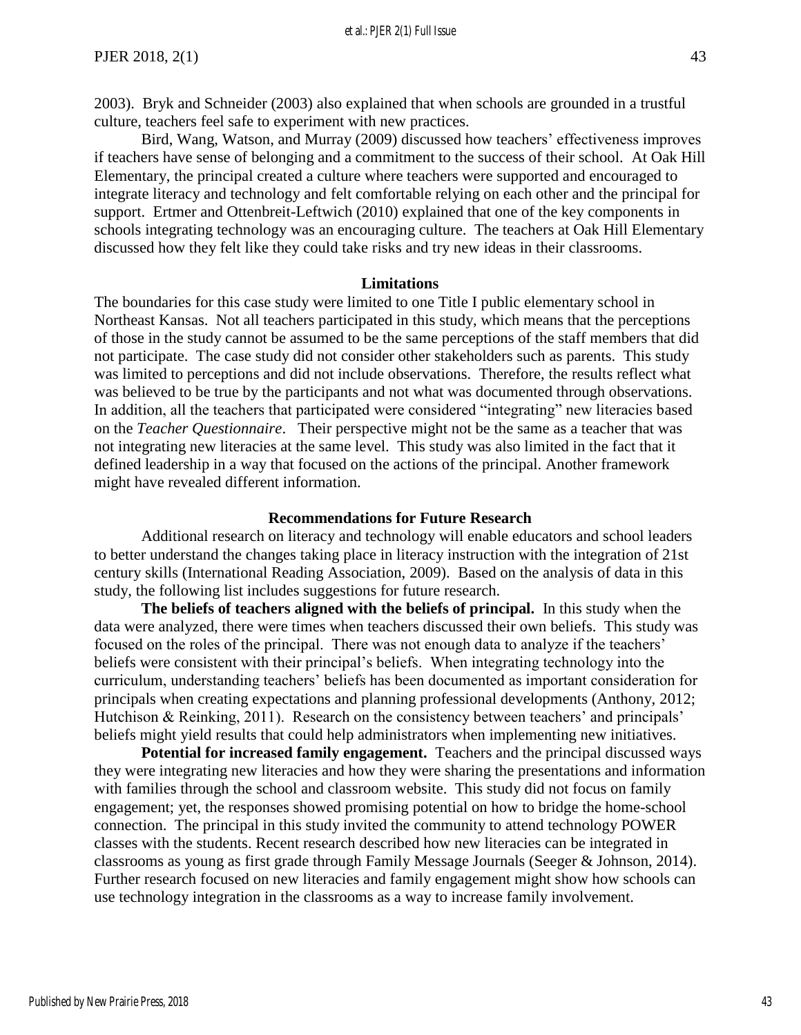2003). Bryk and Schneider (2003) also explained that when schools are grounded in a trustful culture, teachers feel safe to experiment with new practices.

Bird, Wang, Watson, and Murray (2009) discussed how teachers' effectiveness improves if teachers have sense of belonging and a commitment to the success of their school. At Oak Hill Elementary, the principal created a culture where teachers were supported and encouraged to integrate literacy and technology and felt comfortable relying on each other and the principal for support. Ertmer and Ottenbreit-Leftwich (2010) explained that one of the key components in schools integrating technology was an encouraging culture. The teachers at Oak Hill Elementary discussed how they felt like they could take risks and try new ideas in their classrooms.

## Limitations

The boundaries for this case study were limited to one Title I public elementary school in Northeast Kansas. Not all teachers participated in this study, which means that the perceptions of those in the study cannot be assumed to be the same perceptions of the staff members that did not participate. The case study did not consider other stakeholders such as parents. This study was limited to perceptions and did not include observations. Therefore, the results reflect what was believed to be true by the participants and not what was documented through observations. In addition, all the teachers that participated were considered "integrating" new literacies based on the *Teacher Questionnaire*. Their perspective might not be the same as a teacher that was not integrating new literacies at the same level. This study was also limited in the fact that it defined leadership in a way that focused on the actions of the principal. Another framework might have revealed different information.

## Recommendations for Future Research

Additional research on literacy and technology will enable educators and school leaders to better understand the changes taking place in literacy instruction with the integration of 21st century skills (International Reading Association, 2009). Based on the analysis of data in this study, the following list includes suggestions for future research.

**The beliefs of teachers aligned with the beliefs of principal.** In this study when the data were analyzed, there were times when teachers discussed their own beliefs. This study was focused on the roles of the principal. There was not enough data to analyze if the teachers' beliefs were consistent with their principal's beliefs. When integrating technology into the curriculum, understanding teachers' beliefs has been documented as important consideration for principals when creating expectations and planning professional developments (Anthony, 2012; Hutchison & Reinking, 2011). Research on the consistency between teachers' and principals' beliefs might yield results that could help administrators when implementing new initiatives.

**Potential for increased family engagement.** Teachers and the principal discussed ways they were integrating new literacies and how they were sharing the presentations and information with families through the school and classroom website. This study did not focus on family engagement; yet, the responses showed promising potential on how to bridge the home-school connection. The principal in this study invited the community to attend technology POWER classes with the students. Recent research described how new literacies can be integrated in classrooms as young as first grade through Family Message Journals (Seeger & Johnson, 2014). Further research focused on new literacies and family engagement might show how schools can use technology integration in the classrooms as a way to increase family involvement.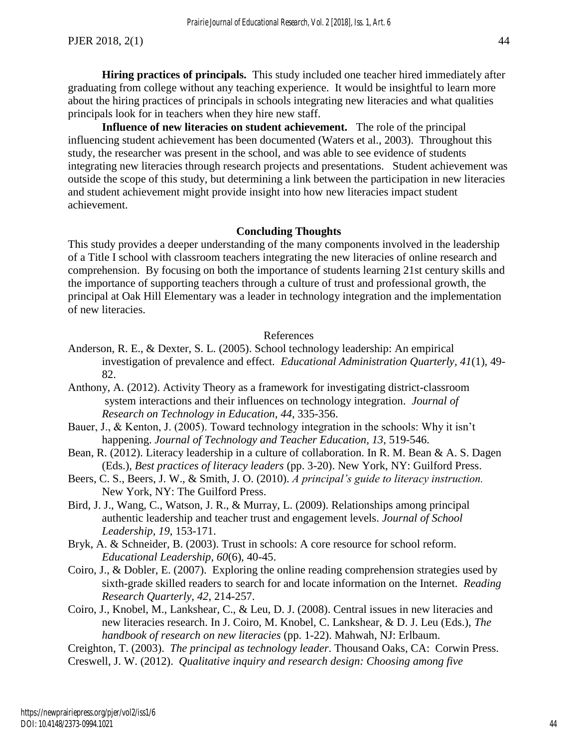**Hiring practices of principals.** This study included one teacher hired immediately after graduating from college without any teaching experience. It would be insightful to learn more about the hiring practices of principals in schools integrating new literacies and what qualities principals look for in teachers when they hire new staff.

**Influence of new literacies on student achievement.** The role of the principal influencing student achievement has been documented (Waters et al., 2003). Throughout this study, the researcher was present in the school, and was able to see evidence of students integrating new literacies through research projects and presentations. Student achievement was outside the scope of this study, but determining a link between the participation in new literacies and student achievement might provide insight into how new literacies impact student achievement.

## Concluding Thoughts

This study provides a deeper understanding of the many components involved in the leadership of a Title I school with classroom teachers integrating the new literacies of online research and comprehension. By focusing on both the importance of students learning 21st century skills and the importance of supporting teachers through a culture of trust and professional growth, the principal at Oak Hill Elementary was a leader in technology integration and the implementation of new literacies.

## References

Anderson, R. E., & Dexter, S. L. (2005). School technology leadership: An empirical investigation of prevalence and effect. *Educational Administration Quarterly, 41*(1), 49-82.

Anthony, A. (2012). Activity Theory as a framework for investigating district-classroom system interactions and their influences on technology integration. *Journal of Research on Technology in Education, 44*, 335-356.

Bauer, J., & Kenton, J. (2005). Toward technology integration in the schools: Why it isn't happening. *Journal of Technology and Teacher Education, 13*, 519-546.

Bean, R. (2012). Literacy leadership in a culture of collaboration. In R. M. Bean & A. S. Dagen (Eds.), *Best practices of literacy leaders* (pp. 3-20). New York, NY: Guilford Press.

Beers, C. S., Beers, J. W., & Smith, J. O. (2010). *A principal's guide to literacy instruction.* New York, NY: The Guilford Press.

Bird, J. J., Wang, C., Watson, J. R., & Murray, L. (2009). Relationships among principal authentic leadership and teacher trust and engagement levels. *Journal of School Leadership, 19*, 153-171.

Bryk, A. & Schneider, B. (2003). Trust in schools: A core resource for school reform. *Educational Leadership, 60*(6), 40-45.

Coiro, J., & Dobler, E. (2007). Exploring the online reading comprehension strategies used by sixth-grade skilled readers to search for and locate information on the Internet. *Reading Research Quarterly, 42*, 214-257.

Coiro, J., Knobel, M., Lankshear, C., & Leu, D. J. (2008). Central issues in new literacies and new literacies research. In J. Coiro, M. Knobel, C. Lankshear, & D. J. Leu (Eds.), *The handbook of research on new literacies* (pp. 1-22). Mahwah, NJ: Erlbaum.

Creighton, T. (2003). *The principal as technology leader.* Thousand Oaks, CA: Corwin Press.

Creswell, J. W. (2012). *Qualitative inquiry and research design: Choosing among five*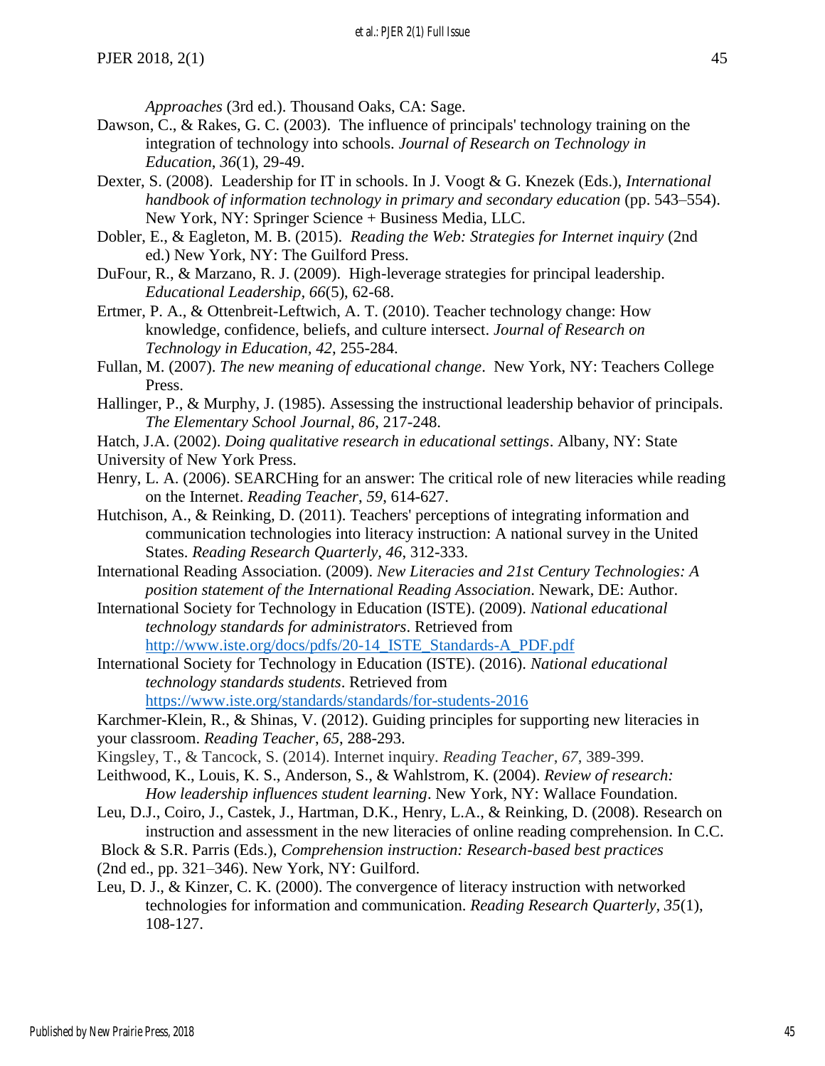*Approaches* (3rd ed.). Thousand Oaks, CA: Sage.

Dawson, C., & Rakes, G. C. (2003). The influence of principals' technology training on the integration of technology into schools. *Journal of Research on Technology in Education*, *36*(1), 29-49.

Dexter, S. (2008). Leadership for IT in schools. In J. Voogt & G. Knezek (Eds.), *International handbook of information technology in primary and secondary education* (pp. 543–554). New York, NY: Springer Science + Business Media, LLC.

Dobler, E., & Eagleton, M. B. (2015). *Reading the Web: Strategies for Internet inquiry* (2nd ed.) New York, NY: The Guilford Press.

DuFour, R., & Marzano, R. J. (2009). High-leverage strategies for principal leadership. *Educational Leadership*, *66*(5), 62-68.

Ertmer, P. A., & Ottenbreit-Leftwich, A. T. (2010). Teacher technology change: How knowledge, confidence, beliefs, and culture intersect. *Journal of Research on Technology in Education, 42*, 255-284.

Fullan, M. (2007). *The new meaning of educational change*. New York, NY: Teachers College Press.

Hallinger, P., & Murphy, J. (1985). Assessing the instructional leadership behavior of principals. *The Elementary School Journal, 86*, 217-248.

Hatch, J.A. (2002). *Doing qualitative research in educational settings*. Albany, NY: State University of New York Press.

Henry, L. A. (2006). SEARCHing for an answer: The critical role of new literacies while reading on the Internet. *Reading Teacher*, *59*, 614-627.

Hutchison, A., & Reinking, D. (2011). Teachers' perceptions of integrating information and communication technologies into literacy instruction: A national survey in the United States. *Reading Research Quarterly, 46*, 312-333.

International Reading Association. (2009). *New Literacies and 21st Century Technologies: A position statement of the International Reading Association*. Newark, DE: Author.

International Society for Technology in Education (ISTE). (2009). *National educational technology standards for administrators*. Retrieved from http://www.iste.org/docs/pdfs/20-14_ISTE_Standards-A_PDF.pdf

International Society for Technology in Education (ISTE). (2016). *National educational technology standards students*. Retrieved from https://www.iste.org/standards/standards/for-students-2016

Karchmer-Klein, R., & Shinas, V. (2012). Guiding principles for supporting new literacies in your classroom. *Reading Teacher*, *65*, 288-293.

Kingsley, T., & Tancock, S. (2014). Internet inquiry. *Reading Teacher*, *67*, 389-399.

Leithwood, K., Louis, K. S., Anderson, S., & Wahlstrom, K. (2004). *Review of research: How leadership influences student learning*. New York, NY: Wallace Foundation.

Leu, D.J., Coiro, J., Castek, J., Hartman, D.K., Henry, L.A., & Reinking, D. (2008). Research on instruction and assessment in the new literacies of online reading comprehension. In C.C. Block & S.R. Parris (Eds.), *Comprehension instruction: Research-based best practices* (2nd ed., pp. 321–346). New York, NY: Guilford.

Leu, D. J., & Kinzer, C. K. (2000). The convergence of literacy instruction with networked technologies for information and communication. *Reading Research Quarterly, 35*(1), 108-127.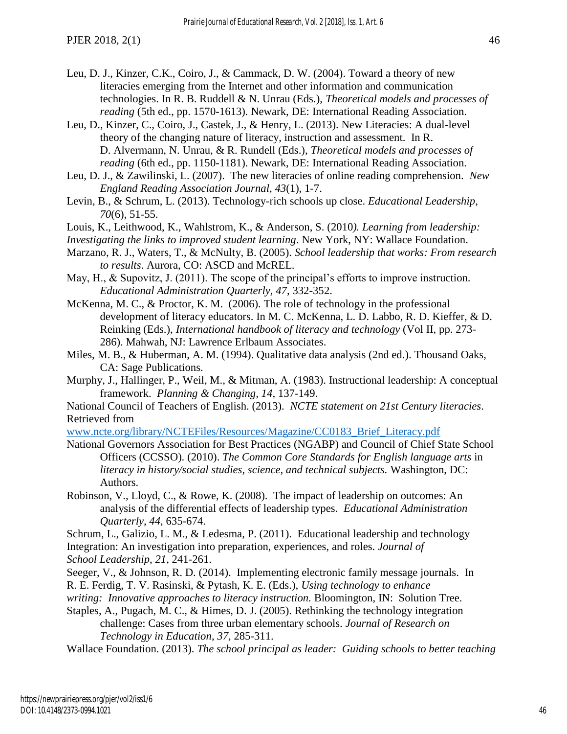Leu, D. J., Kinzer, C.K., Coiro, J., & Cammack, D. W. (2004). Toward a theory of new literacies emerging from the Internet and other information and communication technologies. In R. B. Ruddell & N. Unrau (Eds.), *Theoretical models and processes of reading* (5th ed., pp. 1570-1613). Newark, DE: International Reading Association.

Leu, D., Kinzer, C., Coiro, J., Castek, J., & Henry, L. (2013). New Literacies: A dual-level theory of the changing nature of literacy, instruction and assessment. In R. D. Alvermann, N. Unrau, & R. Rundell (Eds.), *Theoretical models and processes of reading* (6th ed., pp. 1150-1181). Newark, DE: International Reading Association.

Leu, D. J., & Zawilinski, L. (2007). The new literacies of online reading comprehension. *New England Reading Association Journal*, *43*(1), 1-7.

Levin, B., & Schrum, L. (2013). Technology-rich schools up close. *Educational Leadership*, *70*(6), 51-55.

Louis, K., Leithwood, K., Wahlstrom, K., & Anderson, S. (2010*). Learning from leadership: Investigating the links to improved student learning*. New York, NY: Wallace Foundation.

Marzano, R. J., Waters, T., & McNulty, B. (2005). *School leadership that works: From research to results*. Aurora, CO: ASCD and McREL.

May, H., & Supovitz, J. (2011). The scope of the principal's efforts to improve instruction. *Educational Administration Quarterly, 47*, 332-352.

McKenna, M. C., & Proctor, K. M. (2006). The role of technology in the professional development of literacy educators. In M. C. McKenna, L. D. Labbo, R. D. Kieffer, & D. Reinking (Eds.), *International handbook of literacy and technology* (Vol II, pp. 273-286). Mahwah, NJ: Lawrence Erlbaum Associates.

Miles, M. B., & Huberman, A. M. (1994). Qualitative data analysis (2nd ed.). Thousand Oaks, CA: Sage Publications.

Murphy, J., Hallinger, P., Weil, M., & Mitman, A. (1983). Instructional leadership: A conceptual framework. *Planning & Changing, 14*, 137-149.

National Council of Teachers of English. (2013). *NCTE statement on 21st Century literacies*. Retrieved from www.ncte.org/library/NCTEFiles/Resources/Magazine/CC0183_Brief_Literacy.pdf

National Governors Association for Best Practices (NGABP) and Council of Chief State School Officers (CCSSO). (2010). *The Common Core Standards for English language arts* in *literacy in history/social studies, science, and technical subjects.* Washington, DC: Authors.

Robinson, V., Lloyd, C., & Rowe, K. (2008). The impact of leadership on outcomes: An analysis of the differential effects of leadership types. *Educational Administration Quarterly, 44*, 635-674.

Schrum, L., Galizio, L. M., & Ledesma, P. (2011). Educational leadership and technology Integration: An investigation into preparation, experiences, and roles. *Journal of School Leadership, 21*, 241-261.

Seeger, V., & Johnson, R. D. (2014). Implementing electronic family message journals. In R. E. Ferdig, T. V. Rasinski, & Pytash, K. E. (Eds.), *Using technology to enhance writing: Innovative approaches to literacy instruction.* Bloomington, IN: Solution Tree.

Staples, A., Pugach, M. C., & Himes, D. J. (2005). Rethinking the technology integration challenge: Cases from three urban elementary schools. *Journal of Research on Technology in Education, 37*, 285-311.

Wallace Foundation. (2013). *The school principal as leader: Guiding schools to better teaching*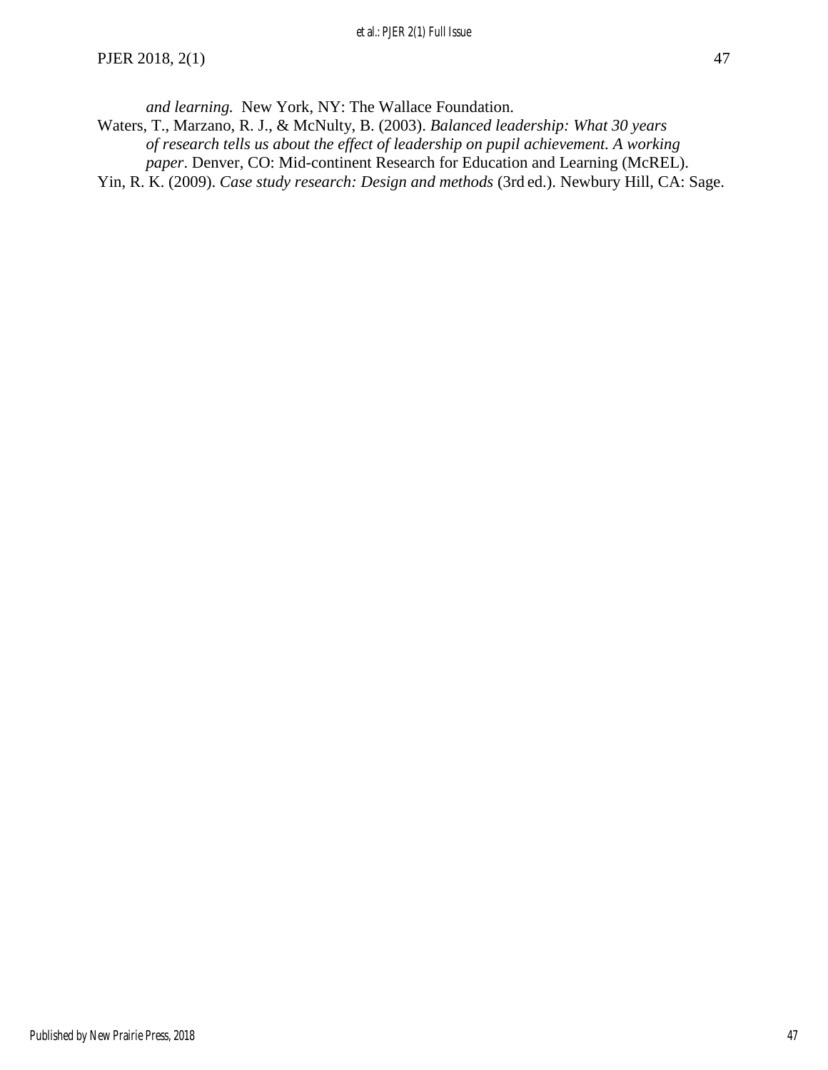*and learning.* New York, NY: The Wallace Foundation.

Waters, T., Marzano, R. J., & McNulty, B. (2003). *Balanced leadership: What 30 years of research tells us about the effect of leadership on pupil achievement. A working paper*. Denver, CO: Mid-continent Research for Education and Learning (McREL).

Yin, R. K. (2009). *Case study research: Design and methods* (3rd ed.). Newbury Hill, CA: Sage.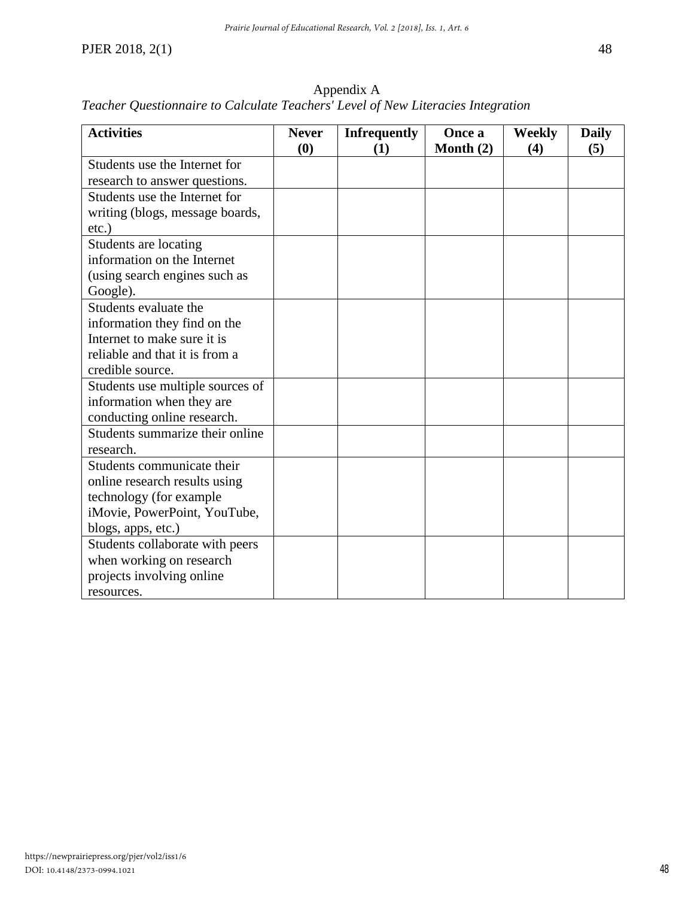Appendix A

*Teacher Questionnaire to Calculate Teachers' Level of New Literacies Integration*

| **Activities** | **Never (0)** | **Infrequently (1)** | **Once a Month (2)** | **Weekly (4)** | **Daily (5)** |
|---|---|---|---|---|---|
| Students use the Internet for research to answer questions. | | | | | |
| Students use the Internet for writing (blogs, message boards, etc.) | | | | | |
| Students are locating information on the Internet (using search engines such as Google). | | | | | |
| Students evaluate the information they find on the Internet to make sure it is reliable and that it is from a credible source. | | | | | |
| Students use multiple sources of information when they are conducting online research. | | | | | |
| Students summarize their online research. | | | | | |
| Students communicate their online research results using technology (for example iMovie, PowerPoint, YouTube, blogs, apps, etc.) | | | | | |
| Students collaborate with peers when working on research projects involving online resources. | | | | | |